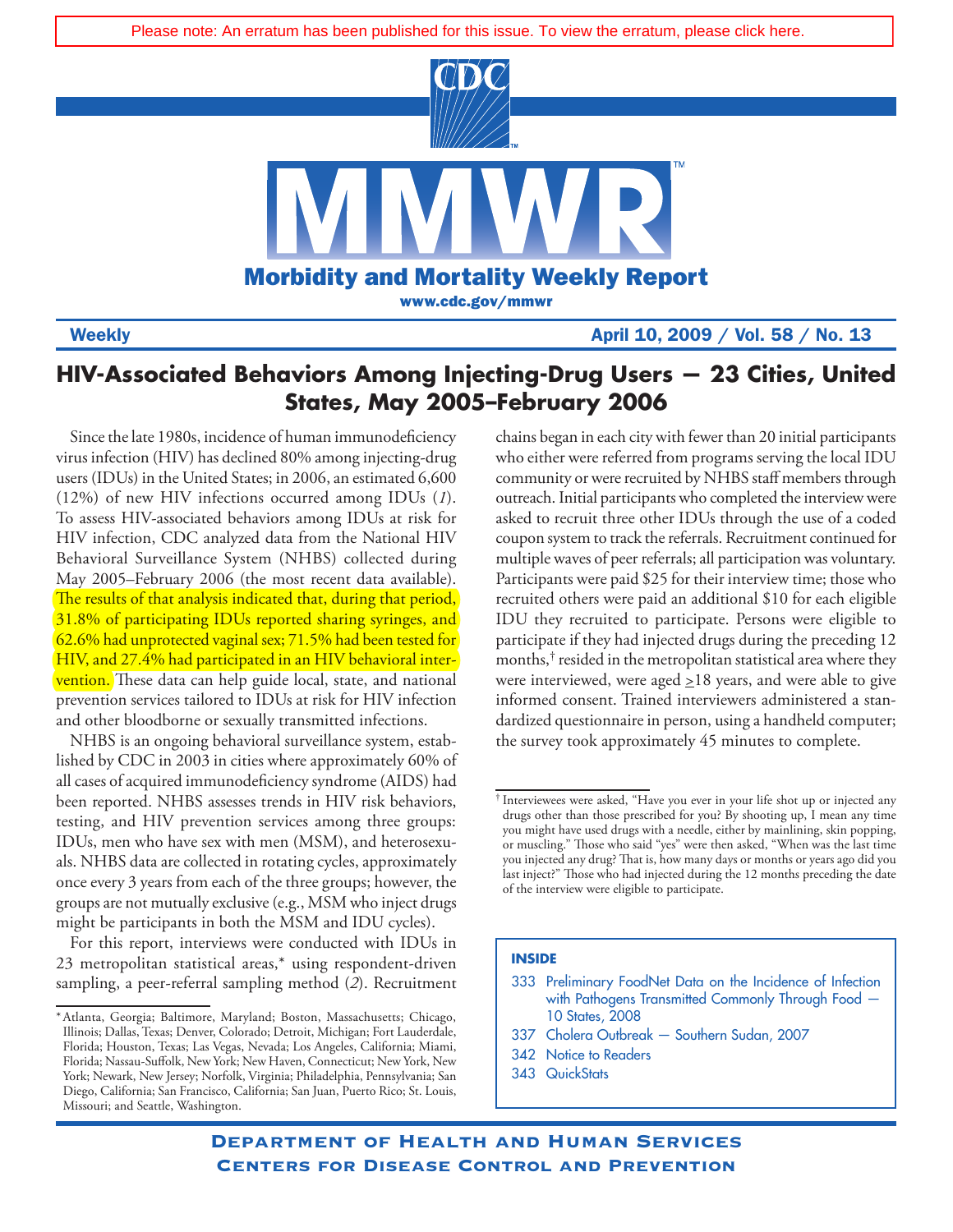Please note: An erratum has been published for this issue. To view the erratum, please click here.

# MMWR

**Morbidity and Mortality Weekly Report**

www.cdc.gov/mmwr

**Weekly** **April 10, 2009 / Vol. 58 / No. 13**

## HIV-Associated Behaviors Among Injecting-Drug Users — 23 Cities, United States, May 2005–February 2006

Since the late 1980s, incidence of human immunodeficiency virus infection (HIV) has declined 80% among injecting-drug users (IDUs) in the United States; in 2006, an estimated 6,600 (12%) of new HIV infections occurred among IDUs (*1*). To assess HIV-associated behaviors among IDUs at risk for HIV infection, CDC analyzed data from the National HIV Behavioral Surveillance System (NHBS) collected during May 2005–February 2006 (the most recent data available). The results of that analysis indicated that, during that period, 31.8% of participating IDUs reported sharing syringes, and 62.6% had unprotected vaginal sex; 71.5% had been tested for HIV, and 27.4% had participated in an HIV behavioral intervention. These data can help guide local, state, and national prevention services tailored to IDUs at risk for HIV infection and other bloodborne or sexually transmitted infections.

NHBS is an ongoing behavioral surveillance system, established by CDC in 2003 in cities where approximately 60% of all cases of acquired immunodeficiency syndrome (AIDS) had been reported. NHBS assesses trends in HIV risk behaviors, testing, and HIV prevention services among three groups: IDUs, men who have sex with men (MSM), and heterosexuals. NHBS data are collected in rotating cycles, approximately once every 3 years from each of the three groups; however, the groups are not mutually exclusive (e.g., MSM who inject drugs might be participants in both the MSM and IDU cycles).

For this report, interviews were conducted with IDUs in 23 metropolitan statistical areas,* using respondent-driven sampling, a peer-referral sampling method (*2*). Recruitment chains began in each city with fewer than 20 initial participants who either were referred from programs serving the local IDU community or were recruited by NHBS staff members through outreach. Initial participants who completed the interview were asked to recruit three other IDUs through the use of a coded coupon system to track the referrals. Recruitment continued for multiple waves of peer referrals; all participation was voluntary. Participants were paid $25 for their interview time; those who recruited others were paid an additional $10 for each eligible IDU they recruited to participate. Persons were eligible to participate if they had injected drugs during the preceding 12 months,† resided in the metropolitan statistical area where they were interviewed, were aged ≥18 years, and were able to give informed consent. Trained interviewers administered a standardized questionnaire in person, using a handheld computer; the survey took approximately 45 minutes to complete.

\* Atlanta, Georgia; Baltimore, Maryland; Boston, Massachusetts; Chicago, Illinois; Dallas, Texas; Denver, Colorado; Detroit, Michigan; Fort Lauderdale, Florida; Houston, Texas; Las Vegas, Nevada; Los Angeles, California; Miami, Florida; Nassau-Suffolk, New York; New Haven, Connecticut; New York, New York; Newark, New Jersey; Norfolk, Virginia; Philadelphia, Pennsylvania; San Diego, California; San Francisco, California; San Juan, Puerto Rico; St. Louis, Missouri; and Seattle, Washington.

† Interviewees were asked, "Have you ever in your life shot up or injected any drugs other than those prescribed for you? By shooting up, I mean any time you might have used drugs with a needle, either by mainlining, skin popping, or muscling." Those who said "yes" were then asked, "When was the last time you injected any drug? That is, how many days or months or years ago did you last inject?" Those who had injected during the 12 months preceding the date of the interview were eligible to participate.

**INSIDE**

- 333 Preliminary FoodNet Data on the Incidence of Infection with Pathogens Transmitted Commonly Through Food — 10 States, 2008
- 337 Cholera Outbreak — Southern Sudan, 2007
- 342 Notice to Readers
- 343 QuickStats

**Department of Health and Human Services**
**Centers for Disease Control and Prevention**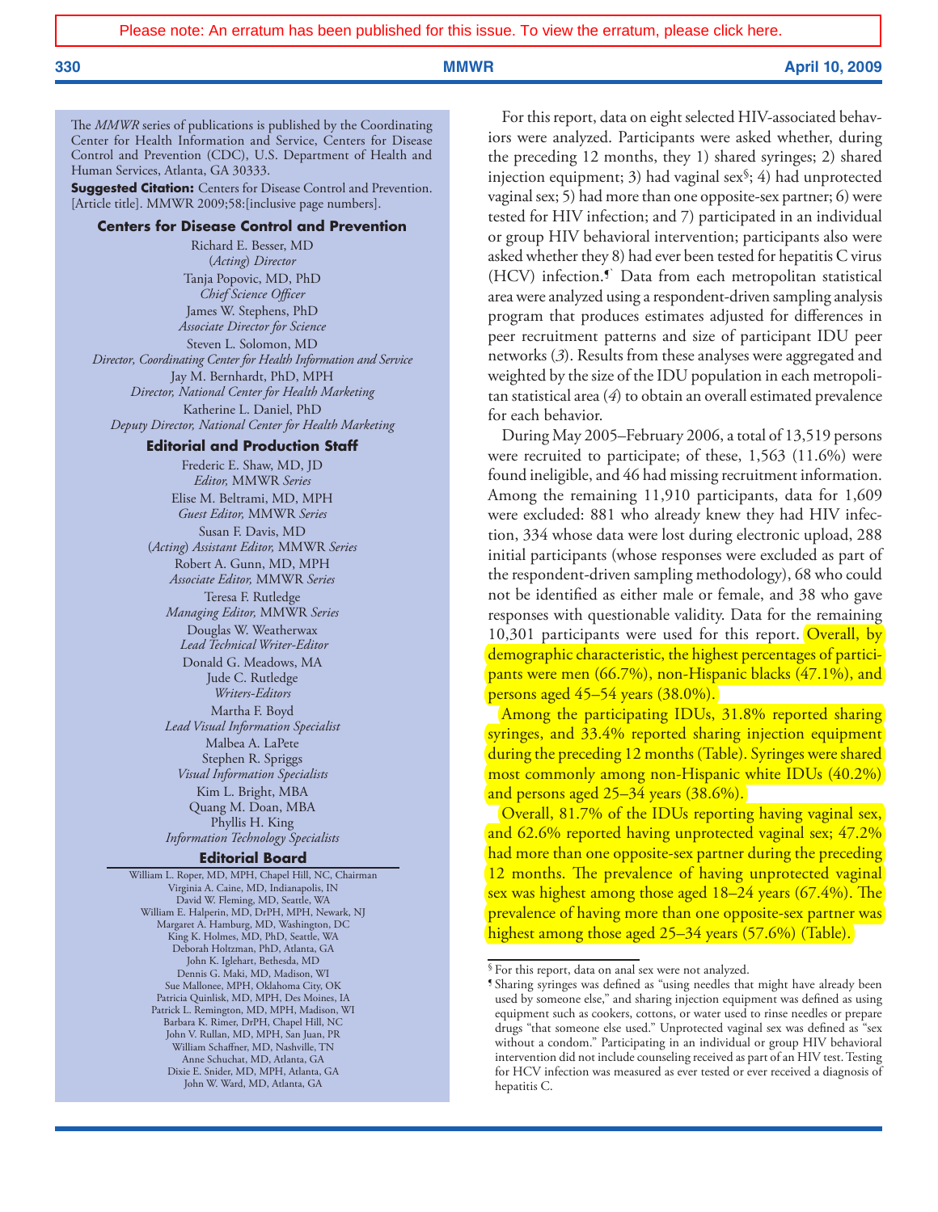Please note: An erratum has been published for this issue. To view the erratum, please click here.

The *MMWR* series of publications is published by the Coordinating Center for Health Information and Service, Centers for Disease Control and Prevention (CDC), U.S. Department of Health and Human Services, Atlanta, GA 30333.

**Suggested Citation:** Centers for Disease Control and Prevention. [Article title]. MMWR 2009;58:[inclusive page numbers].

**Centers for Disease Control and Prevention**

Richard E. Besser, MD
(*Acting*) *Director*
Tanja Popovic, MD, PhD
*Chief Science Officer*
James W. Stephens, PhD
*Associate Director for Science*
Steven L. Solomon, MD
*Director, Coordinating Center for Health Information and Service*
Jay M. Bernhardt, PhD, MPH
*Director, National Center for Health Marketing*
Katherine L. Daniel, PhD
*Deputy Director, National Center for Health Marketing*

**Editorial and Production Staff**

Frederic E. Shaw, MD, JD
*Editor,* MMWR *Series*
Elise M. Beltrami, MD, MPH
*Guest Editor,* MMWR *Series*
Susan F. Davis, MD
(*Acting*) *Assistant Editor,* MMWR *Series*
Robert A. Gunn, MD, MPH
*Associate Editor,* MMWR *Series*
Teresa F. Rutledge
*Managing Editor,* MMWR *Series*
Douglas W. Weatherwax
*Lead Technical Writer-Editor*
Donald G. Meadows, MA
Jude C. Rutledge
*Writers-Editors*
Martha F. Boyd
*Lead Visual Information Specialist*
Malbea A. LaPete
Stephen R. Spriggs
*Visual Information Specialists*
Kim L. Bright, MBA
Quang M. Doan, MBA
Phyllis H. King
*Information Technology Specialists*

**Editorial Board**

William L. Roper, MD, MPH, Chapel Hill, NC, Chairman
Virginia A. Caine, MD, Indianapolis, IN
David W. Fleming, MD, Seattle, WA
William E. Halperin, MD, DrPH, MPH, Newark, NJ
Margaret A. Hamburg, MD, Washington, DC
King K. Holmes, MD, PhD, Seattle, WA
Deborah Holtzman, PhD, Atlanta, GA
John K. Iglehart, Bethesda, MD
Dennis G. Maki, MD, Madison, WI
Sue Mallonee, MPH, Oklahoma City, OK
Patricia Quinlisk, MD, MPH, Des Moines, IA
Patrick L. Remington, MD, MPH, Madison, WI
Barbara K. Rimer, DrPH, Chapel Hill, NC
John V. Rullan, MD, MPH, San Juan, PR
William Schaffner, MD, Nashville, TN
Anne Schuchat, MD, Atlanta, GA
Dixie E. Snider, MD, MPH, Atlanta, GA
John W. Ward, MD, Atlanta, GA

For this report, data on eight selected HIV-associated behaviors were analyzed. Participants were asked whether, during the preceding 12 months, they 1) shared syringes; 2) shared injection equipment; 3) had vaginal sex[§]; 4) had unprotected vaginal sex; 5) had more than one opposite-sex partner; 6) were tested for HIV infection; and 7) participated in an individual or group HIV behavioral intervention; participants also were asked whether they 8) had ever been tested for hepatitis C virus (HCV) infection.[¶] Data from each metropolitan statistical area were analyzed using a respondent-driven sampling analysis program that produces estimates adjusted for differences in peer recruitment patterns and size of participant IDU peer networks (*3*). Results from these analyses were aggregated and weighted by the size of the IDU population in each metropolitan statistical area (*4*) to obtain an overall estimated prevalence for each behavior.

During May 2005–February 2006, a total of 13,519 persons were recruited to participate; of these, 1,563 (11.6%) were found ineligible, and 46 had missing recruitment information. Among the remaining 11,910 participants, data for 1,609 were excluded: 881 who already knew they had HIV infection, 334 whose data were lost during electronic upload, 288 initial participants (whose responses were excluded as part of the respondent-driven sampling methodology), 68 who could not be identified as either male or female, and 38 who gave responses with questionable validity. Data for the remaining 10,301 participants were used for this report. Overall, by demographic characteristic, the highest percentages of participants were men (66.7%), non-Hispanic blacks (47.1%), and persons aged 45–54 years (38.0%).

Among the participating IDUs, 31.8% reported sharing syringes, and 33.4% reported sharing injection equipment during the preceding 12 months (Table). Syringes were shared most commonly among non-Hispanic white IDUs (40.2%) and persons aged 25–34 years (38.6%).

Overall, 81.7% of the IDUs reporting having vaginal sex, and 62.6% reported having unprotected vaginal sex; 47.2% had more than one opposite-sex partner during the preceding 12 months. The prevalence of having unprotected vaginal sex was highest among those aged 18–24 years (67.4%). The prevalence of having more than one opposite-sex partner was highest among those aged 25–34 years (57.6%) (Table).

[§] For this report, data on anal sex were not analyzed.

[¶] Sharing syringes was defined as "using needles that might have already been used by someone else," and sharing injection equipment was defined as using equipment such as cookers, cottons, or water used to rinse needles or prepare drugs "that someone else used." Unprotected vaginal sex was defined as "sex without a condom." Participating in an individual or group HIV behavioral intervention did not include counseling received as part of an HIV test. Testing for HCV infection was measured as ever tested or ever received a diagnosis of hepatitis C.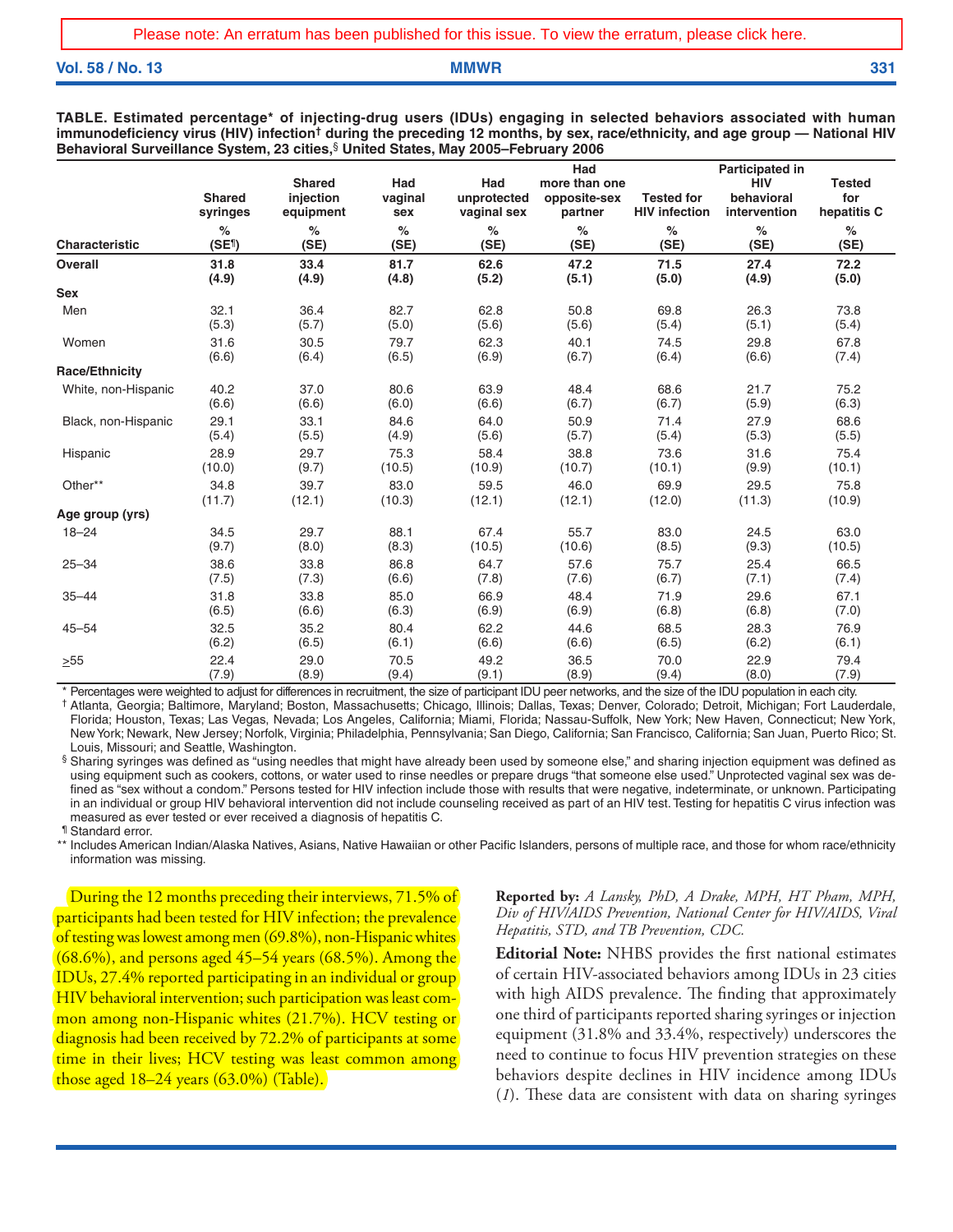Please note: An erratum has been published for this issue. To view the erratum, please click here.

**TABLE. Estimated percentage* of injecting-drug users (IDUs) engaging in selected behaviors associated with human immunodeficiency virus (HIV) infection† during the preceding 12 months, by sex, race/ethnicity, and age group — National HIV Behavioral Surveillance System, 23 cities,§ United States, May 2005–February 2006**

| Characteristic | Shared syringes % (SE¶) | Shared injection equipment % (SE) | Had vaginal sex % (SE) | Had unprotected vaginal sex % (SE) | Had more than one opposite-sex partner % (SE) | Tested for HIV infection % (SE) | Participated in HIV behavioral intervention % (SE) | Tested for hepatitis C % (SE) |
|---|---|---|---|---|---|---|---|---|
| **Overall** | **31.8 (4.9)** | **33.4 (4.9)** | **81.7 (4.8)** | **62.6 (5.2)** | **47.2 (5.1)** | **71.5 (5.0)** | **27.4 (4.9)** | **72.2 (5.0)** |
| **Sex** | | | | | | | | |
| Men | 32.1 (5.3) | 36.4 (5.7) | 82.7 (5.0) | 62.8 (5.6) | 50.8 (5.6) | 69.8 (5.4) | 26.3 (5.1) | 73.8 (5.4) |
| Women | 31.6 (6.6) | 30.5 (6.4) | 79.7 (6.5) | 62.3 (6.9) | 40.1 (6.7) | 74.5 (6.4) | 29.8 (6.6) | 67.8 (7.4) |
| **Race/Ethnicity** | | | | | | | | |
| White, non-Hispanic | 40.2 (6.6) | 37.0 (6.6) | 80.6 (6.0) | 63.9 (6.6) | 48.4 (6.7) | 68.6 (6.7) | 21.7 (5.9) | 75.2 (6.3) |
| Black, non-Hispanic | 29.1 (5.4) | 33.1 (5.5) | 84.6 (4.9) | 64.0 (5.6) | 50.9 (5.7) | 71.4 (5.4) | 27.9 (5.3) | 68.6 (5.5) |
| Hispanic | 28.9 (10.0) | 29.7 (9.7) | 75.3 (10.5) | 58.4 (10.9) | 38.8 (10.7) | 73.6 (10.1) | 31.6 (9.9) | 75.4 (10.1) |
| Other** | 34.8 (11.7) | 39.7 (12.1) | 83.0 (10.3) | 59.5 (12.1) | 46.0 (12.1) | 69.9 (12.0) | 29.5 (11.3) | 75.8 (10.9) |
| **Age group (yrs)** | | | | | | | | |
| 18–24 | 34.5 (9.7) | 29.7 (8.0) | 88.1 (8.3) | 67.4 (10.5) | 55.7 (10.6) | 83.0 (8.5) | 24.5 (9.3) | 63.0 (10.5) |
| 25–34 | 38.6 (7.5) | 33.8 (7.3) | 86.8 (6.6) | 64.7 (7.8) | 57.6 (7.6) | 75.7 (6.7) | 25.4 (7.1) | 66.5 (7.4) |
| 35–44 | 31.8 (6.5) | 33.8 (6.6) | 85.0 (6.3) | 66.9 (6.9) | 48.4 (6.9) | 71.9 (6.8) | 29.6 (6.8) | 67.1 (7.0) |
| 45–54 | 32.5 (6.2) | 35.2 (6.5) | 80.4 (6.1) | 62.2 (6.6) | 44.6 (6.6) | 68.5 (6.5) | 28.3 (6.2) | 76.9 (6.1) |
| ≥55 | 22.4 (7.9) | 29.0 (8.9) | 70.5 (9.4) | 49.2 (9.1) | 36.5 (8.9) | 70.0 (9.4) | 22.9 (8.0) | 79.4 (7.9) |

\* Percentages were weighted to adjust for differences in recruitment, the size of participant IDU peer networks, and the size of the IDU population in each city.

† Atlanta, Georgia; Baltimore, Maryland; Boston, Massachusetts; Chicago, Illinois; Dallas, Texas; Denver, Colorado; Detroit, Michigan; Fort Lauderdale, Florida; Houston, Texas; Las Vegas, Nevada; Los Angeles, California; Miami, Florida; Nassau-Suffolk, New York; New Haven, Connecticut; New York, New York; Newark, New Jersey; Norfolk, Virginia; Philadelphia, Pennsylvania; San Diego, California; San Francisco, California; San Juan, Puerto Rico; St. Louis, Missouri; and Seattle, Washington.

§ Sharing syringes was defined as "using needles that might have already been used by someone else," and sharing injection equipment was defined as using equipment such as cookers, cottons, or water used to rinse needles or prepare drugs "that someone else used." Unprotected vaginal sex was defined as "sex without a condom." Persons tested for HIV infection include those with results that were negative, indeterminate, or unknown. Participating in an individual or group HIV behavioral intervention did not include counseling received as part of an HIV test. Testing for hepatitis C virus infection was measured as ever tested or ever received a diagnosis of hepatitis C.

¶ Standard error.

\*\* Includes American Indian/Alaska Natives, Asians, Native Hawaiian or other Pacific Islanders, persons of multiple race, and those for whom race/ethnicity information was missing.

During the 12 months preceding their interviews, 71.5% of participants had been tested for HIV infection; the prevalence of testing was lowest among men (69.8%), non-Hispanic whites (68.6%), and persons aged 45–54 years (68.5%). Among the IDUs, 27.4% reported participating in an individual or group HIV behavioral intervention; such participation was least common among non-Hispanic whites (21.7%). HCV testing or diagnosis had been received by 72.2% of participants at some time in their lives; HCV testing was least common among those aged 18–24 years (63.0%) (Table).

**Reported by:** *A Lansky, PhD, A Drake, MPH, HT Pham, MPH, Div of HIV/AIDS Prevention, National Center for HIV/AIDS, Viral Hepatitis, STD, and TB Prevention, CDC.*

**Editorial Note:** NHBS provides the first national estimates of certain HIV-associated behaviors among IDUs in 23 cities with high AIDS prevalence. The finding that approximately one third of participants reported sharing syringes or injection equipment (31.8% and 33.4%, respectively) underscores the need to continue to focus HIV prevention strategies on these behaviors despite declines in HIV incidence among IDUs (*1*). These data are consistent with data on sharing syringes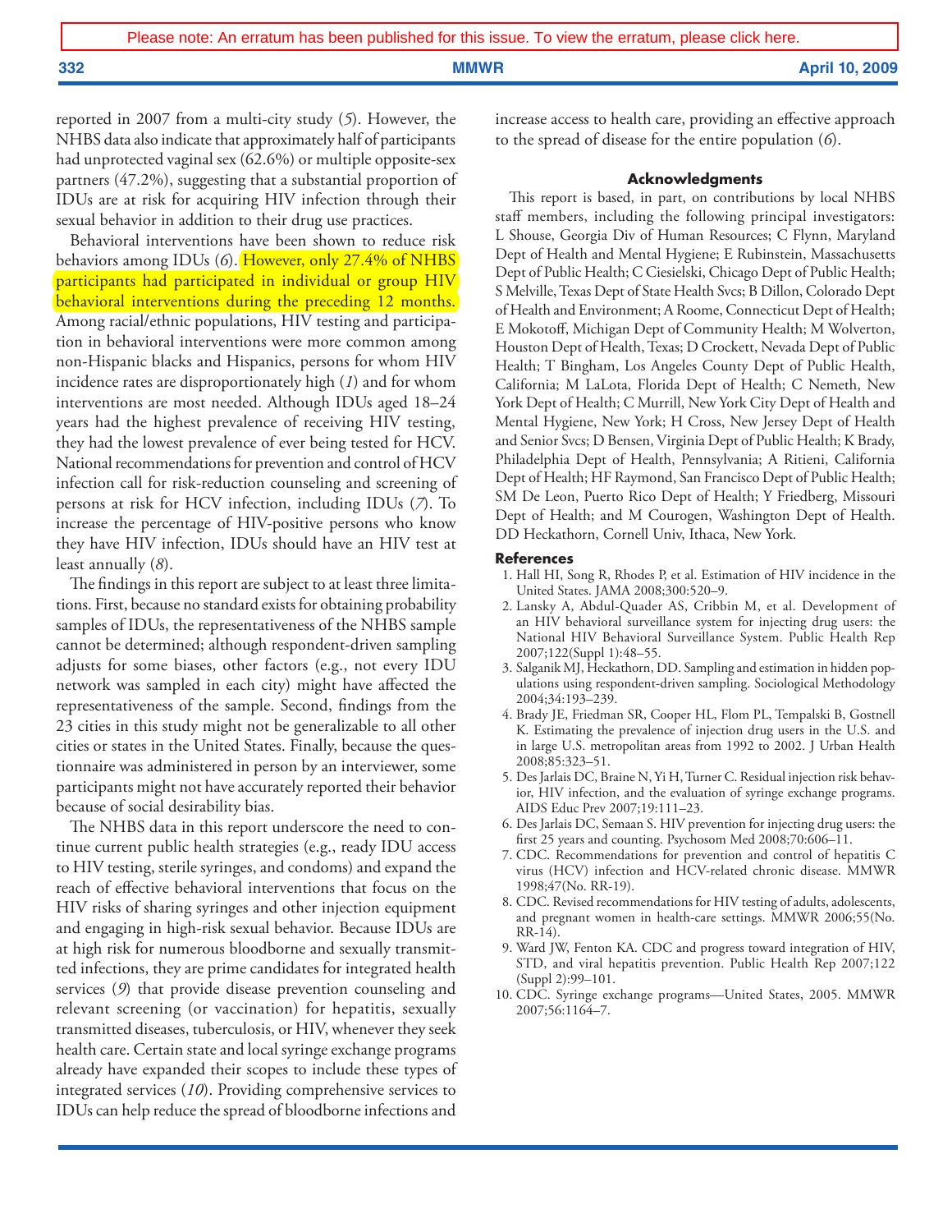reported in 2007 from a multi-city study (*5*). However, the NHBS data also indicate that approximately half of participants had unprotected vaginal sex (62.6%) or multiple opposite-sex partners (47.2%), suggesting that a substantial proportion of IDUs are at risk for acquiring HIV infection through their sexual behavior in addition to their drug use practices.

Behavioral interventions have been shown to reduce risk behaviors among IDUs (*6*). However, only 27.4% of NHBS participants had participated in individual or group HIV behavioral interventions during the preceding 12 months. Among racial/ethnic populations, HIV testing and participation in behavioral interventions were more common among non-Hispanic blacks and Hispanics, persons for whom HIV incidence rates are disproportionately high (*1*) and for whom interventions are most needed. Although IDUs aged 18–24 years had the highest prevalence of receiving HIV testing, they had the lowest prevalence of ever being tested for HCV. National recommendations for prevention and control of HCV infection call for risk-reduction counseling and screening of persons at risk for HCV infection, including IDUs (*7*). To increase the percentage of HIV-positive persons who know they have HIV infection, IDUs should have an HIV test at least annually (*8*).

The findings in this report are subject to at least three limitations. First, because no standard exists for obtaining probability samples of IDUs, the representativeness of the NHBS sample cannot be determined; although respondent-driven sampling adjusts for some biases, other factors (e.g., not every IDU network was sampled in each city) might have affected the representativeness of the sample. Second, findings from the 23 cities in this study might not be generalizable to all other cities or states in the United States. Finally, because the questionnaire was administered in person by an interviewer, some participants might not have accurately reported their behavior because of social desirability bias.

The NHBS data in this report underscore the need to continue current public health strategies (e.g., ready IDU access to HIV testing, sterile syringes, and condoms) and expand the reach of effective behavioral interventions that focus on the HIV risks of sharing syringes and other injection equipment and engaging in high-risk sexual behavior. Because IDUs are at high risk for numerous bloodborne and sexually transmitted infections, they are prime candidates for integrated health services (*9*) that provide disease prevention counseling and relevant screening (or vaccination) for hepatitis, sexually transmitted diseases, tuberculosis, or HIV, whenever they seek health care. Certain state and local syringe exchange programs already have expanded their scopes to include these types of integrated services (*10*). Providing comprehensive services to IDUs can help reduce the spread of bloodborne infections and increase access to health care, providing an effective approach to the spread of disease for the entire population (*6*).

#### Acknowledgments

This report is based, in part, on contributions by local NHBS staff members, including the following principal investigators: L Shouse, Georgia Div of Human Resources; C Flynn, Maryland Dept of Health and Mental Hygiene; E Rubinstein, Massachusetts Dept of Public Health; C Ciesielski, Chicago Dept of Public Health; S Melville, Texas Dept of State Health Svcs; B Dillon, Colorado Dept of Health and Environment; A Roome, Connecticut Dept of Health; E Mokotoff, Michigan Dept of Community Health; M Wolverton, Houston Dept of Health, Texas; D Crockett, Nevada Dept of Public Health; T Bingham, Los Angeles County Dept of Public Health, California; M LaLota, Florida Dept of Health; C Nemeth, New York Dept of Health; C Murrill, New York City Dept of Health and Mental Hygiene, New York; H Cross, New Jersey Dept of Health and Senior Svcs; D Bensen, Virginia Dept of Public Health; K Brady, Philadelphia Dept of Health, Pennsylvania; A Ritieni, California Dept of Health; HF Raymond, San Francisco Dept of Public Health; SM De Leon, Puerto Rico Dept of Health; Y Friedberg, Missouri Dept of Health; and M Courogen, Washington Dept of Health. DD Heckathorn, Cornell Univ, Ithaca, New York.

#### References

1. Hall HI, Song R, Rhodes P, et al. Estimation of HIV incidence in the United States. JAMA 2008;300:520–9.
2. Lansky A, Abdul-Quader AS, Cribbin M, et al. Development of an HIV behavioral surveillance system for injecting drug users: the National HIV Behavioral Surveillance System. Public Health Rep 2007;122(Suppl 1):48–55.
3. Salganik MJ, Heckathorn, DD. Sampling and estimation in hidden populations using respondent-driven sampling. Sociological Methodology 2004;34:193–239.
4. Brady JE, Friedman SR, Cooper HL, Flom PL, Tempalski B, Gostnell K. Estimating the prevalence of injection drug users in the U.S. and in large U.S. metropolitan areas from 1992 to 2002. J Urban Health 2008;85:323–51.
5. Des Jarlais DC, Braine N, Yi H, Turner C. Residual injection risk behavior, HIV infection, and the evaluation of syringe exchange programs. AIDS Educ Prev 2007;19:111–23.
6. Des Jarlais DC, Semaan S. HIV prevention for injecting drug users: the first 25 years and counting. Psychosom Med 2008;70:606–11.
7. CDC. Recommendations for prevention and control of hepatitis C virus (HCV) infection and HCV-related chronic disease. MMWR 1998;47(No. RR-19).
8. CDC. Revised recommendations for HIV testing of adults, adolescents, and pregnant women in health-care settings. MMWR 2006;55(No. RR-14).
9. Ward JW, Fenton KA. CDC and progress toward integration of HIV, STD, and viral hepatitis prevention. Public Health Rep 2007;122 (Suppl 2):99–101.
10. CDC. Syringe exchange programs—United States, 2005. MMWR 2007;56:1164–7.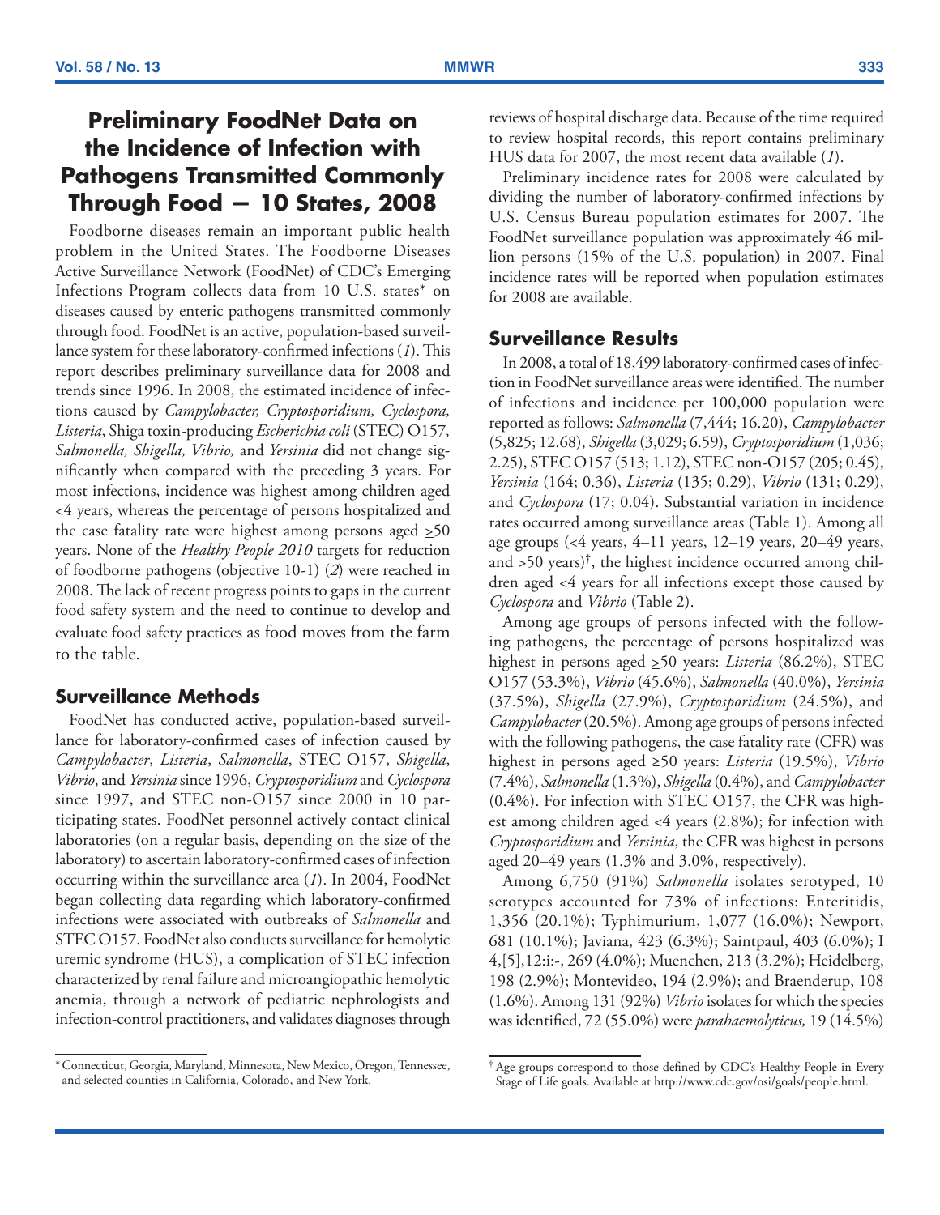# Preliminary FoodNet Data on the Incidence of Infection with Pathogens Transmitted Commonly Through Food — 10 States, 2008

Foodborne diseases remain an important public health problem in the United States. The Foodborne Diseases Active Surveillance Network (FoodNet) of CDC's Emerging Infections Program collects data from 10 U.S. states* on diseases caused by enteric pathogens transmitted commonly through food. FoodNet is an active, population-based surveillance system for these laboratory-confirmed infections (*1*). This report describes preliminary surveillance data for 2008 and trends since 1996. In 2008, the estimated incidence of infections caused by *Campylobacter, Cryptosporidium, Cyclospora, Listeria*, Shiga toxin-producing *Escherichia coli* (STEC) O157*, Salmonella, Shigella, Vibrio,* and *Yersinia* did not change significantly when compared with the preceding 3 years. For most infections, incidence was highest among children aged <4 years, whereas the percentage of persons hospitalized and the case fatality rate were highest among persons aged ≥50 years. None of the *Healthy People 2010* targets for reduction of foodborne pathogens (objective 10-1) (*2*) were reached in 2008. The lack of recent progress points to gaps in the current food safety system and the need to continue to develop and evaluate food safety practices as food moves from the farm to the table.

## Surveillance Methods

FoodNet has conducted active, population-based surveillance for laboratory-confirmed cases of infection caused by *Campylobacter*, *Listeria*, *Salmonella*, STEC O157, *Shigella*, *Vibrio*, and *Yersinia* since 1996, *Cryptosporidium* and *Cyclospora* since 1997, and STEC non-O157 since 2000 in 10 participating states. FoodNet personnel actively contact clinical laboratories (on a regular basis, depending on the size of the laboratory) to ascertain laboratory-confirmed cases of infection occurring within the surveillance area (*1*). In 2004, FoodNet began collecting data regarding which laboratory-confirmed infections were associated with outbreaks of *Salmonella* and STEC O157. FoodNet also conducts surveillance for hemolytic uremic syndrome (HUS), a complication of STEC infection characterized by renal failure and microangiopathic hemolytic anemia, through a network of pediatric nephrologists and infection-control practitioners, and validates diagnoses through reviews of hospital discharge data. Because of the time required to review hospital records, this report contains preliminary HUS data for 2007, the most recent data available (*1*).

Preliminary incidence rates for 2008 were calculated by dividing the number of laboratory-confirmed infections by U.S. Census Bureau population estimates for 2007. The FoodNet surveillance population was approximately 46 million persons (15% of the U.S. population) in 2007. Final incidence rates will be reported when population estimates for 2008 are available.

## Surveillance Results

In 2008, a total of 18,499 laboratory-confirmed cases of infection in FoodNet surveillance areas were identified. The number of infections and incidence per 100,000 population were reported as follows: *Salmonella* (7,444; 16.20), *Campylobacter* (5,825; 12.68), *Shigella* (3,029; 6.59), *Cryptosporidium* (1,036; 2.25), STEC O157 (513; 1.12), STEC non-O157 (205; 0.45), *Yersinia* (164; 0.36), *Listeria* (135; 0.29), *Vibrio* (131; 0.29), and *Cyclospora* (17; 0.04). Substantial variation in incidence rates occurred among surveillance areas (Table 1). Among all age groups (<4 years, 4–11 years, 12–19 years, 20–49 years, and ≥50 years)†, the highest incidence occurred among children aged <4 years for all infections except those caused by *Cyclospora* and *Vibrio* (Table 2).

Among age groups of persons infected with the following pathogens, the percentage of persons hospitalized was highest in persons aged ≥50 years: *Listeria* (86.2%), STEC O157 (53.3%), *Vibrio* (45.6%), *Salmonella* (40.0%), *Yersinia* (37.5%), *Shigella* (27.9%), *Cryptosporidium* (24.5%), and *Campylobacter* (20.5%). Among age groups of persons infected with the following pathogens, the case fatality rate (CFR) was highest in persons aged ≥50 years: *Listeria* (19.5%), *Vibrio* (7.4%), *Salmonella* (1.3%), *Shigella* (0.4%), and *Campylobacter* (0.4%). For infection with STEC O157, the CFR was highest among children aged <4 years (2.8%); for infection with *Cryptosporidium* and *Yersinia*, the CFR was highest in persons aged 20–49 years (1.3% and 3.0%, respectively).

Among 6,750 (91%) *Salmonella* isolates serotyped, 10 serotypes accounted for 73% of infections: Enteritidis, 1,356 (20.1%); Typhimurium, 1,077 (16.0%); Newport, 681 (10.1%); Javiana, 423 (6.3%); Saintpaul, 403 (6.0%); I 4,[5],12:i:-, 269 (4.0%); Muenchen, 213 (3.2%); Heidelberg, 198 (2.9%); Montevideo, 194 (2.9%); and Braenderup, 108 (1.6%). Among 131 (92%) *Vibrio* isolates for which the species was identified, 72 (55.0%) were *parahaemolyticus,* 19 (14.5%)

---

* Connecticut, Georgia, Maryland, Minnesota, New Mexico, Oregon, Tennessee, and selected counties in California, Colorado, and New York.

† Age groups correspond to those defined by CDC's Healthy People in Every Stage of Life goals. Available at http://www.cdc.gov/osi/goals/people.html.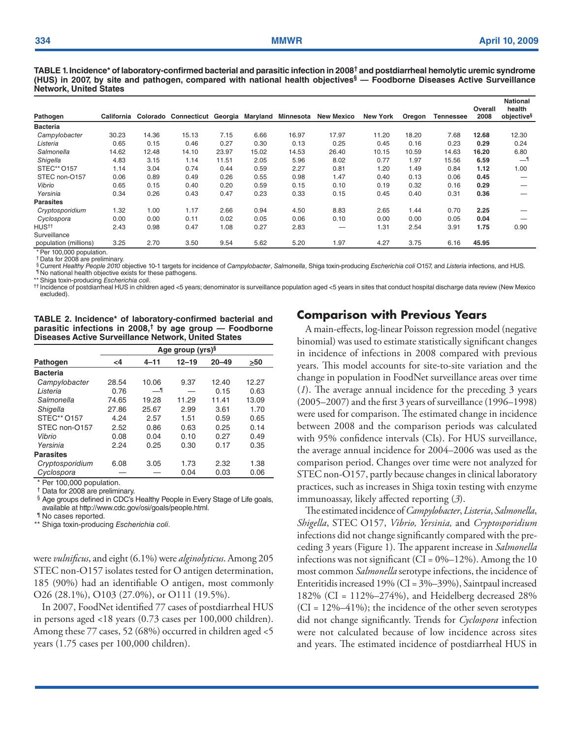**TABLE 1. Incidence* of laboratory-confirmed bacterial and parasitic infection in 2008† and postdiarrheal hemolytic uremic syndrome (HUS) in 2007, by site and pathogen, compared with national health objectives§ — Foodborne Diseases Active Surveillance Network, United States**

| Pathogen | California | Colorado | Connecticut | Georgia | Maryland | Minnesota | New Mexico | New York | Oregon | Tennessee | Overall 2008 | National health objective§ |
|---|---|---|---|---|---|---|---|---|---|---|---|---|
| **Bacteria** | | | | | | | | | | | | |
| *Campylobacter* | 30.23 | 14.36 | 15.13 | 7.15 | 6.66 | 16.97 | 17.97 | 11.20 | 18.20 | 7.68 | **12.68** | 12.30 |
| *Listeria* | 0.65 | 0.15 | 0.46 | 0.27 | 0.30 | 0.13 | 0.25 | 0.45 | 0.16 | 0.23 | **0.29** | 0.24 |
| *Salmonella* | 14.62 | 12.48 | 14.10 | 23.97 | 15.02 | 14.53 | 26.40 | 10.15 | 10.59 | 14.63 | **16.20** | 6.80 |
| *Shigella* | 4.83 | 3.15 | 1.14 | 11.51 | 2.05 | 5.96 | 8.02 | 0.77 | 1.97 | 15.56 | **6.59** | —¶ |
| STEC** O157 | 1.14 | 3.04 | 0.74 | 0.44 | 0.59 | 2.27 | 0.81 | 1.20 | 1.49 | 0.84 | **1.12** | 1.00 |
| STEC non-O157 | 0.06 | 0.89 | 0.49 | 0.26 | 0.55 | 0.98 | 1.47 | 0.40 | 0.13 | 0.06 | **0.45** | — |
| *Vibrio* | 0.65 | 0.15 | 0.40 | 0.20 | 0.59 | 0.15 | 0.10 | 0.19 | 0.32 | 0.16 | **0.29** | — |
| *Yersinia* | 0.34 | 0.26 | 0.43 | 0.47 | 0.23 | 0.33 | 0.15 | 0.45 | 0.40 | 0.31 | **0.36** | — |
| **Parasites** | | | | | | | | | | | | |
| *Cryptosporidium* | 1.32 | 1.00 | 1.17 | 2.66 | 0.94 | 4.50 | 8.83 | 2.65 | 1.44 | 0.70 | **2.25** | — |
| *Cyclospora* | 0.00 | 0.00 | 0.11 | 0.02 | 0.05 | 0.06 | 0.10 | 0.00 | 0.00 | 0.05 | **0.04** | — |
| HUS†† | 2.43 | 0.98 | 0.47 | 1.08 | 0.27 | 2.83 | — | 1.31 | 2.54 | 3.91 | **1.75** | 0.90 |
| Surveillance population (millions) | 3.25 | 2.70 | 3.50 | 9.54 | 5.62 | 5.20 | 1.97 | 4.27 | 3.75 | 6.16 | **45.95** | |

\* Per 100,000 population.
† Data for 2008 are preliminary.
§ Current *Healthy People 2010* objective 10-1 targets for incidence of *Campylobacter*, *Salmonella*, Shiga toxin-producing *Escherichia coli* O157, and *Listeria* infections, and HUS.
¶ No national health objective exists for these pathogens.
** Shiga toxin-producing *Escherichia coli*.
†† Incidence of postdiarrheal HUS in children aged <5 years; denominator is surveillance population aged <5 years in sites that conduct hospital discharge data review (New Mexico excluded).

**TABLE 2. Incidence* of laboratory-confirmed bacterial and parasitic infections in 2008,† by age group — Foodborne Diseases Active Surveillance Network, United States**

| Pathogen | Age group (yrs)§ | | | | |
|---|---|---|---|---|---|
| | <4 | 4–11 | 12–19 | 20–49 | ≥50 |
| **Bacteria** | | | | | |
| *Campylobacter* | 28.54 | 10.06 | 9.37 | 12.40 | 12.27 |
| *Listeria* | 0.76 | —¶ | — | 0.15 | 0.63 |
| *Salmonella* | 74.65 | 19.28 | 11.29 | 11.41 | 13.09 |
| *Shigella* | 27.86 | 25.67 | 2.99 | 3.61 | 1.70 |
| STEC** O157 | 4.24 | 2.57 | 1.51 | 0.59 | 0.65 |
| STEC non-O157 | 2.52 | 0.86 | 0.63 | 0.25 | 0.14 |
| *Vibrio* | 0.08 | 0.04 | 0.10 | 0.27 | 0.49 |
| *Yersinia* | 2.24 | 0.25 | 0.30 | 0.17 | 0.35 |
| **Parasites** | | | | | |
| *Cryptosporidium* | 6.08 | 3.05 | 1.73 | 2.32 | 1.38 |
| *Cyclospora* | — | — | 0.04 | 0.03 | 0.06 |

\* Per 100,000 population.
† Data for 2008 are preliminary.
§ Age groups defined in CDC's Healthy People in Every Stage of Life goals, available at http://www.cdc.gov/osi/goals/people.html.
¶ No cases reported.
** Shiga toxin-producing *Escherichia coli*.

were *vulnificus*, and eight (6.1%) were *alginolyticus*. Among 205 STEC non-O157 isolates tested for O antigen determination, 185 (90%) had an identifiable O antigen, most commonly O26 (28.1%), O103 (27.0%), or O111 (19.5%).

In 2007, FoodNet identified 77 cases of postdiarrheal HUS in persons aged <18 years (0.73 cases per 100,000 children). Among these 77 cases, 52 (68%) occurred in children aged <5 years (1.75 cases per 100,000 children).

## Comparison with Previous Years

A main-effects, log-linear Poisson regression model (negative binomial) was used to estimate statistically significant changes in incidence of infections in 2008 compared with previous years. This model accounts for site-to-site variation and the change in population in FoodNet surveillance areas over time (*1*). The average annual incidence for the preceding 3 years (2005–2007) and the first 3 years of surveillance (1996–1998) were used for comparison. The estimated change in incidence between 2008 and the comparison periods was calculated with 95% confidence intervals (CIs). For HUS surveillance, the average annual incidence for 2004–2006 was used as the comparison period. Changes over time were not analyzed for STEC non-O157, partly because changes in clinical laboratory practices, such as increases in Shiga toxin testing with enzyme immunoassay, likely affected reporting (*3*).

The estimated incidence of *Campylobacter*, *Listeria*, *Salmonella*, *Shigella*, STEC O157, *Vibrio, Yersinia,* and *Cryptosporidium* infections did not change significantly compared with the preceding 3 years (Figure 1). The apparent increase in *Salmonella* infections was not significant (CI = 0%–12%). Among the 10 most common *Salmonella* serotype infections, the incidence of Enteritidis increased 19% (CI = 3%–39%), Saintpaul increased 182% (CI = 112%–274%), and Heidelberg decreased 28% (CI = 12%–41%); the incidence of the other seven serotypes did not change significantly. Trends for *Cyclospora* infection were not calculated because of low incidence across sites and years. The estimated incidence of postdiarrheal HUS in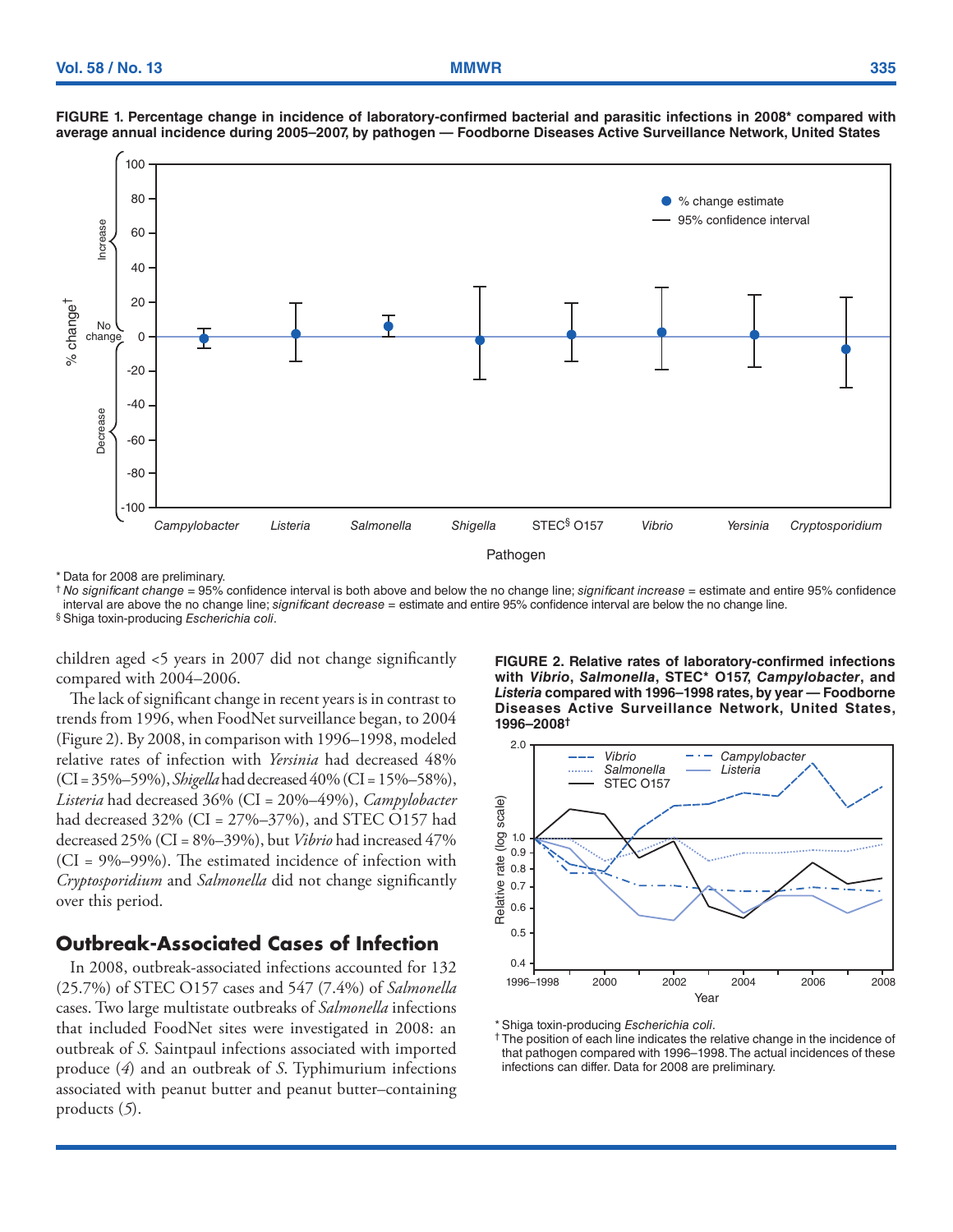**FIGURE 1. Percentage change in incidence of laboratory-confirmed bacterial and parasitic infections in 2008* compared with average annual incidence during 2005–2007, by pathogen — Foodborne Diseases Active Surveillance Network, United States**

\* Data for 2008 are preliminary.

† *No significant change* = 95% confidence interval is both above and below the no change line; *significant increase* = estimate and entire 95% confidence interval are above the no change line; *significant decrease* = estimate and entire 95% confidence interval are below the no change line.

§ Shiga toxin-producing *Escherichia coli*.

children aged <5 years in 2007 did not change significantly compared with 2004–2006.

The lack of significant change in recent years is in contrast to trends from 1996, when FoodNet surveillance began, to 2004 (Figure 2). By 2008, in comparison with 1996–1998, modeled relative rates of infection with *Yersinia* had decreased 48% (CI = 35%–59%), *Shigella* had decreased 40% (CI = 15%–58%), *Listeria* had decreased 36% (CI = 20%–49%), *Campylobacter* had decreased 32% (CI = 27%–37%), and STEC O157 had decreased 25% (CI = 8%–39%), but *Vibrio* had increased 47% (CI = 9%–99%). The estimated incidence of infection with *Cryptosporidium* and *Salmonella* did not change significantly over this period.

## Outbreak-Associated Cases of Infection

In 2008, outbreak-associated infections accounted for 132 (25.7%) of STEC O157 cases and 547 (7.4%) of *Salmonella* cases. Two large multistate outbreaks of *Salmonella* infections that included FoodNet sites were investigated in 2008: an outbreak of *S.* Saintpaul infections associated with imported produce (*4*) and an outbreak of *S.* Typhimurium infections associated with peanut butter and peanut butter–containing products (*5*).

**FIGURE 2. Relative rates of laboratory-confirmed infections with *Vibrio*, *Salmonella*, STEC* O157, *Campylobacter*, and *Listeria* compared with 1996–1998 rates, by year — Foodborne Diseases Active Surveillance Network, United States, 1996–2008†**

\* Shiga toxin-producing *Escherichia coli*.

† The position of each line indicates the relative change in the incidence of that pathogen compared with 1996–1998. The actual incidences of these infections can differ. Data for 2008 are preliminary.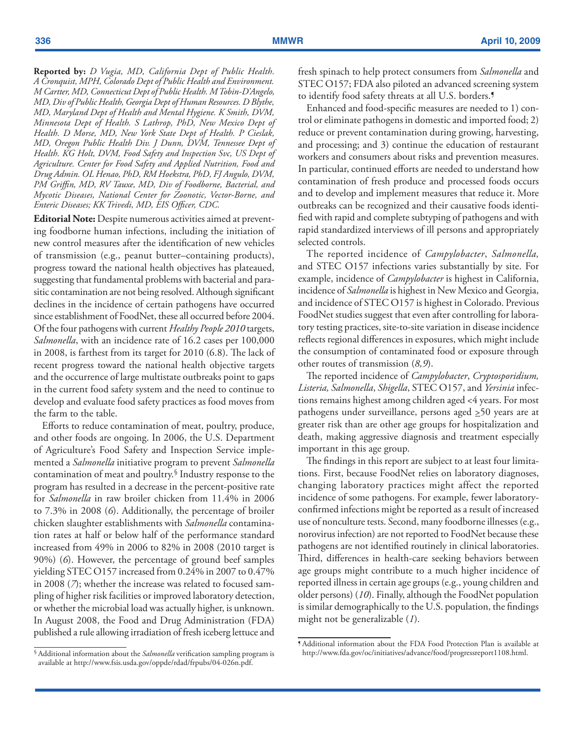**Reported by:** *D Vugia, MD, California Dept of Public Health. A Cronquist, MPH, Colorado Dept of Public Health and Environment. M Cartter, MD, Connecticut Dept of Public Health. M Tobin-D'Angelo, MD, Div of Public Health, Georgia Dept of Human Resources. D Blythe, MD, Maryland Dept of Health and Mental Hygiene. K Smith, DVM, Minnesota Dept of Health. S Lathrop, PhD, New Mexico Dept of Health. D Morse, MD, New York State Dept of Health. P Cieslak, MD, Oregon Public Health Div. J Dunn, DVM, Tennessee Dept of Health. KG Holt, DVM, Food Safety and Inspection Svc, US Dept of Agriculture. Center for Food Safety and Applied Nutrition, Food and Drug Admin. OL Henao, PhD, RM Hoekstra, PhD, FJ Angulo, DVM, PM Griffin, MD, RV Tauxe, MD, Div of Foodborne, Bacterial, and Mycotic Diseases, National Center for Zoonotic, Vector-Borne, and Enteric Diseases; KK Trivedi, MD, EIS Officer, CDC.*

**Editorial Note:** Despite numerous activities aimed at preventing foodborne human infections, including the initiation of new control measures after the identification of new vehicles of transmission (e.g., peanut butter–containing products), progress toward the national health objectives has plateaued, suggesting that fundamental problems with bacterial and parasitic contamination are not being resolved. Although significant declines in the incidence of certain pathogens have occurred since establishment of FoodNet, these all occurred before 2004. Of the four pathogens with current *Healthy People 2010* targets, *Salmonella*, with an incidence rate of 16.2 cases per 100,000 in 2008, is farthest from its target for 2010 (6.8). The lack of recent progress toward the national health objective targets and the occurrence of large multistate outbreaks point to gaps in the current food safety system and the need to continue to develop and evaluate food safety practices as food moves from the farm to the table.

Efforts to reduce contamination of meat, poultry, produce, and other foods are ongoing. In 2006, the U.S. Department of Agriculture's Food Safety and Inspection Service implemented a *Salmonella* initiative program to prevent *Salmonella* contamination of meat and poultry.[§] Industry response to the program has resulted in a decrease in the percent-positive rate for *Salmonella* in raw broiler chicken from 11.4% in 2006 to 7.3% in 2008 (*6*). Additionally, the percentage of broiler chicken slaughter establishments with *Salmonella* contamination rates at half or below half of the performance standard increased from 49% in 2006 to 82% in 2008 (2010 target is 90%) (*6*). However, the percentage of ground beef samples yielding STEC O157 increased from 0.24% in 2007 to 0.47% in 2008 (*7*); whether the increase was related to focused sampling of higher risk facilities or improved laboratory detection, or whether the microbial load was actually higher, is unknown. In August 2008, the Food and Drug Administration (FDA) published a rule allowing irradiation of fresh iceberg lettuce and fresh spinach to help protect consumers from *Salmonella* and STEC O157; FDA also piloted an advanced screening system to identify food safety threats at all U.S. borders.[¶]

Enhanced and food-specific measures are needed to 1) control or eliminate pathogens in domestic and imported food; 2) reduce or prevent contamination during growing, harvesting, and processing; and 3) continue the education of restaurant workers and consumers about risks and prevention measures. In particular, continued efforts are needed to understand how contamination of fresh produce and processed foods occurs and to develop and implement measures that reduce it. More outbreaks can be recognized and their causative foods identified with rapid and complete subtyping of pathogens and with rapid standardized interviews of ill persons and appropriately selected controls.

The reported incidence of *Campylobacter*, *Salmonella,* and STEC O157 infections varies substantially by site. For example, incidence of *Campylobacter* is highest in California, incidence of *Salmonella* is highest in New Mexico and Georgia, and incidence of STEC O157 is highest in Colorado. Previous FoodNet studies suggest that even after controlling for laboratory testing practices, site-to-site variation in disease incidence reflects regional differences in exposures, which might include the consumption of contaminated food or exposure through other routes of transmission (*8,9*).

The reported incidence of *Campylobacter*, *Cryptosporidium, Listeria, Salmonella*, *Shigella*, STEC O157, and *Yersinia* infections remains highest among children aged <4 years. For most pathogens under surveillance, persons aged ≥50 years are at greater risk than are other age groups for hospitalization and death, making aggressive diagnosis and treatment especially important in this age group.

The findings in this report are subject to at least four limitations. First, because FoodNet relies on laboratory diagnoses, changing laboratory practices might affect the reported incidence of some pathogens. For example, fewer laboratory-confirmed infections might be reported as a result of increased use of nonculture tests. Second, many foodborne illnesses (e.g., norovirus infection) are not reported to FoodNet because these pathogens are not identified routinely in clinical laboratories. Third, differences in health-care seeking behaviors between age groups might contribute to a much higher incidence of reported illness in certain age groups (e.g., young children and older persons) (*10*). Finally, although the FoodNet population is similar demographically to the U.S. population, the findings might not be generalizable (*1*).

[§] Additional information about the *Salmonella* verification sampling program is available at http://www.fsis.usda.gov/oppde/rdad/frpubs/04-026n.pdf.

[¶] Additional information about the FDA Food Protection Plan is available at http://www.fda.gov/oc/initiatives/advance/food/progressreport1108.html.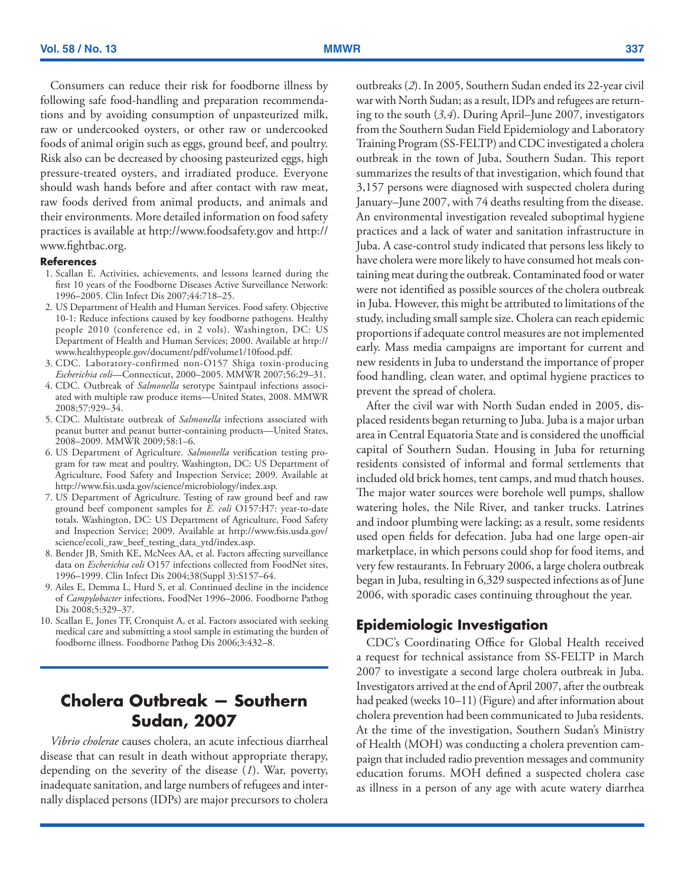Consumers can reduce their risk for foodborne illness by following safe food-handling and preparation recommendations and by avoiding consumption of unpasteurized milk, raw or undercooked oysters, or other raw or undercooked foods of animal origin such as eggs, ground beef, and poultry. Risk also can be decreased by choosing pasteurized eggs, high pressure-treated oysters, and irradiated produce. Everyone should wash hands before and after contact with raw meat, raw foods derived from animal products, and animals and their environments. More detailed information on food safety practices is available at http://www.foodsafety.gov and http://www.fightbac.org.

#### References

1. Scallan E. Activities, achievements, and lessons learned during the first 10 years of the Foodborne Diseases Active Surveillance Network: 1996–2005. Clin Infect Dis 2007;44:718–25.
2. US Department of Health and Human Services. Food safety. Objective 10-1: Reduce infections caused by key foodborne pathogens. Healthy people 2010 (conference ed, in 2 vols). Washington, DC: US Department of Health and Human Services; 2000. Available at http://www.healthypeople.gov/document/pdf/volume1/10food.pdf.
3. CDC. Laboratory-confirmed non-O157 Shiga toxin-producing *Escherichia coli*—Connecticut, 2000–2005. MMWR 2007;56:29–31.
4. CDC. Outbreak of *Salmonella* serotype Saintpaul infections associated with multiple raw produce items—United States, 2008. MMWR 2008;57:929–34.
5. CDC. Multistate outbreak of *Salmonella* infections associated with peanut butter and peanut butter-containing products—United States, 2008–2009. MMWR 2009;58:1–6.
6. US Department of Agriculture. *Salmonella* verification testing program for raw meat and poultry. Washington, DC: US Department of Agriculture, Food Safety and Inspection Service; 2009. Available at http://www.fsis.usda.gov/science/microbiology/index.asp.
7. US Department of Agriculture. Testing of raw ground beef and raw ground beef component samples for *E. coli* O157:H7: year-to-date totals. Washington, DC: US Department of Agriculture, Food Safety and Inspection Service; 2009. Available at http://www.fsis.usda.gov/science/ecoli_raw_beef_testing_data_ytd/index.asp.
8. Bender JB, Smith KE, McNees AA, et al. Factors affecting surveillance data on *Escherichia coli* O157 infections collected from FoodNet sites, 1996–1999. Clin Infect Dis 2004;38(Suppl 3):S157–64.
9. Ailes E, Demma L, Hurd S, et al. Continued decline in the incidence of *Campylobacter* infections, FoodNet 1996–2006. Foodborne Pathog Dis 2008;5:329–37.
10. Scallan E, Jones TF, Cronquist A, et al. Factors associated with seeking medical care and submitting a stool sample in estimating the burden of foodborne illness. Foodborne Pathog Dis 2006;3:432–8.

# Cholera Outbreak — Southern Sudan, 2007

*Vibrio cholerae* causes cholera, an acute infectious diarrheal disease that can result in death without appropriate therapy, depending on the severity of the disease (*1*). War, poverty, inadequate sanitation, and large numbers of refugees and internally displaced persons (IDPs) are major precursors to cholera outbreaks (*2*). In 2005, Southern Sudan ended its 22-year civil war with North Sudan; as a result, IDPs and refugees are returning to the south (*3,4*). During April–June 2007, investigators from the Southern Sudan Field Epidemiology and Laboratory Training Program (SS-FELTP) and CDC investigated a cholera outbreak in the town of Juba, Southern Sudan. This report summarizes the results of that investigation, which found that 3,157 persons were diagnosed with suspected cholera during January–June 2007, with 74 deaths resulting from the disease. An environmental investigation revealed suboptimal hygiene practices and a lack of water and sanitation infrastructure in Juba. A case-control study indicated that persons less likely to have cholera were more likely to have consumed hot meals containing meat during the outbreak. Contaminated food or water were not identified as possible sources of the cholera outbreak in Juba. However, this might be attributed to limitations of the study, including small sample size. Cholera can reach epidemic proportions if adequate control measures are not implemented early. Mass media campaigns are important for current and new residents in Juba to understand the importance of proper food handling, clean water, and optimal hygiene practices to prevent the spread of cholera.

After the civil war with North Sudan ended in 2005, displaced residents began returning to Juba. Juba is a major urban area in Central Equatoria State and is considered the unofficial capital of Southern Sudan. Housing in Juba for returning residents consisted of informal and formal settlements that included old brick homes, tent camps, and mud thatch houses. The major water sources were borehole well pumps, shallow watering holes, the Nile River, and tanker trucks. Latrines and indoor plumbing were lacking; as a result, some residents used open fields for defecation. Juba had one large open-air marketplace, in which persons could shop for food items, and very few restaurants. In February 2006, a large cholera outbreak began in Juba, resulting in 6,329 suspected infections as of June 2006, with sporadic cases continuing throughout the year.

## Epidemiologic Investigation

CDC's Coordinating Office for Global Health received a request for technical assistance from SS-FELTP in March 2007 to investigate a second large cholera outbreak in Juba. Investigators arrived at the end of April 2007, after the outbreak had peaked (weeks 10–11) (Figure) and after information about cholera prevention had been communicated to Juba residents. At the time of the investigation, Southern Sudan's Ministry of Health (MOH) was conducting a cholera prevention campaign that included radio prevention messages and community education forums. MOH defined a suspected cholera case as illness in a person of any age with acute watery diarrhea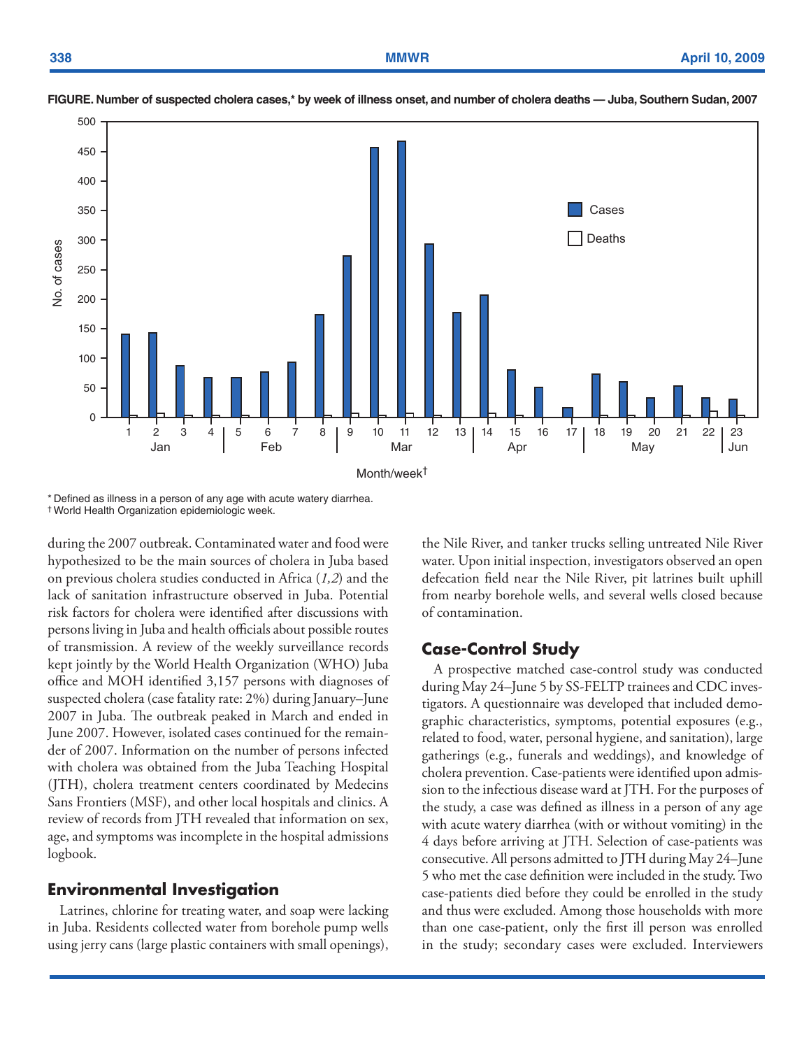**FIGURE. Number of suspected cholera cases,* by week of illness onset, and number of cholera deaths — Juba, Southern Sudan, 2007**

\* Defined as illness in a person of any age with acute watery diarrhea.

† World Health Organization epidemiologic week.

during the 2007 outbreak. Contaminated water and food were hypothesized to be the main sources of cholera in Juba based on previous cholera studies conducted in Africa (*1,2*) and the lack of sanitation infrastructure observed in Juba. Potential risk factors for cholera were identified after discussions with persons living in Juba and health officials about possible routes of transmission. A review of the weekly surveillance records kept jointly by the World Health Organization (WHO) Juba office and MOH identified 3,157 persons with diagnoses of suspected cholera (case fatality rate: 2%) during January–June 2007 in Juba. The outbreak peaked in March and ended in June 2007. However, isolated cases continued for the remainder of 2007. Information on the number of persons infected with cholera was obtained from the Juba Teaching Hospital (JTH), cholera treatment centers coordinated by Medecins Sans Frontiers (MSF), and other local hospitals and clinics. A review of records from JTH revealed that information on sex, age, and symptoms was incomplete in the hospital admissions logbook.

## Environmental Investigation

Latrines, chlorine for treating water, and soap were lacking in Juba. Residents collected water from borehole pump wells using jerry cans (large plastic containers with small openings), the Nile River, and tanker trucks selling untreated Nile River water. Upon initial inspection, investigators observed an open defecation field near the Nile River, pit latrines built uphill from nearby borehole wells, and several wells closed because of contamination.

## Case-Control Study

A prospective matched case-control study was conducted during May 24–June 5 by SS-FELTP trainees and CDC investigators. A questionnaire was developed that included demographic characteristics, symptoms, potential exposures (e.g., related to food, water, personal hygiene, and sanitation), large gatherings (e.g., funerals and weddings), and knowledge of cholera prevention. Case-patients were identified upon admission to the infectious disease ward at JTH. For the purposes of the study, a case was defined as illness in a person of any age with acute watery diarrhea (with or without vomiting) in the 4 days before arriving at JTH. Selection of case-patients was consecutive. All persons admitted to JTH during May 24–June 5 who met the case definition were included in the study. Two case-patients died before they could be enrolled in the study and thus were excluded. Among those households with more than one case-patient, only the first ill person was enrolled in the study; secondary cases were excluded. Interviewers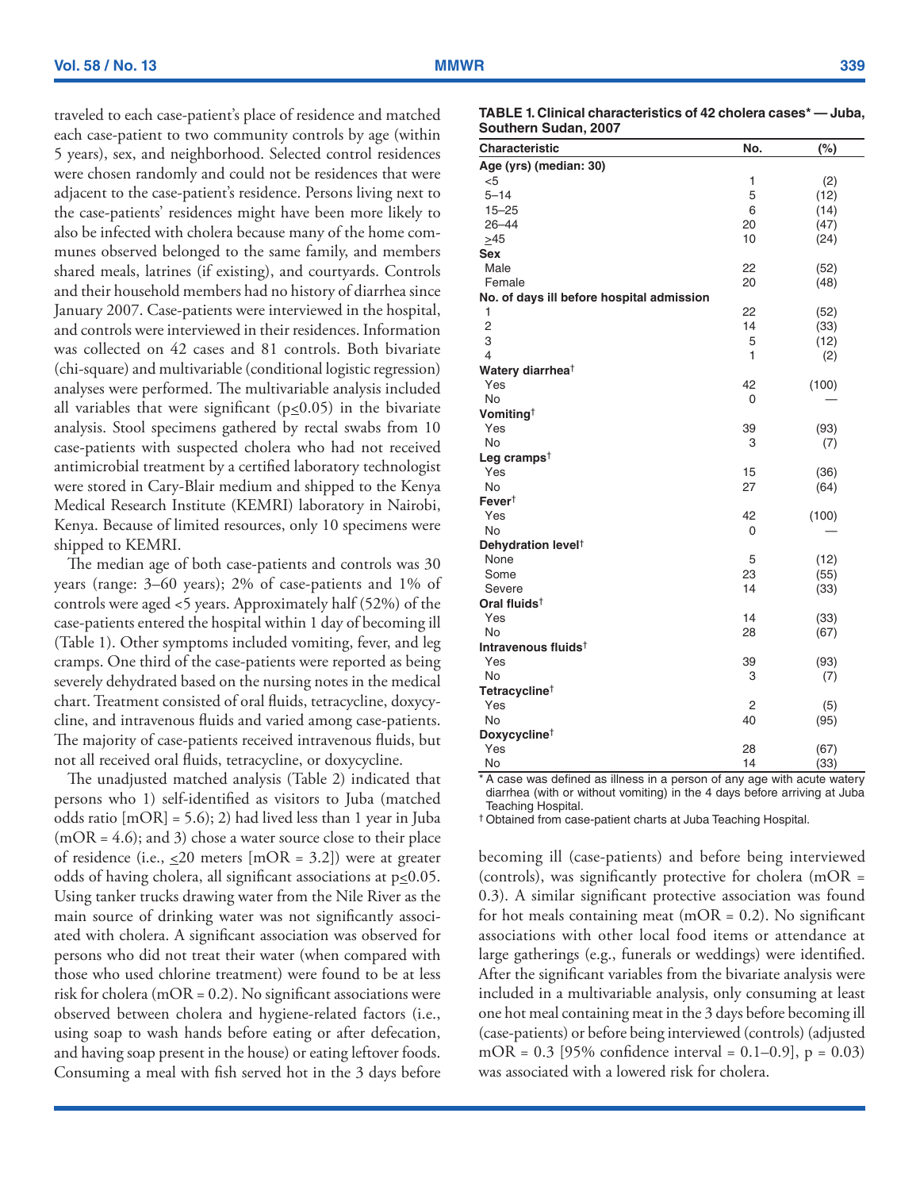traveled to each case-patient's place of residence and matched each case-patient to two community controls by age (within 5 years), sex, and neighborhood. Selected control residences were chosen randomly and could not be residences that were adjacent to the case-patient's residence. Persons living next to the case-patients' residences might have been more likely to also be infected with cholera because many of the home communes observed belonged to the same family, and members shared meals, latrines (if existing), and courtyards. Controls and their household members had no history of diarrhea since January 2007. Case-patients were interviewed in the hospital, and controls were interviewed in their residences. Information was collected on 42 cases and 81 controls. Both bivariate (chi-square) and multivariable (conditional logistic regression) analyses were performed. The multivariable analysis included all variables that were significant ($p \leq 0.05$) in the bivariate analysis. Stool specimens gathered by rectal swabs from 10 case-patients with suspected cholera who had not received antimicrobial treatment by a certified laboratory technologist were stored in Cary-Blair medium and shipped to the Kenya Medical Research Institute (KEMRI) laboratory in Nairobi, Kenya. Because of limited resources, only 10 specimens were shipped to KEMRI.

The median age of both case-patients and controls was 30 years (range: 3–60 years); 2% of case-patients and 1% of controls were aged <5 years. Approximately half (52%) of the case-patients entered the hospital within 1 day of becoming ill (Table 1). Other symptoms included vomiting, fever, and leg cramps. One third of the case-patients were reported as being severely dehydrated based on the nursing notes in the medical chart. Treatment consisted of oral fluids, tetracycline, doxycycline, and intravenous fluids and varied among case-patients. The majority of case-patients received intravenous fluids, but not all received oral fluids, tetracycline, or doxycycline.

The unadjusted matched analysis (Table 2) indicated that persons who 1) self-identified as visitors to Juba (matched odds ratio [mOR] = 5.6); 2) had lived less than 1 year in Juba (mOR = 4.6); and 3) chose a water source close to their place of residence (i.e., ≤20 meters [mOR = 3.2]) were at greater odds of having cholera, all significant associations at $p \leq 0.05$. Using tanker trucks drawing water from the Nile River as the main source of drinking water was not significantly associated with cholera. A significant association was observed for persons who did not treat their water (when compared with those who used chlorine treatment) were found to be at less risk for cholera (mOR = 0.2). No significant associations were observed between cholera and hygiene-related factors (i.e., using soap to wash hands before eating or after defecation, and having soap present in the house) or eating leftover foods. Consuming a meal with fish served hot in the 3 days before becoming ill (case-patients) and before being interviewed (controls), was significantly protective for cholera (mOR = 0.3). A similar significant protective association was found for hot meals containing meat (mOR = 0.2). No significant associations with other local food items or attendance at large gatherings (e.g., funerals or weddings) were identified. After the significant variables from the bivariate analysis were included in a multivariable analysis, only consuming at least one hot meal containing meat in the 3 days before becoming ill (case-patients) or before being interviewed (controls) (adjusted mOR = 0.3 [95% confidence interval = 0.1–0.9], p = 0.03) was associated with a lowered risk for cholera.

**TABLE 1. Clinical characteristics of 42 cholera cases* — Juba, Southern Sudan, 2007**

| Characteristic | No. | (%) |
|---|---|---|
| **Age (yrs) (median: 30)** | | |
| <5 | 1 | (2) |
| 5–14 | 5 | (12) |
| 15–25 | 6 | (14) |
| 26–44 | 20 | (47) |
| ≥45 | 10 | (24) |
| **Sex** | | |
| Male | 22 | (52) |
| Female | 20 | (48) |
| **No. of days ill before hospital admission** | | |
| 1 | 22 | (52) |
| 2 | 14 | (33) |
| 3 | 5 | (12) |
| 4 | 1 | (2) |
| **Watery diarrhea†** | | |
| Yes | 42 | (100) |
| No | 0 | — |
| **Vomiting†** | | |
| Yes | 39 | (93) |
| No | 3 | (7) |
| **Leg cramps†** | | |
| Yes | 15 | (36) |
| No | 27 | (64) |
| **Fever†** | | |
| Yes | 42 | (100) |
| No | 0 | — |
| **Dehydration level†** | | |
| None | 5 | (12) |
| Some | 23 | (55) |
| Severe | 14 | (33) |
| **Oral fluids†** | | |
| Yes | 14 | (33) |
| No | 28 | (67) |
| **Intravenous fluids†** | | |
| Yes | 39 | (93) |
| No | 3 | (7) |
| **Tetracycline†** | | |
| Yes | 2 | (5) |
| No | 40 | (95) |
| **Doxycycline†** | | |
| Yes | 28 | (67) |
| No | 14 | (33) |

* A case was defined as illness in a person of any age with acute watery diarrhea (with or without vomiting) in the 4 days before arriving at Juba Teaching Hospital.

† Obtained from case-patient charts at Juba Teaching Hospital.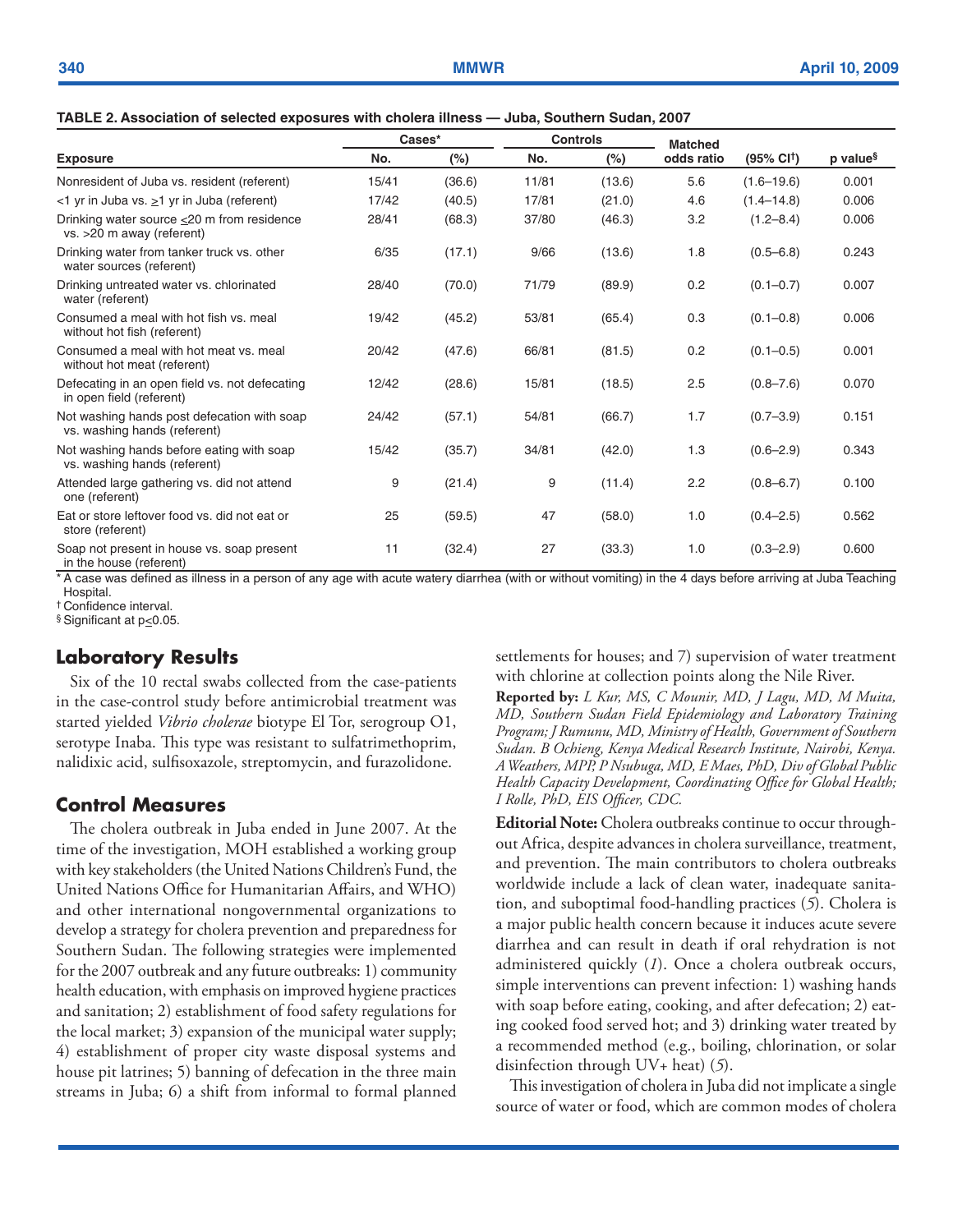**TABLE 2. Association of selected exposures with cholera illness — Juba, Southern Sudan, 2007**

| Exposure | Cases* No. | Cases* (%) | Controls No. | Controls (%) | Matched odds ratio | (95% CI†) | p value§ |
|---|---|---|---|---|---|---|---|
| Nonresident of Juba vs. resident (referent) | 15/41 | (36.6) | 11/81 | (13.6) | 5.6 | (1.6–19.6) | 0.001 |
| <1 yr in Juba vs. ≥1 yr in Juba (referent) | 17/42 | (40.5) | 17/81 | (21.0) | 4.6 | (1.4–14.8) | 0.006 |
| Drinking water source ≤20 m from residence vs. >20 m away (referent) | 28/41 | (68.3) | 37/80 | (46.3) | 3.2 | (1.2–8.4) | 0.006 |
| Drinking water from tanker truck vs. other water sources (referent) | 6/35 | (17.1) | 9/66 | (13.6) | 1.8 | (0.5–6.8) | 0.243 |
| Drinking untreated water vs. chlorinated water (referent) | 28/40 | (70.0) | 71/79 | (89.9) | 0.2 | (0.1–0.7) | 0.007 |
| Consumed a meal with hot fish vs. meal without hot fish (referent) | 19/42 | (45.2) | 53/81 | (65.4) | 0.3 | (0.1–0.8) | 0.006 |
| Consumed a meal with hot meat vs. meal without hot meat (referent) | 20/42 | (47.6) | 66/81 | (81.5) | 0.2 | (0.1–0.5) | 0.001 |
| Defecating in an open field vs. not defecating in open field (referent) | 12/42 | (28.6) | 15/81 | (18.5) | 2.5 | (0.8–7.6) | 0.070 |
| Not washing hands post defecation with soap vs. washing hands (referent) | 24/42 | (57.1) | 54/81 | (66.7) | 1.7 | (0.7–3.9) | 0.151 |
| Not washing hands before eating with soap vs. washing hands (referent) | 15/42 | (35.7) | 34/81 | (42.0) | 1.3 | (0.6–2.9) | 0.343 |
| Attended large gathering vs. did not attend one (referent) | 9 | (21.4) | 9 | (11.4) | 2.2 | (0.8–6.7) | 0.100 |
| Eat or store leftover food vs. did not eat or store (referent) | 25 | (59.5) | 47 | (58.0) | 1.0 | (0.4–2.5) | 0.562 |
| Soap not present in house vs. soap present in the house (referent) | 11 | (32.4) | 27 | (33.3) | 1.0 | (0.3–2.9) | 0.600 |

\* A case was defined as illness in a person of any age with acute watery diarrhea (with or without vomiting) in the 4 days before arriving at Juba Teaching Hospital.
† Confidence interval.
§ Significant at $p \leq 0.05$.

## Laboratory Results

Six of the 10 rectal swabs collected from the case-patients in the case-control study before antimicrobial treatment was started yielded *Vibrio cholerae* biotype El Tor, serogroup O1, serotype Inaba. This type was resistant to sulfatrimethoprim, nalidixic acid, sulfisoxazole, streptomycin, and furazolidone.

## Control Measures

The cholera outbreak in Juba ended in June 2007. At the time of the investigation, MOH established a working group with key stakeholders (the United Nations Children's Fund, the United Nations Office for Humanitarian Affairs, and WHO) and other international nongovernmental organizations to develop a strategy for cholera prevention and preparedness for Southern Sudan. The following strategies were implemented for the 2007 outbreak and any future outbreaks: 1) community health education, with emphasis on improved hygiene practices and sanitation; 2) establishment of food safety regulations for the local market; 3) expansion of the municipal water supply; 4) establishment of proper city waste disposal systems and house pit latrines; 5) banning of defecation in the three main streams in Juba; 6) a shift from informal to formal planned settlements for houses; and 7) supervision of water treatment with chlorine at collection points along the Nile River.

**Reported by:** *L Kur, MS, C Mounir, MD, J Lagu, MD, M Muita, MD, Southern Sudan Field Epidemiology and Laboratory Training Program; J Rumunu, MD, Ministry of Health, Government of Southern Sudan. B Ochieng, Kenya Medical Research Institute, Nairobi, Kenya. A Weathers, MPP, P Nsubuga, MD, E Maes, PhD, Div of Global Public Health Capacity Development, Coordinating Office for Global Health; I Rolle, PhD, EIS Officer, CDC.*

**Editorial Note:** Cholera outbreaks continue to occur throughout Africa, despite advances in cholera surveillance, treatment, and prevention. The main contributors to cholera outbreaks worldwide include a lack of clean water, inadequate sanitation, and suboptimal food-handling practices (*5*). Cholera is a major public health concern because it induces acute severe diarrhea and can result in death if oral rehydration is not administered quickly (*1*). Once a cholera outbreak occurs, simple interventions can prevent infection: 1) washing hands with soap before eating, cooking, and after defecation; 2) eating cooked food served hot; and 3) drinking water treated by a recommended method (e.g., boiling, chlorination, or solar disinfection through UV+ heat) (*5*).

This investigation of cholera in Juba did not implicate a single source of water or food, which are common modes of cholera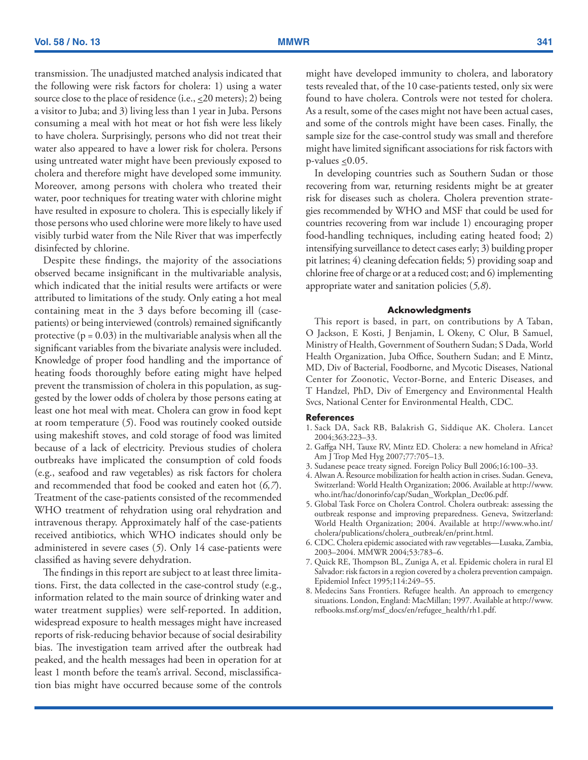transmission. The unadjusted matched analysis indicated that the following were risk factors for cholera: 1) using a water source close to the place of residence (i.e., ≤20 meters); 2) being a visitor to Juba; and 3) living less than 1 year in Juba. Persons consuming a meal with hot meat or hot fish were less likely to have cholera. Surprisingly, persons who did not treat their water also appeared to have a lower risk for cholera. Persons using untreated water might have been previously exposed to cholera and therefore might have developed some immunity. Moreover, among persons with cholera who treated their water, poor techniques for treating water with chlorine might have resulted in exposure to cholera. This is especially likely if those persons who used chlorine were more likely to have used visibly turbid water from the Nile River that was imperfectly disinfected by chlorine.

Despite these findings, the majority of the associations observed became insignificant in the multivariable analysis, which indicated that the initial results were artifacts or were attributed to limitations of the study. Only eating a hot meal containing meat in the 3 days before becoming ill (case-patients) or being interviewed (controls) remained significantly protective ($p = 0.03$) in the multivariable analysis when all the significant variables from the bivariate analysis were included. Knowledge of proper food handling and the importance of heating foods thoroughly before eating might have helped prevent the transmission of cholera in this population, as suggested by the lower odds of cholera by those persons eating at least one hot meal with meat. Cholera can grow in food kept at room temperature (*5*). Food was routinely cooked outside using makeshift stoves, and cold storage of food was limited because of a lack of electricity. Previous studies of cholera outbreaks have implicated the consumption of cold foods (e.g., seafood and raw vegetables) as risk factors for cholera and recommended that food be cooked and eaten hot (*6,7*). Treatment of the case-patients consisted of the recommended WHO treatment of rehydration using oral rehydration and intravenous therapy. Approximately half of the case-patients received antibiotics, which WHO indicates should only be administered in severe cases (*5*). Only 14 case-patients were classified as having severe dehydration.

The findings in this report are subject to at least three limitations. First, the data collected in the case-control study (e.g., information related to the main source of drinking water and water treatment supplies) were self-reported. In addition, widespread exposure to health messages might have increased reports of risk-reducing behavior because of social desirability bias. The investigation team arrived after the outbreak had peaked, and the health messages had been in operation for at least 1 month before the team's arrival. Second, misclassification bias might have occurred because some of the controls might have developed immunity to cholera, and laboratory tests revealed that, of the 10 case-patients tested, only six were found to have cholera. Controls were not tested for cholera. As a result, some of the cases might not have been actual cases, and some of the controls might have been cases. Finally, the sample size for the case-control study was small and therefore might have limited significant associations for risk factors with p-values ≤0.05.

In developing countries such as Southern Sudan or those recovering from war, returning residents might be at greater risk for diseases such as cholera. Cholera prevention strategies recommended by WHO and MSF that could be used for countries recovering from war include 1) encouraging proper food-handling techniques, including eating heated food; 2) intensifying surveillance to detect cases early; 3) building proper pit latrines; 4) cleaning defecation fields; 5) providing soap and chlorine free of charge or at a reduced cost; and 6) implementing appropriate water and sanitation policies (*5,8*).

#### Acknowledgments

This report is based, in part, on contributions by A Taban, O Jackson, E Kosti, J Benjamin, L Okeny, C Olur, B Samuel, Ministry of Health, Government of Southern Sudan; S Dada, World Health Organization, Juba Office, Southern Sudan; and E Mintz, MD, Div of Bacterial, Foodborne, and Mycotic Diseases, National Center for Zoonotic, Vector-Borne, and Enteric Diseases, and T Handzel, PhD, Div of Emergency and Environmental Health Svcs, National Center for Environmental Health, CDC.

#### References

1. Sack DA, Sack RB, Balakrish G, Siddique AK. Cholera. Lancet 2004;363:223–33.
2. Gaffga NH, Tauxe RV, Mintz ED. Cholera: a new homeland in Africa? Am J Trop Med Hyg 2007;77:705–13.
3. Sudanese peace treaty signed. Foreign Policy Bull 2006;16:100–33.
4. Alwan A. Resource mobilization for health action in crises. Sudan. Geneva, Switzerland: World Health Organization; 2006. Available at http://www.who.int/hac/donorinfo/cap/Sudan_Workplan_Dec06.pdf.
5. Global Task Force on Cholera Control. Cholera outbreak: assessing the outbreak response and improving preparedness. Geneva, Switzerland: World Health Organization; 2004. Available at http://www.who.int/cholera/publications/cholera_outbreak/en/print.html.
6. CDC. Cholera epidemic associated with raw vegetables—Lusaka, Zambia, 2003–2004. MMWR 2004;53:783–6.
7. Quick RE, Thompson BL, Zuniga A, et al. Epidemic cholera in rural El Salvador: risk factors in a region covered by a cholera prevention campaign. Epidemiol Infect 1995;114:249–55.
8. Medecins Sans Frontiers. Refugee health. An approach to emergency situations. London, England: MacMillan; 1997. Available at http://www.refbooks.msf.org/msf_docs/en/refugee_health/rh1.pdf.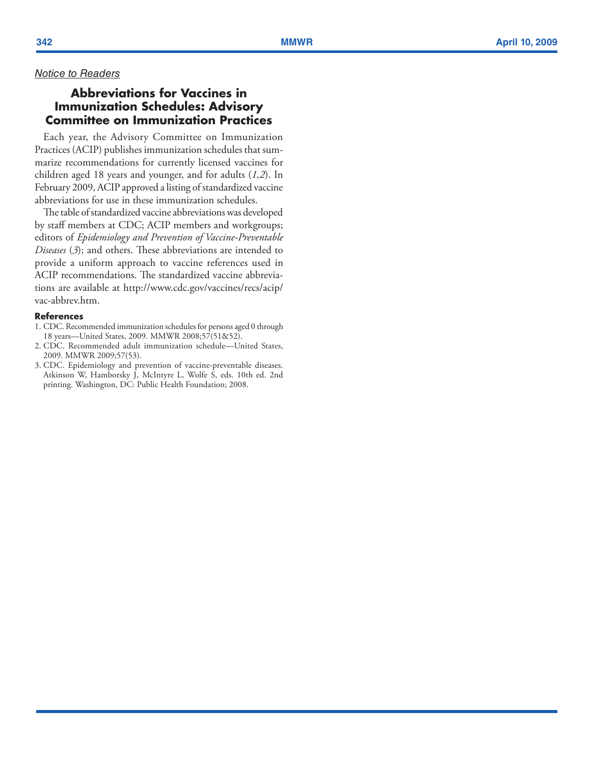*Notice to Readers*

## Abbreviations for Vaccines in Immunization Schedules: Advisory Committee on Immunization Practices

Each year, the Advisory Committee on Immunization Practices (ACIP) publishes immunization schedules that summarize recommendations for currently licensed vaccines for children aged 18 years and younger, and for adults (*1,2*). In February 2009, ACIP approved a listing of standardized vaccine abbreviations for use in these immunization schedules.

The table of standardized vaccine abbreviations was developed by staff members at CDC; ACIP members and workgroups; editors of *Epidemiology and Prevention of Vaccine-Preventable Diseases* (*3*); and others. These abbreviations are intended to provide a uniform approach to vaccine references used in ACIP recommendations. The standardized vaccine abbreviations are available at http://www.cdc.gov/vaccines/recs/acip/vac-abbrev.htm.

### References

1. CDC. Recommended immunization schedules for persons aged 0 through 18 years—United States, 2009. MMWR 2008;57(51&52).
2. CDC. Recommended adult immunization schedule—United States, 2009. MMWR 2009;57(53).
3. CDC. Epidemiology and prevention of vaccine-preventable diseases. Atkinson W, Hamborsky J, McIntyre L, Wolfe S, eds. 10th ed. 2nd printing. Washington, DC: Public Health Foundation; 2008.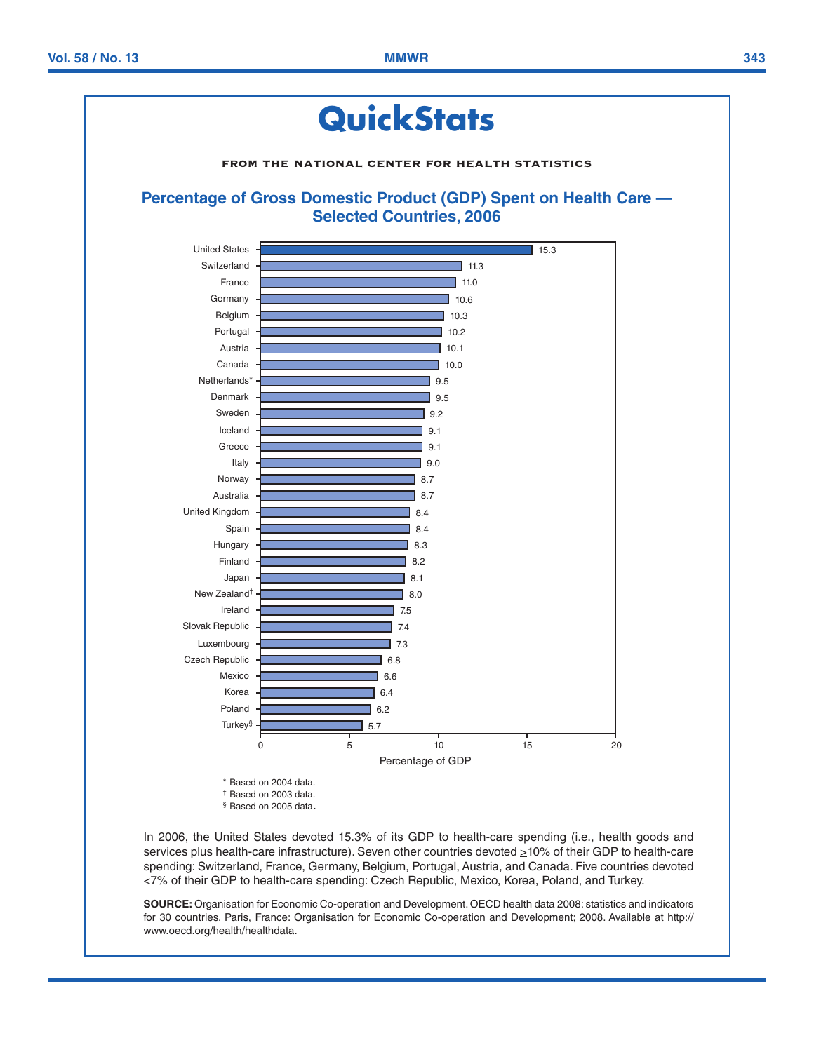# QuickStats

**FROM THE NATIONAL CENTER FOR HEALTH STATISTICS**

## Percentage of Gross Domestic Product (GDP) Spent on Health Care — Selected Countries, 2006

| Country | Percentage of GDP |
|---|---|
| United States | 15.3 |
| Switzerland | 11.3 |
| France | 11.0 |
| Germany | 10.6 |
| Belgium | 10.3 |
| Portugal | 10.2 |
| Austria | 10.1 |
| Canada | 10.0 |
| Netherlands* | 9.5 |
| Denmark | 9.5 |
| Sweden | 9.2 |
| Iceland | 9.1 |
| Greece | 9.1 |
| Italy | 9.0 |
| Norway | 8.7 |
| Australia | 8.7 |
| United Kingdom | 8.4 |
| Spain | 8.4 |
| Hungary | 8.3 |
| Finland | 8.2 |
| Japan | 8.1 |
| New Zealand† | 8.0 |
| Ireland | 7.5 |
| Slovak Republic | 7.4 |
| Luxembourg | 7.3 |
| Czech Republic | 6.8 |
| Mexico | 6.6 |
| Korea | 6.4 |
| Poland | 6.2 |
| Turkey§ | 5.7 |

\* Based on 2004 data.
† Based on 2003 data.
§ Based on 2005 data.

In 2006, the United States devoted 15.3% of its GDP to health-care spending (i.e., health goods and services plus health-care infrastructure). Seven other countries devoted ≥10% of their GDP to health-care spending: Switzerland, France, Germany, Belgium, Portugal, Austria, and Canada. Five countries devoted <7% of their GDP to health-care spending: Czech Republic, Mexico, Korea, Poland, and Turkey.

**SOURCE:** Organisation for Economic Co-operation and Development. OECD health data 2008: statistics and indicators for 30 countries. Paris, France: Organisation for Economic Co-operation and Development; 2008. Available at http://www.oecd.org/health/healthdata.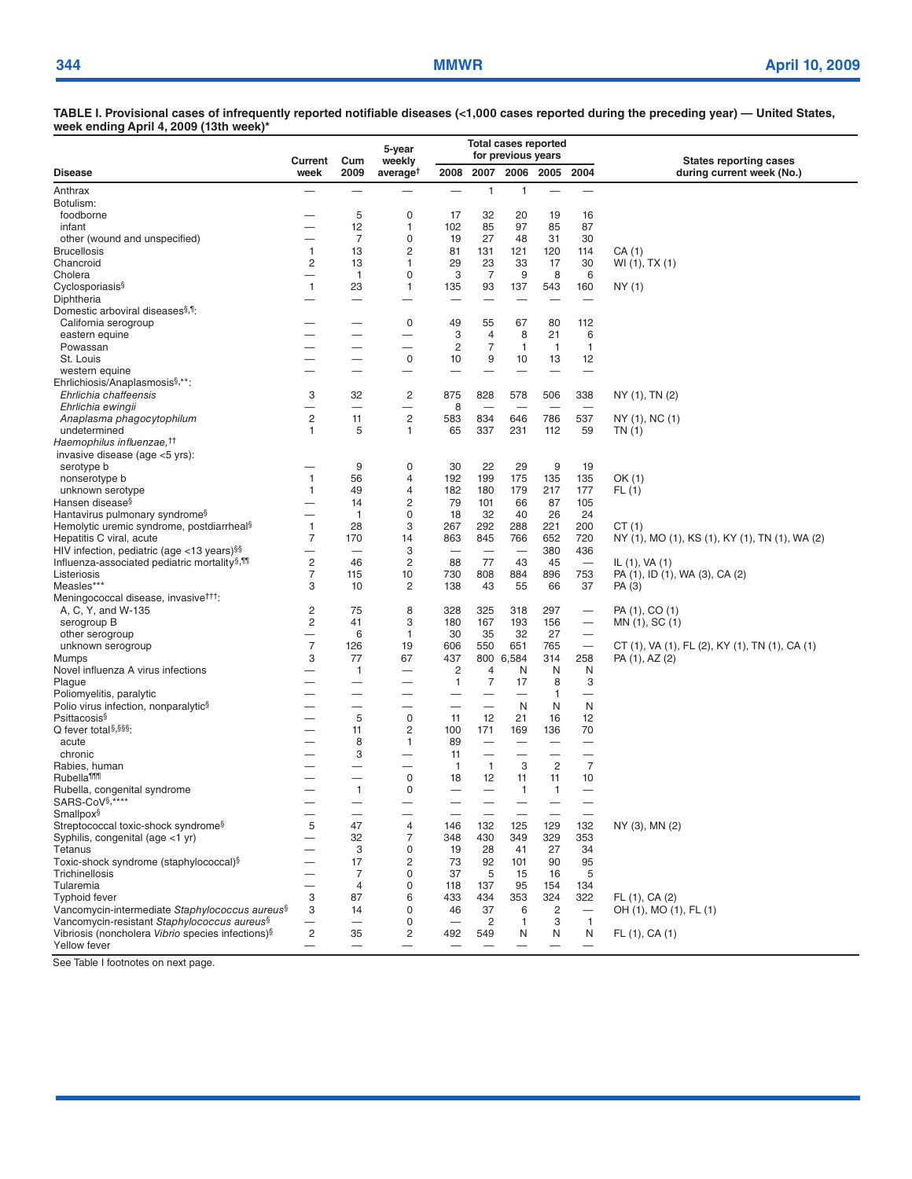**TABLE I. Provisional cases of infrequently reported notifiable diseases (<1,000 cases reported during the preceding year) — United States, week ending April 4, 2009 (13th week)***

| Disease | Current week | Cum 2009 | 5-year weekly average† | Total cases reported for previous years 2008 | 2007 | 2006 | 2005 | 2004 | States reporting cases during current week (No.) |
|---|---|---|---|---|---|---|---|---|---|
| Anthrax | — | — | — | — | 1 | 1 | — | — | |
| Botulism: | | | | | | | | | |
| foodborne | — | 5 | 0 | 17 | 32 | 20 | 19 | 16 | |
| infant | — | 12 | 1 | 102 | 85 | 97 | 85 | 87 | |
| other (wound and unspecified) | — | 7 | 0 | 19 | 27 | 48 | 31 | 30 | |
| Brucellosis | 1 | 13 | 2 | 81 | 131 | 121 | 120 | 114 | CA (1) |
| Chancroid | 2 | 13 | 1 | 29 | 23 | 33 | 17 | 30 | WI (1), TX (1) |
| Cholera | — | 1 | 0 | 3 | 7 | 9 | 8 | 6 | |
| Cyclosporiasis§ | 1 | 23 | 1 | 135 | 93 | 137 | 543 | 160 | NY (1) |
| Diphtheria | — | — | — | — | — | — | — | — | |
| Domestic arboviral diseases§,¶: | | | | | | | | | |
| California serogroup | — | — | 0 | 49 | 55 | 67 | 80 | 112 | |
| eastern equine | — | — | — | 3 | 4 | 8 | 21 | 6 | |
| Powassan | — | — | — | 2 | 7 | 1 | 1 | 1 | |
| St. Louis | — | — | 0 | 10 | 9 | 10 | 13 | 12 | |
| western equine | — | — | — | — | — | — | — | — | |
| Ehrlichiosis/Anaplasmosis§,**: | | | | | | | | | |
| *Ehrlichia chaffeensis* | 3 | 32 | 2 | 875 | 828 | 578 | 506 | 338 | NY (1), TN (2) |
| *Ehrlichia ewingii* | — | — | — | 8 | — | — | — | — | |
| *Anaplasma phagocytophilum* | 2 | 11 | 2 | 583 | 834 | 646 | 786 | 537 | NY (1), NC (1) |
| undetermined | 1 | 5 | 1 | 65 | 337 | 231 | 112 | 59 | TN (1) |
| *Haemophilus influenzae*,†† | | | | | | | | | |
| invasive disease (age <5 yrs): | | | | | | | | | |
| serotype b | — | 9 | 0 | 30 | 22 | 29 | 9 | 19 | |
| nonserotype b | 1 | 56 | 4 | 192 | 199 | 175 | 135 | 135 | OK (1) |
| unknown serotype | 1 | 49 | 4 | 182 | 180 | 179 | 217 | 177 | FL (1) |
| Hansen disease§ | — | 14 | 2 | 79 | 101 | 66 | 87 | 105 | |
| Hantavirus pulmonary syndrome§ | — | 1 | 0 | 18 | 32 | 40 | 26 | 24 | |
| Hemolytic uremic syndrome, postdiarrheal§ | 1 | 28 | 3 | 267 | 292 | 288 | 221 | 200 | CT (1) |
| Hepatitis C viral, acute | 7 | 170 | 14 | 863 | 845 | 766 | 652 | 720 | NY (1), MO (1), KS (1), KY (1), TN (1), WA (2) |
| HIV infection, pediatric (age <13 years)§§ | — | — | 3 | — | — | — | 380 | 436 | |
| Influenza-associated pediatric mortality§,¶¶ | 2 | 46 | 2 | 88 | 77 | 43 | 45 | — | IL (1), VA (1) |
| Listeriosis | 7 | 115 | 10 | 730 | 808 | 884 | 896 | 753 | PA (1), ID (1), WA (3), CA (2) |
| Measles*** | 3 | 10 | 2 | 138 | 43 | 55 | 66 | 37 | PA (3) |
| Meningococcal disease, invasive†††: | | | | | | | | | |
| A, C, Y, and W-135 | 2 | 75 | 8 | 328 | 325 | 318 | 297 | — | PA (1), CO (1) |
| serogroup B | 2 | 41 | 3 | 180 | 167 | 193 | 156 | — | MN (1), SC (1) |
| other serogroup | — | 6 | 1 | 30 | 35 | 32 | 27 | — | |
| unknown serogroup | 7 | 126 | 19 | 606 | 550 | 651 | 765 | — | CT (1), VA (1), FL (2), KY (1), TN (1), CA (1) |
| Mumps | 3 | 77 | 67 | 437 | 800 | 6,584 | 314 | 258 | PA (1), AZ (2) |
| Novel influenza A virus infections | — | 1 | — | 2 | 4 | N | N | N | |
| Plague | — | — | — | 1 | 7 | 17 | 8 | 3 | |
| Poliomyelitis, paralytic | — | — | — | — | — | — | 1 | — | |
| Polio virus infection, nonparalytic§ | — | — | — | — | — | N | N | N | |
| Psittacosis§ | — | 5 | 0 | 11 | 12 | 21 | 16 | 12 | |
| Q fever total§,§§§: | — | 11 | 2 | 100 | 171 | 169 | 136 | 70 | |
| acute | — | 8 | 1 | 89 | — | — | — | — | |
| chronic | — | 3 | — | 11 | — | — | — | — | |
| Rabies, human | — | — | — | 1 | 1 | 3 | 2 | 7 | |
| Rubella¶¶¶ | — | — | 0 | 18 | 12 | 11 | 11 | 10 | |
| Rubella, congenital syndrome | — | 1 | 0 | — | — | 1 | 1 | — | |
| SARS-CoV§,**** | — | — | — | — | — | — | — | — | |
| Smallpox§ | — | — | — | — | — | — | — | — | |
| Streptococcal toxic-shock syndrome§ | 5 | 47 | 4 | 146 | 132 | 125 | 129 | 132 | NY (3), MN (2) |
| Syphilis, congenital (age <1 yr) | — | 32 | 7 | 348 | 430 | 349 | 329 | 353 | |
| Tetanus | — | 3 | 0 | 19 | 28 | 41 | 27 | 34 | |
| Toxic-shock syndrome (staphylococcal)§ | — | 17 | 2 | 73 | 92 | 101 | 90 | 95 | |
| Trichinellosis | — | 7 | 0 | 37 | 5 | 15 | 16 | 5 | |
| Tularemia | — | 4 | 0 | 118 | 137 | 95 | 154 | 134 | |
| Typhoid fever | 3 | 87 | 6 | 433 | 434 | 353 | 324 | 322 | FL (1), CA (2) |
| Vancomycin-intermediate *Staphylococcus aureus*§ | 3 | 14 | 0 | 46 | 37 | 6 | 2 | — | OH (1), MO (1), FL (1) |
| Vancomycin-resistant *Staphylococcus aureus*§ | — | — | 0 | — | 2 | 1 | 3 | 1 | |
| Vibriosis (noncholera *Vibrio* species infections)§ | 2 | 35 | 2 | 492 | 549 | N | N | N | FL (1), CA (1) |
| Yellow fever | — | — | — | — | — | — | — | — | |

See Table I footnotes on next page.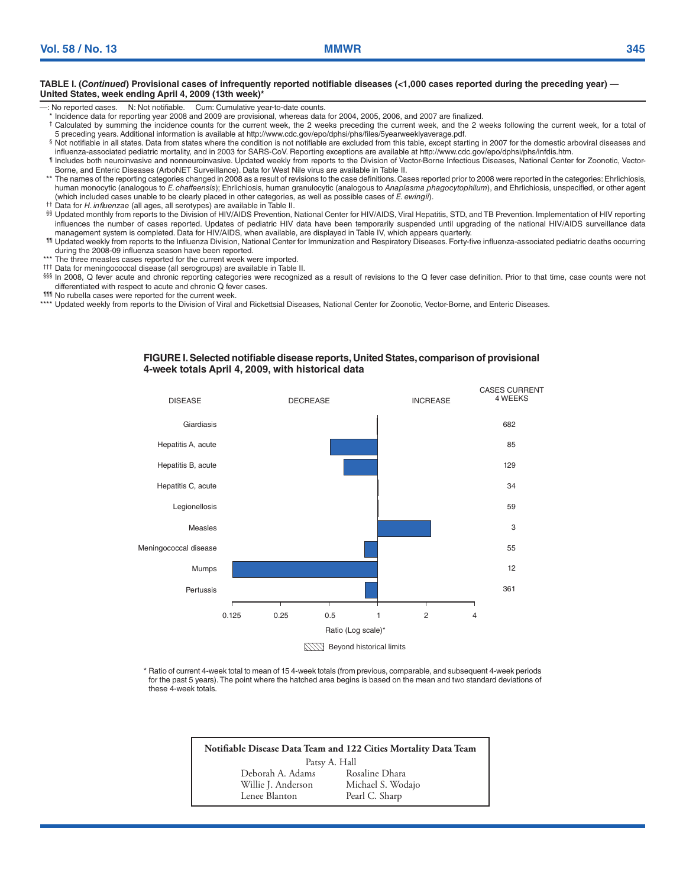**TABLE I. (*Continued*) Provisional cases of infrequently reported notifiable diseases (<1,000 cases reported during the preceding year) — United States, week ending April 4, 2009 (13th week)***

—: No reported cases. N: Not notifiable. Cum: Cumulative year-to-date counts.

\* Incidence data for reporting year 2008 and 2009 are provisional, whereas data for 2004, 2005, 2006, and 2007 are finalized.

† Calculated by summing the incidence counts for the current week, the 2 weeks preceding the current week, and the 2 weeks following the current week, for a total of 5 preceding years. Additional information is available at http://www.cdc.gov/epo/dphsi/phs/files/5yearweeklyaverage.pdf.

§ Not notifiable in all states. Data from states where the condition is not notifiable are excluded from this table, except starting in 2007 for the domestic arboviral diseases and influenza-associated pediatric mortality, and in 2003 for SARS-CoV. Reporting exceptions are available at http://www.cdc.gov/epo/dphsi/phs/infdis.htm.

¶ Includes both neuroinvasive and nonneuroinvasive. Updated weekly from reports to the Division of Vector-Borne Infectious Diseases, National Center for Zoonotic, Vector-Borne, and Enteric Diseases (ArboNET Surveillance). Data for West Nile virus are available in Table II.

\*\* The names of the reporting categories changed in 2008 as a result of revisions to the case definitions. Cases reported prior to 2008 were reported in the categories: Ehrlichiosis, human monocytic (analogous to *E. chaffeensis*); Ehrlichiosis, human granulocytic (analogous to *Anaplasma phagocytophilum*), and Ehrlichiosis, unspecified, or other agent (which included cases unable to be clearly placed in other categories, as well as possible cases of *E. ewingii*).

†† Data for *H. influenzae* (all ages, all serotypes) are available in Table II.

§§ Updated monthly from reports to the Division of HIV/AIDS Prevention, National Center for HIV/AIDS, Viral Hepatitis, STD, and TB Prevention. Implementation of HIV reporting influences the number of cases reported. Updates of pediatric HIV data have been temporarily suspended until upgrading of the national HIV/AIDS surveillance data management system is completed. Data for HIV/AIDS, when available, are displayed in Table IV, which appears quarterly.

¶¶ Updated weekly from reports to the Influenza Division, National Center for Immunization and Respiratory Diseases. Forty-five influenza-associated pediatric deaths occurring during the 2008-09 influenza season have been reported.

\*\*\* The three measles cases reported for the current week were imported.

††† Data for meningococcal disease (all serogroups) are available in Table II.

§§§ In 2008, Q fever acute and chronic reporting categories were recognized as a result of revisions to the Q fever case definition. Prior to that time, case counts were not differentiated with respect to acute and chronic Q fever cases.

¶¶¶ No rubella cases were reported for the current week.

\*\*\*\* Updated weekly from reports to the Division of Viral and Rickettsial Diseases, National Center for Zoonotic, Vector-Borne, and Enteric Diseases.

**FIGURE I. Selected notifiable disease reports, United States, comparison of provisional 4-week totals April 4, 2009, with historical data**

| Disease | Cases current 4 weeks |
|---|---|
| Giardiasis | 682 |
| Hepatitis A, acute | 85 |
| Hepatitis B, acute | 129 |
| Hepatitis C, acute | 34 |
| Legionellosis | 59 |
| Measles | 3 |
| Meningococcal disease | 55 |
| Mumps | 12 |
| Pertussis | 361 |

Ratio (Log scale)* — axis: 0.125, 0.25, 0.5, 1, 2, 4 (Decrease / Increase)

Beyond historical limits

\* Ratio of current 4-week total to mean of 15 4-week totals (from previous, comparable, and subsequent 4-week periods for the past 5 years). The point where the hatched area begins is based on the mean and two standard deviations of these 4-week totals.

**Notifiable Disease Data Team and 122 Cities Mortality Data Team**

Patsy A. Hall

Deborah A. Adams — Rosaline Dhara

Willie J. Anderson — Michael S. Wodajo

Lenee Blanton — Pearl C. Sharp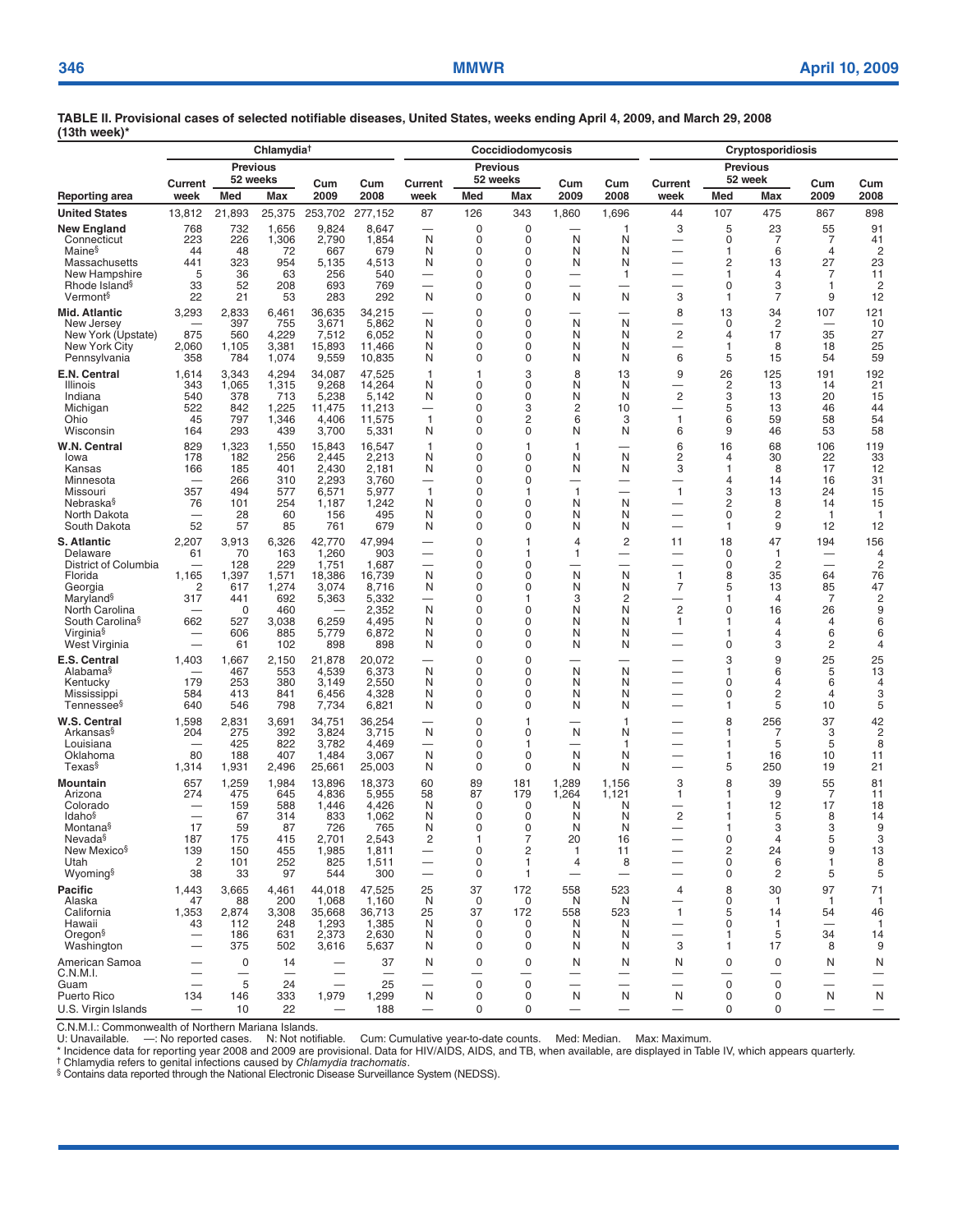**TABLE II. Provisional cases of selected notifiable diseases, United States, weeks ending April 4, 2009, and March 29, 2008 (13th week)***

| Reporting area | Chlamydia† | | | | | Coccidiodomycosis | | | | | Cryptosporidiosis | | | | |
|---|---|---|---|---|---|---|---|---|---|---|---|---|---|---|---|
| | Current week | Previous 52 weeks Med | Previous 52 weeks Max | Cum 2009 | Cum 2008 | Current week | Previous 52 weeks Med | Previous 52 weeks Max | Cum 2009 | Cum 2008 | Current week | Previous 52 week Med | Previous 52 week Max | Cum 2009 | Cum 2008 |
| **United States** | 13,812 | 21,893 | 25,375 | 253,702 | 277,152 | 87 | 126 | 343 | 1,860 | 1,696 | 44 | 107 | 475 | 867 | 898 |
| **New England** | 768 | 732 | 1,656 | 9,824 | 8,647 | — | 0 | 0 | — | 1 | 3 | 5 | 23 | 55 | 91 |
| Connecticut | 223 | 226 | 1,306 | 2,790 | 1,854 | N | 0 | 0 | N | N | — | 0 | 7 | 7 | 41 |
| Maine§ | 44 | 48 | 72 | 667 | 679 | N | 0 | 0 | N | N | — | 1 | 6 | 4 | 2 |
| Massachusetts | 441 | 323 | 954 | 5,135 | 4,513 | N | 0 | 0 | N | N | — | 2 | 13 | 27 | 23 |
| New Hampshire | 5 | 36 | 63 | 256 | 540 | — | 0 | 0 | — | 1 | — | 1 | 4 | 7 | 11 |
| Rhode Island§ | 33 | 52 | 208 | 693 | 769 | — | 0 | 0 | — | — | — | 0 | 3 | 1 | 2 |
| Vermont§ | 22 | 21 | 53 | 283 | 292 | N | 0 | 0 | N | N | 3 | 1 | 7 | 9 | 12 |
| **Mid. Atlantic** | 3,293 | 2,833 | 6,461 | 36,635 | 34,215 | — | 0 | 0 | — | — | 8 | 13 | 34 | 107 | 121 |
| New Jersey | — | 397 | 755 | 3,671 | 5,862 | N | 0 | 0 | N | N | — | 0 | 2 | — | 10 |
| New York (Upstate) | 875 | 560 | 4,229 | 7,512 | 6,052 | N | 0 | 0 | N | N | 2 | 4 | 17 | 35 | 27 |
| New York City | 2,060 | 1,105 | 3,381 | 15,893 | 11,466 | N | 0 | 0 | N | N | — | 1 | 8 | 18 | 25 |
| Pennsylvania | 358 | 784 | 1,074 | 9,559 | 10,835 | N | 0 | 0 | N | N | 6 | 5 | 15 | 54 | 59 |
| **E.N. Central** | 1,614 | 3,343 | 4,294 | 34,087 | 47,525 | 1 | 1 | 3 | 8 | 13 | 9 | 26 | 125 | 191 | 192 |
| Illinois | 343 | 1,065 | 1,315 | 9,268 | 14,264 | N | 0 | 0 | N | N | — | 2 | 13 | 14 | 21 |
| Indiana | 540 | 378 | 713 | 5,238 | 5,142 | N | 0 | 0 | N | N | 2 | 3 | 13 | 20 | 15 |
| Michigan | 522 | 842 | 1,225 | 11,475 | 11,213 | — | 0 | 3 | 2 | 10 | — | 5 | 13 | 46 | 44 |
| Ohio | 45 | 797 | 1,346 | 4,406 | 11,575 | 1 | 0 | 2 | 6 | 3 | 1 | 6 | 59 | 58 | 54 |
| Wisconsin | 164 | 293 | 439 | 3,700 | 5,331 | N | 0 | 0 | N | N | 6 | 9 | 46 | 53 | 58 |
| **W.N. Central** | 829 | 1,323 | 1,550 | 15,843 | 16,547 | 1 | 0 | 1 | 1 | — | 6 | 16 | 68 | 106 | 119 |
| Iowa | 178 | 182 | 256 | 2,445 | 2,213 | N | 0 | 0 | N | N | 2 | 4 | 30 | 22 | 33 |
| Kansas | 166 | 185 | 401 | 2,430 | 2,181 | N | 0 | 0 | N | N | 3 | 1 | 8 | 17 | 12 |
| Minnesota | — | 266 | 310 | 2,293 | 3,760 | — | 0 | 0 | — | — | — | 4 | 14 | 16 | 31 |
| Missouri | 357 | 494 | 577 | 6,571 | 5,977 | 1 | 0 | 1 | 1 | — | 1 | 3 | 13 | 24 | 15 |
| Nebraska§ | 76 | 101 | 254 | 1,187 | 1,242 | N | 0 | 0 | N | N | — | 2 | 8 | 14 | 15 |
| North Dakota | — | 28 | 60 | 156 | 495 | N | 0 | 0 | N | N | — | 0 | 2 | 1 | 1 |
| South Dakota | 52 | 57 | 85 | 761 | 679 | N | 0 | 0 | N | N | — | 1 | 9 | 12 | 12 |
| **S. Atlantic** | 2,207 | 3,913 | 6,326 | 42,770 | 47,994 | — | 0 | 1 | 4 | 2 | 11 | 18 | 47 | 194 | 156 |
| Delaware | 61 | 70 | 163 | 1,260 | 903 | — | 0 | 1 | 1 | — | — | 0 | 1 | — | 4 |
| District of Columbia | — | 128 | 229 | 1,751 | 1,687 | — | 0 | 0 | — | — | — | 0 | 2 | — | 2 |
| Florida | 1,165 | 1,397 | 1,571 | 18,386 | 16,739 | N | 0 | 0 | N | N | 1 | 8 | 35 | 64 | 76 |
| Georgia | 2 | 617 | 1,274 | 3,074 | 8,716 | N | 0 | 0 | N | N | 7 | 5 | 13 | 85 | 47 |
| Maryland§ | 317 | 441 | 692 | 5,363 | 5,332 | — | 0 | 1 | 3 | 2 | — | 1 | 4 | 7 | 2 |
| North Carolina | — | 0 | 460 | — | 2,352 | N | 0 | 0 | N | N | 2 | 0 | 16 | 26 | 9 |
| South Carolina§ | 662 | 527 | 3,038 | 6,259 | 4,495 | N | 0 | 0 | N | N | 1 | 1 | 4 | 4 | 6 |
| Virginia§ | — | 606 | 885 | 5,779 | 6,872 | N | 0 | 0 | N | N | — | 1 | 4 | 6 | 6 |
| West Virginia | — | 61 | 102 | 898 | 898 | N | 0 | 0 | N | N | — | 0 | 3 | 2 | 4 |
| **E.S. Central** | 1,403 | 1,667 | 2,150 | 21,878 | 20,072 | — | 0 | 0 | — | — | — | 3 | 9 | 25 | 25 |
| Alabama§ | — | 467 | 553 | 4,539 | 6,373 | N | 0 | 0 | N | N | — | 1 | 6 | 5 | 13 |
| Kentucky | 179 | 253 | 380 | 3,149 | 2,550 | N | 0 | 0 | N | N | — | 0 | 4 | 6 | 4 |
| Mississippi | 584 | 413 | 841 | 6,456 | 4,328 | N | 0 | 0 | N | N | — | 0 | 2 | 4 | 3 |
| Tennessee§ | 640 | 546 | 798 | 7,734 | 6,821 | N | 0 | 0 | N | N | — | 1 | 5 | 10 | 5 |
| **W.S. Central** | 1,598 | 2,831 | 3,691 | 34,751 | 36,254 | — | 0 | 1 | — | 1 | — | 8 | 256 | 37 | 42 |
| Arkansas§ | 204 | 275 | 392 | 3,824 | 3,715 | N | 0 | 0 | N | N | — | 1 | 7 | 3 | 2 |
| Louisiana | — | 425 | 822 | 3,782 | 4,469 | — | 0 | 1 | — | 1 | — | 1 | 5 | 5 | 8 |
| Oklahoma | 80 | 188 | 407 | 1,484 | 3,067 | N | 0 | 0 | N | N | — | 1 | 16 | 10 | 11 |
| Texas§ | 1,314 | 1,931 | 2,496 | 25,661 | 25,003 | N | 0 | 0 | N | N | — | 5 | 250 | 19 | 21 |
| **Mountain** | 657 | 1,259 | 1,984 | 13,896 | 18,373 | 60 | 89 | 181 | 1,289 | 1,156 | 3 | 8 | 39 | 55 | 81 |
| Arizona | 274 | 475 | 645 | 4,836 | 5,955 | 58 | 87 | 179 | 1,264 | 1,121 | 1 | 1 | 9 | 7 | 11 |
| Colorado | — | 159 | 588 | 1,446 | 4,426 | N | 0 | 0 | N | N | — | 1 | 12 | 17 | 18 |
| Idaho§ | — | 67 | 314 | 833 | 1,062 | N | 0 | 0 | N | N | 2 | 1 | 5 | 8 | 14 |
| Montana§ | 17 | 59 | 87 | 726 | 765 | N | 0 | 0 | N | N | — | 1 | 3 | 3 | 9 |
| Nevada§ | 187 | 175 | 415 | 2,701 | 2,543 | 2 | 1 | 7 | 20 | 16 | — | 0 | 4 | 5 | 3 |
| New Mexico§ | 139 | 150 | 455 | 1,985 | 1,811 | — | 0 | 2 | 1 | 11 | — | 2 | 24 | 9 | 13 |
| Utah | 2 | 101 | 252 | 825 | 1,511 | — | 0 | 1 | 4 | 8 | — | 0 | 6 | 1 | 8 |
| Wyoming§ | 38 | 33 | 97 | 544 | 300 | — | 0 | 1 | — | — | — | 0 | 2 | 5 | 5 |
| **Pacific** | 1,443 | 3,665 | 4,461 | 44,018 | 47,525 | 25 | 37 | 172 | 558 | 523 | 4 | 8 | 30 | 97 | 71 |
| Alaska | 47 | 88 | 200 | 1,068 | 1,160 | N | 0 | 0 | N | N | — | 0 | 1 | 1 | 1 |
| California | 1,353 | 2,874 | 3,308 | 35,668 | 36,713 | 25 | 37 | 172 | 558 | 523 | 1 | 5 | 14 | 54 | 46 |
| Hawaii | 43 | 112 | 248 | 1,293 | 1,385 | N | 0 | 0 | N | N | — | 0 | 1 | — | 1 |
| Oregon§ | — | 186 | 631 | 2,373 | 2,630 | N | 0 | 0 | N | N | — | 1 | 5 | 34 | 14 |
| Washington | — | 375 | 502 | 3,616 | 5,637 | N | 0 | 0 | N | N | 3 | 1 | 17 | 8 | 9 |
| American Samoa | — | 0 | 14 | — | 37 | N | 0 | 0 | N | N | N | 0 | 0 | N | N |
| C.N.M.I. | — | — | — | — | — | — | — | — | — | — | — | — | — | — | — |
| Guam | — | 5 | 24 | — | 25 | — | 0 | 0 | — | — | — | 0 | 0 | — | — |
| Puerto Rico | 134 | 146 | 333 | 1,979 | 1,299 | N | 0 | 0 | N | N | N | 0 | 0 | N | N |
| U.S. Virgin Islands | — | 10 | 22 | — | 188 | — | 0 | 0 | — | — | — | 0 | 0 | — | — |

C.N.M.I.: Commonwealth of Northern Mariana Islands.
U: Unavailable. —: No reported cases. N: Not notifiable. Cum: Cumulative year-to-date counts. Med: Median. Max: Maximum.
* Incidence data for reporting year 2008 and 2009 are provisional. Data for HIV/AIDS, AIDS, and TB, when available, are displayed in Table IV, which appears quarterly.
† Chlamydia refers to genital infections caused by *Chlamydia trachomatis*.
§ Contains data reported through the National Electronic Disease Surveillance System (NEDSS).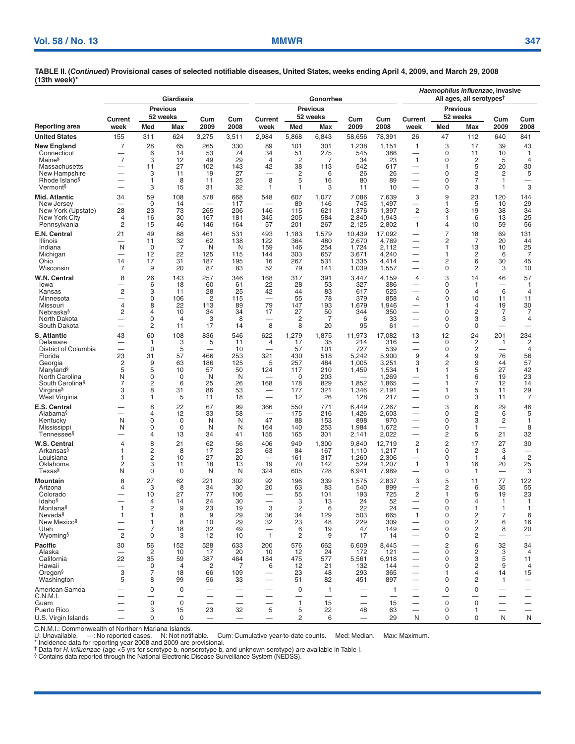**TABLE II. (*Continued*) Provisional cases of selected notifiable diseases, United States, weeks ending April 4, 2009, and March 29, 2008 (13th week)***

| Reporting area | Giardiasis | | | | | Gonorrhea | | | | | *Haemophilus influenzae*, invasive All ages, all serotypes† | | | | |
|---|---|---|---|---|---|---|---|---|---|---|---|---|---|---|---|
| | Current week | Previous 52 weeks | | Cum 2009 | Cum 2008 | Current week | Previous 52 weeks | | Cum 2009 | Cum 2008 | Current week | Previous 52 weeks | | Cum 2009 | Cum 2008 |
| | | Med | Max | | | | Med | Max | | | | Med | Max | | |
| **United States** | 155 | 311 | 624 | 3,275 | 3,511 | 2,984 | 5,868 | 6,843 | 58,656 | 78,391 | 26 | 47 | 112 | 640 | 841 |
| **New England** | 7 | 28 | 65 | 265 | 330 | 89 | 101 | 301 | 1,238 | 1,151 | 1 | 3 | 17 | 39 | 43 |
| Connecticut | — | 6 | 14 | 53 | 74 | 34 | 51 | 275 | 545 | 386 | — | 0 | 11 | 10 | 1 |
| Maine§ | 7 | 3 | 12 | 49 | 29 | 4 | 2 | 7 | 34 | 23 | 1 | 0 | 2 | 5 | 4 |
| Massachusetts | — | 11 | 27 | 102 | 143 | 42 | 38 | 113 | 542 | 617 | — | 1 | 5 | 20 | 30 |
| New Hampshire | — | 3 | 11 | 19 | 27 | — | 2 | 6 | 26 | 26 | — | 0 | 2 | 2 | 5 |
| Rhode Island§ | — | 1 | 8 | 11 | 25 | 8 | 5 | 16 | 80 | 89 | — | 0 | 7 | 1 | — |
| Vermont§ | — | 3 | 15 | 31 | 32 | 1 | 1 | 3 | 11 | 10 | — | 0 | 3 | 1 | 3 |
| **Mid. Atlantic** | 34 | 59 | 108 | 578 | 668 | 548 | 607 | 1,077 | 7,086 | 7,639 | 3 | 9 | 23 | 120 | 144 |
| New Jersey | — | 0 | 14 | — | 117 | — | 89 | 146 | 745 | 1,497 | — | 1 | 5 | 10 | 29 |
| New York (Upstate) | 28 | 23 | 73 | 265 | 206 | 146 | 115 | 621 | 1,376 | 1,397 | 2 | 3 | 19 | 38 | 34 |
| New York City | 4 | 16 | 30 | 167 | 181 | 345 | 205 | 584 | 2,840 | 1,943 | — | 1 | 6 | 13 | 25 |
| Pennsylvania | 2 | 15 | 46 | 146 | 164 | 57 | 201 | 267 | 2,125 | 2,802 | 1 | 4 | 10 | 59 | 56 |
| **E.N. Central** | 21 | 49 | 88 | 461 | 531 | 493 | 1,183 | 1,579 | 10,439 | 17,092 | — | 7 | 18 | 69 | 131 |
| Illinois | — | 11 | 32 | 62 | 138 | 122 | 364 | 480 | 2,670 | 4,769 | — | 2 | 7 | 20 | 44 |
| Indiana | N | 0 | 7 | N | N | 159 | 146 | 254 | 1,724 | 2,112 | — | 1 | 13 | 10 | 25 |
| Michigan | — | 12 | 22 | 125 | 115 | 144 | 303 | 657 | 3,671 | 4,240 | — | 1 | 2 | 6 | 7 |
| Ohio | 14 | 17 | 31 | 187 | 195 | 16 | 267 | 531 | 1,335 | 4,414 | — | 2 | 6 | 30 | 45 |
| Wisconsin | 7 | 9 | 20 | 87 | 83 | 52 | 79 | 141 | 1,039 | 1,557 | — | 0 | 2 | 3 | 10 |
| **W.N. Central** | 8 | 26 | 143 | 257 | 346 | 168 | 317 | 391 | 3,447 | 4,159 | 4 | 3 | 14 | 46 | 57 |
| Iowa | — | 6 | 18 | 60 | 61 | 22 | 28 | 53 | 327 | 386 | — | 0 | 1 | — | 1 |
| Kansas | 2 | 3 | 11 | 28 | 25 | 42 | 44 | 83 | 617 | 525 | — | 0 | 4 | 6 | 4 |
| Minnesota | — | 0 | 106 | 2 | 115 | — | 55 | 78 | 379 | 858 | 4 | 0 | 10 | 11 | 11 |
| Missouri | 4 | 8 | 22 | 113 | 89 | 79 | 147 | 193 | 1,679 | 1,946 | — | 1 | 4 | 19 | 30 |
| Nebraska§ | 2 | 4 | 10 | 34 | 34 | 17 | 27 | 50 | 344 | 350 | — | 0 | 2 | 7 | 7 |
| North Dakota | — | 0 | 4 | 3 | 8 | — | 2 | 7 | 6 | 33 | — | 0 | 3 | 3 | 4 |
| South Dakota | — | 2 | 11 | 17 | 14 | 8 | 8 | 20 | 95 | 61 | — | 0 | 0 | — | — |
| **S. Atlantic** | 43 | 60 | 108 | 836 | 546 | 622 | 1,279 | 1,875 | 11,973 | 17,082 | 13 | 12 | 24 | 201 | 234 |
| Delaware | — | 1 | 3 | 5 | 11 | 4 | 17 | 35 | 214 | 316 | — | 0 | 2 | 1 | 2 |
| District of Columbia | — | 0 | 5 | — | 10 | — | 57 | 101 | 727 | 539 | — | 0 | 2 | — | 4 |
| Florida | 23 | 31 | 57 | 466 | 253 | 321 | 430 | 518 | 5,242 | 5,900 | 9 | 4 | 9 | 76 | 56 |
| Georgia | 2 | 9 | 63 | 186 | 125 | 5 | 257 | 484 | 1,005 | 3,251 | 3 | 2 | 9 | 44 | 57 |
| Maryland§ | 5 | 5 | 10 | 57 | 50 | 124 | 117 | 210 | 1,459 | 1,534 | 1 | 1 | 5 | 27 | 42 |
| North Carolina | N | 0 | 0 | N | N | — | 0 | 203 | — | 1,269 | — | 1 | 6 | 19 | 23 |
| South Carolina§ | 7 | 2 | 6 | 25 | 26 | 168 | 178 | 829 | 1,852 | 1,865 | — | 1 | 7 | 12 | 14 |
| Virginia§ | 3 | 8 | 31 | 86 | 53 | — | 177 | 321 | 1,346 | 2,191 | — | 1 | 5 | 11 | 29 |
| West Virginia | 3 | 1 | 5 | 11 | 18 | — | 12 | 26 | 128 | 217 | — | 0 | 3 | 11 | 7 |
| **E.S. Central** | — | 8 | 22 | 67 | 99 | 366 | 550 | 771 | 6,449 | 7,267 | — | 3 | 6 | 29 | 46 |
| Alabama§ | — | 4 | 12 | 33 | 58 | — | 175 | 216 | 1,426 | 2,603 | — | 0 | 2 | 6 | 5 |
| Kentucky | N | 0 | 0 | N | N | 47 | 88 | 153 | 898 | 970 | — | 0 | 3 | 2 | 1 |
| Mississippi | N | 0 | 0 | N | N | 164 | 140 | 253 | 1,984 | 1,672 | — | 0 | 1 | — | 8 |
| Tennessee§ | — | 4 | 13 | 34 | 41 | 155 | 165 | 301 | 2,141 | 2,022 | — | 2 | 5 | 21 | 32 |
| **W.S. Central** | 4 | 8 | 21 | 62 | 56 | 406 | 949 | 1,300 | 9,840 | 12,719 | 2 | 2 | 17 | 27 | 30 |
| Arkansas§ | 1 | 2 | 8 | 17 | 23 | 63 | 84 | 167 | 1,110 | 1,217 | 1 | 0 | 2 | 3 | — |
| Louisiana | 1 | 2 | 10 | 27 | 20 | — | 161 | 317 | 1,260 | 2,306 | — | 0 | 1 | 4 | 2 |
| Oklahoma | 2 | 3 | 11 | 18 | 13 | 19 | 70 | 142 | 529 | 1,207 | 1 | 1 | 16 | 20 | 25 |
| Texas§ | N | 0 | 0 | N | N | 324 | 605 | 728 | 6,941 | 7,989 | — | 0 | 1 | — | 3 |
| **Mountain** | 8 | 27 | 62 | 221 | 302 | 92 | 196 | 339 | 1,575 | 2,837 | 3 | 5 | 11 | 77 | 122 |
| Arizona | 4 | 3 | 8 | 34 | 30 | 20 | 63 | 83 | 540 | 899 | — | 2 | 6 | 35 | 55 |
| Colorado | — | 10 | 27 | 77 | 106 | — | 55 | 101 | 193 | 725 | 2 | 1 | 5 | 19 | 23 |
| Idaho§ | — | 4 | 14 | 24 | 30 | — | 3 | 13 | 24 | 52 | — | 0 | 4 | 1 | 1 |
| Montana§ | 1 | 2 | 9 | 23 | 19 | 3 | 2 | 6 | 22 | 24 | — | 0 | 1 | 1 | 1 |
| Nevada§ | 1 | 1 | 8 | 9 | 29 | 36 | 34 | 129 | 503 | 665 | 1 | 0 | 2 | 7 | 6 |
| New Mexico§ | — | 1 | 8 | 10 | 29 | 32 | 23 | 48 | 229 | 309 | — | 0 | 2 | 6 | 16 |
| Utah | — | 7 | 18 | 32 | 49 | — | 6 | 19 | 47 | 149 | — | 0 | 2 | 8 | 20 |
| Wyoming§ | 2 | 0 | 3 | 12 | 10 | 1 | 2 | 9 | 17 | 14 | — | 0 | 2 | — | — |
| **Pacific** | 30 | 56 | 152 | 528 | 633 | 200 | 576 | 662 | 6,609 | 8,445 | — | 2 | 6 | 32 | 34 |
| Alaska | — | 2 | 10 | 17 | 20 | 10 | 12 | 24 | 172 | 121 | — | 0 | 2 | 3 | 4 |
| California | 22 | 35 | 59 | 387 | 464 | 184 | 475 | 577 | 5,561 | 6,918 | — | 0 | 3 | 5 | 11 |
| Hawaii | — | 0 | 4 | 2 | 7 | 6 | 12 | 21 | 132 | 144 | — | 0 | 2 | 9 | 4 |
| Oregon§ | 3 | 7 | 18 | 66 | 109 | — | 23 | 48 | 293 | 365 | — | 1 | 4 | 14 | 15 |
| Washington | 5 | 8 | 99 | 56 | 33 | — | 51 | 82 | 451 | 897 | — | 0 | 2 | 1 | — |
| American Samoa | — | 0 | 0 | — | — | — | 0 | 1 | — | 1 | — | 0 | 0 | — | — |
| C.N.M.I. | — | — | — | — | — | — | — | — | — | — | — | — | — | — | — |
| Guam | — | 0 | 0 | — | — | — | 1 | 15 | — | 15 | — | 0 | 0 | — | — |
| Puerto Rico | — | 3 | 15 | 23 | 32 | 5 | 5 | 22 | 48 | 63 | — | 0 | 1 | — | — |
| U.S. Virgin Islands | — | 0 | 0 | — | — | — | 2 | 6 | — | 29 | N | 0 | 0 | N | N |

C.N.M.I.: Commonwealth of Northern Mariana Islands.
U: Unavailable. —: No reported cases. N: Not notifiable. Cum: Cumulative year-to-date counts. Med: Median. Max: Maximum.
* Incidence data for reporting year 2008 and 2009 are provisional.
† Data for *H. influenzae* (age <5 yrs for serotype b, nonserotype b, and unknown serotype) are available in Table I.
§ Contains data reported through the National Electronic Disease Surveillance System (NEDSS).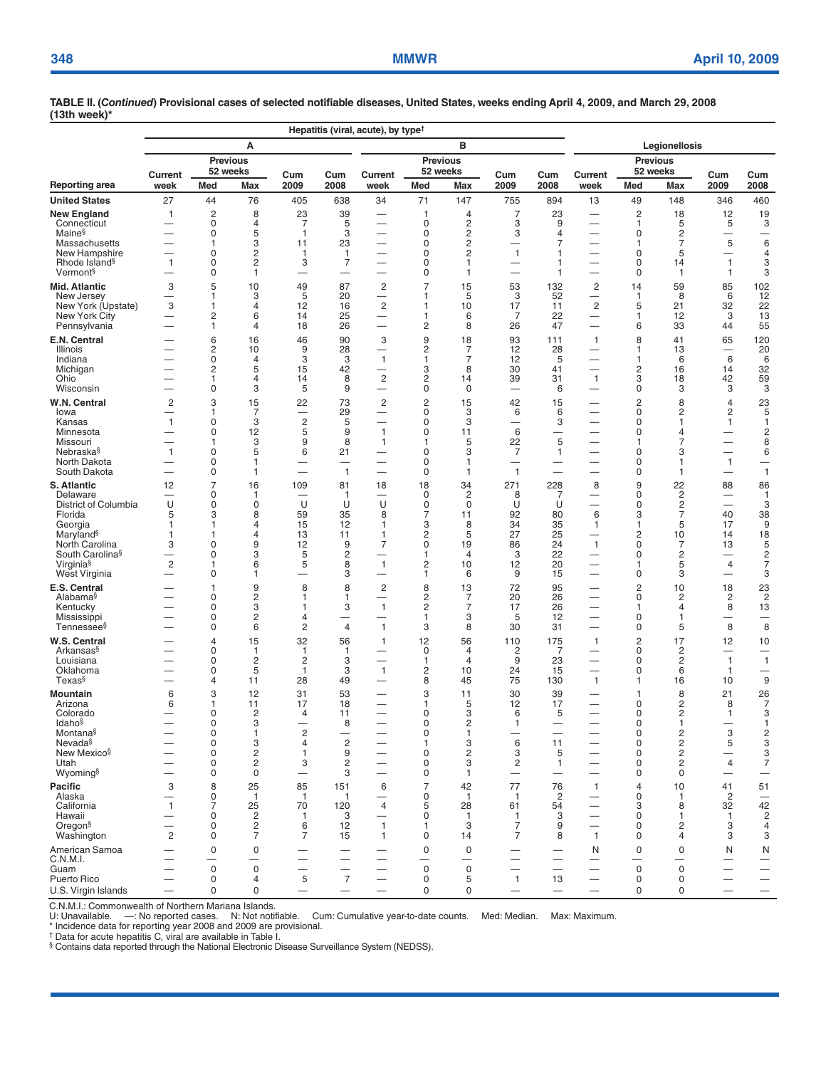**TABLE II. (*Continued*) Provisional cases of selected notifiable diseases, United States, weeks ending April 4, 2009, and March 29, 2008 (13th week)***

| | Hepatitis (viral, acute), by type† | | | | | | | | | | Legionellosis | | | | |
|---|---|---|---|---|---|---|---|---|---|---|---|---|---|---|---|
| | A | | | | | B | | | | | | | | | |
| Reporting area | Current week | Previous 52 weeks Med | Previous 52 weeks Max | Cum 2009 | Cum 2008 | Current week | Previous 52 weeks Med | Previous 52 weeks Max | Cum 2009 | Cum 2008 | Current week | Previous 52 weeks Med | Previous 52 weeks Max | Cum 2009 | Cum 2008 |
| **United States** | 27 | 44 | 76 | 405 | 638 | 34 | 71 | 147 | 755 | 894 | 13 | 49 | 148 | 346 | 460 |
| **New England** | 1 | 2 | 8 | 23 | 39 | — | 1 | 4 | 7 | 23 | — | 2 | 18 | 12 | 19 |
| Connecticut | — | 0 | 4 | 7 | 5 | — | 0 | 2 | 3 | 9 | — | 1 | 5 | 5 | 3 |
| Maine§ | — | 0 | 5 | 1 | 3 | — | 0 | 2 | 3 | 4 | — | 0 | 2 | — | — |
| Massachusetts | — | 1 | 3 | 11 | 23 | — | 0 | 2 | — | 7 | — | 1 | 7 | 5 | 6 |
| New Hampshire | — | 0 | 2 | 1 | 1 | — | 0 | 2 | 1 | 1 | — | 0 | 5 | — | 4 |
| Rhode Island§ | 1 | 0 | 2 | 3 | 7 | — | 0 | 1 | — | 1 | — | 0 | 14 | 1 | 3 |
| Vermont§ | — | 0 | 1 | — | — | — | 0 | 1 | — | 1 | — | 0 | 1 | 1 | 3 |
| **Mid. Atlantic** | 3 | 5 | 10 | 49 | 87 | 2 | 7 | 15 | 53 | 132 | 2 | 14 | 59 | 85 | 102 |
| New Jersey | — | 1 | 3 | 5 | 20 | — | 1 | 5 | 3 | 52 | — | 1 | 8 | 6 | 12 |
| New York (Upstate) | 3 | 1 | 4 | 12 | 16 | 2 | 1 | 10 | 17 | 11 | 2 | 5 | 21 | 32 | 22 |
| New York City | — | 2 | 6 | 14 | 25 | — | 1 | 6 | 7 | 22 | — | 1 | 12 | 3 | 13 |
| Pennsylvania | — | 1 | 4 | 18 | 26 | — | 2 | 8 | 26 | 47 | — | 6 | 33 | 44 | 55 |
| **E.N. Central** | — | 6 | 16 | 46 | 90 | 3 | 9 | 18 | 93 | 111 | 1 | 8 | 41 | 65 | 120 |
| Illinois | — | 2 | 10 | 9 | 28 | — | 2 | 7 | 12 | 28 | — | 1 | 13 | — | 20 |
| Indiana | — | 0 | 4 | 3 | 3 | 1 | 1 | 7 | 12 | 5 | — | 1 | 6 | 6 | 6 |
| Michigan | — | 2 | 5 | 15 | 42 | — | 3 | 8 | 30 | 41 | — | 2 | 16 | 14 | 32 |
| Ohio | — | 1 | 4 | 14 | 8 | 2 | 2 | 14 | 39 | 31 | 1 | 3 | 18 | 42 | 59 |
| Wisconsin | — | 0 | 3 | 5 | 9 | — | 0 | 0 | — | 6 | — | 0 | 3 | 3 | 3 |
| **W.N. Central** | 2 | 3 | 15 | 22 | 73 | 2 | 2 | 15 | 42 | 15 | — | 2 | 8 | 4 | 23 |
| Iowa | — | 1 | 7 | — | 29 | — | 0 | 3 | 6 | 6 | — | 0 | 2 | 2 | 5 |
| Kansas | 1 | 0 | 3 | 2 | 5 | — | 0 | 3 | — | 3 | — | 0 | 1 | 1 | 1 |
| Minnesota | — | 0 | 12 | 5 | 9 | 1 | 0 | 11 | 6 | — | — | 0 | 4 | — | 2 |
| Missouri | — | 1 | 3 | 9 | 8 | 1 | 1 | 5 | 22 | 5 | — | 1 | 7 | — | 8 |
| Nebraska§ | 1 | 0 | 5 | 6 | 21 | — | 0 | 3 | 7 | 1 | — | 0 | 3 | — | 6 |
| North Dakota | — | 0 | 1 | — | — | — | 0 | 1 | — | — | — | 0 | 1 | 1 | — |
| South Dakota | — | 0 | 1 | — | 1 | — | 0 | 1 | 1 | — | — | 0 | 1 | — | 1 |
| **S. Atlantic** | 12 | 7 | 16 | 109 | 81 | 18 | 18 | 34 | 271 | 228 | 8 | 9 | 22 | 88 | 86 |
| Delaware | — | 0 | 1 | — | 1 | — | 0 | 2 | 8 | 7 | — | 0 | 2 | — | 1 |
| District of Columbia | U | 0 | 0 | U | U | U | 0 | 0 | U | U | — | 0 | 2 | — | 3 |
| Florida | 5 | 3 | 8 | 59 | 35 | 8 | 7 | 11 | 92 | 80 | 6 | 3 | 7 | 40 | 38 |
| Georgia | 1 | 1 | 4 | 15 | 12 | 1 | 3 | 8 | 34 | 35 | 1 | 1 | 5 | 17 | 9 |
| Maryland§ | 1 | 1 | 4 | 13 | 11 | 1 | 2 | 5 | 27 | 25 | — | 2 | 10 | 14 | 18 |
| North Carolina | 3 | 0 | 9 | 12 | 9 | 7 | 0 | 19 | 86 | 24 | 1 | 0 | 7 | 13 | 5 |
| South Carolina§ | — | 0 | 3 | 5 | 2 | — | 1 | 4 | 3 | 22 | — | 0 | 2 | — | 2 |
| Virginia§ | 2 | 1 | 6 | 5 | 8 | 1 | 2 | 10 | 12 | 20 | — | 1 | 5 | 4 | 7 |
| West Virginia | — | 0 | 1 | — | 3 | — | 1 | 6 | 9 | 15 | — | 0 | 3 | — | 3 |
| **E.S. Central** | — | 1 | 9 | 8 | 8 | 2 | 8 | 13 | 72 | 95 | — | 2 | 10 | 18 | 23 |
| Alabama§ | — | 0 | 2 | 1 | 1 | — | 2 | 7 | 20 | 26 | — | 0 | 2 | 2 | 2 |
| Kentucky | — | 0 | 3 | 1 | 3 | 1 | 2 | 7 | 17 | 26 | — | 1 | 4 | 8 | 13 |
| Mississippi | — | 0 | 2 | 4 | — | — | 1 | 3 | 5 | 12 | — | 0 | 1 | — | — |
| Tennessee§ | — | 0 | 6 | 2 | 4 | 1 | 3 | 8 | 30 | 31 | — | 0 | 5 | 8 | 8 |
| **W.S. Central** | — | 4 | 15 | 32 | 56 | 1 | 12 | 56 | 110 | 175 | 1 | 2 | 17 | 12 | 10 |
| Arkansas§ | — | 0 | 1 | 1 | 1 | — | 0 | 4 | 2 | 7 | — | 0 | 2 | — | — |
| Louisiana | — | 0 | 2 | 2 | 3 | — | 1 | 4 | 9 | 23 | — | 0 | 2 | 1 | 1 |
| Oklahoma | — | 0 | 5 | 1 | 3 | 1 | 2 | 10 | 24 | 15 | — | 0 | 6 | 1 | — |
| Texas§ | — | 4 | 11 | 28 | 49 | — | 8 | 45 | 75 | 130 | 1 | 1 | 16 | 10 | 9 |
| **Mountain** | 6 | 3 | 12 | 31 | 53 | — | 3 | 11 | 30 | 39 | — | 1 | 8 | 21 | 26 |
| Arizona | 6 | 1 | 11 | 17 | 18 | — | 1 | 5 | 12 | 17 | — | 0 | 2 | 8 | 7 |
| Colorado | — | 0 | 2 | 4 | 11 | — | 0 | 3 | 6 | 5 | — | 0 | 2 | 1 | 3 |
| Idaho§ | — | 0 | 3 | — | 8 | — | 0 | 2 | 1 | — | — | 0 | 1 | — | 1 |
| Montana§ | — | 0 | 1 | 2 | — | — | 0 | 1 | — | — | — | 0 | 2 | 3 | 2 |
| Nevada§ | — | 0 | 3 | 4 | 2 | — | 1 | 3 | 6 | 11 | — | 0 | 2 | 5 | 3 |
| New Mexico§ | — | 0 | 2 | 1 | 9 | — | 0 | 2 | 3 | 5 | — | 0 | 2 | — | 3 |
| Utah | — | 0 | 2 | 3 | 2 | — | 0 | 3 | 2 | 1 | — | 0 | 2 | 4 | 7 |
| Wyoming§ | — | 0 | 0 | — | 3 | — | 0 | 1 | — | — | — | 0 | 0 | — | — |
| **Pacific** | 3 | 8 | 25 | 85 | 151 | 6 | 7 | 42 | 77 | 76 | 1 | 4 | 10 | 41 | 51 |
| Alaska | — | 0 | 1 | 1 | 1 | — | 0 | 1 | 1 | 2 | — | 0 | 1 | 2 | — |
| California | 1 | 7 | 25 | 70 | 120 | 4 | 5 | 28 | 61 | 54 | — | 3 | 8 | 32 | 42 |
| Hawaii | — | 0 | 2 | 1 | 3 | — | 0 | 1 | 1 | 3 | — | 0 | 1 | 1 | 2 |
| Oregon§ | — | 0 | 2 | 6 | 12 | 1 | 1 | 3 | 7 | 9 | — | 0 | 2 | 3 | 4 |
| Washington | 2 | 0 | 7 | 7 | 15 | 1 | 0 | 14 | 7 | 8 | 1 | 0 | 4 | 3 | 3 |
| American Samoa | — | 0 | 0 | — | — | — | 0 | 0 | — | — | N | 0 | 0 | N | N |
| C.N.M.I. | — | — | — | — | — | — | — | — | — | — | — | — | — | — | — |
| Guam | — | 0 | 0 | — | — | — | 0 | 0 | — | — | — | 0 | 0 | — | — |
| Puerto Rico | — | 0 | 4 | 5 | 7 | — | 0 | 5 | 1 | 13 | — | 0 | 0 | — | — |
| U.S. Virgin Islands | — | 0 | 0 | — | — | — | 0 | 0 | — | — | — | 0 | 0 | — | — |

C.N.M.I.: Commonwealth of Northern Mariana Islands.
U: Unavailable. —: No reported cases. N: Not notifiable. Cum: Cumulative year-to-date counts. Med: Median. Max: Maximum.
* Incidence data for reporting year 2008 and 2009 are provisional.
† Data for acute hepatitis C, viral are available in Table I.
§ Contains data reported through the National Electronic Disease Surveillance System (NEDSS).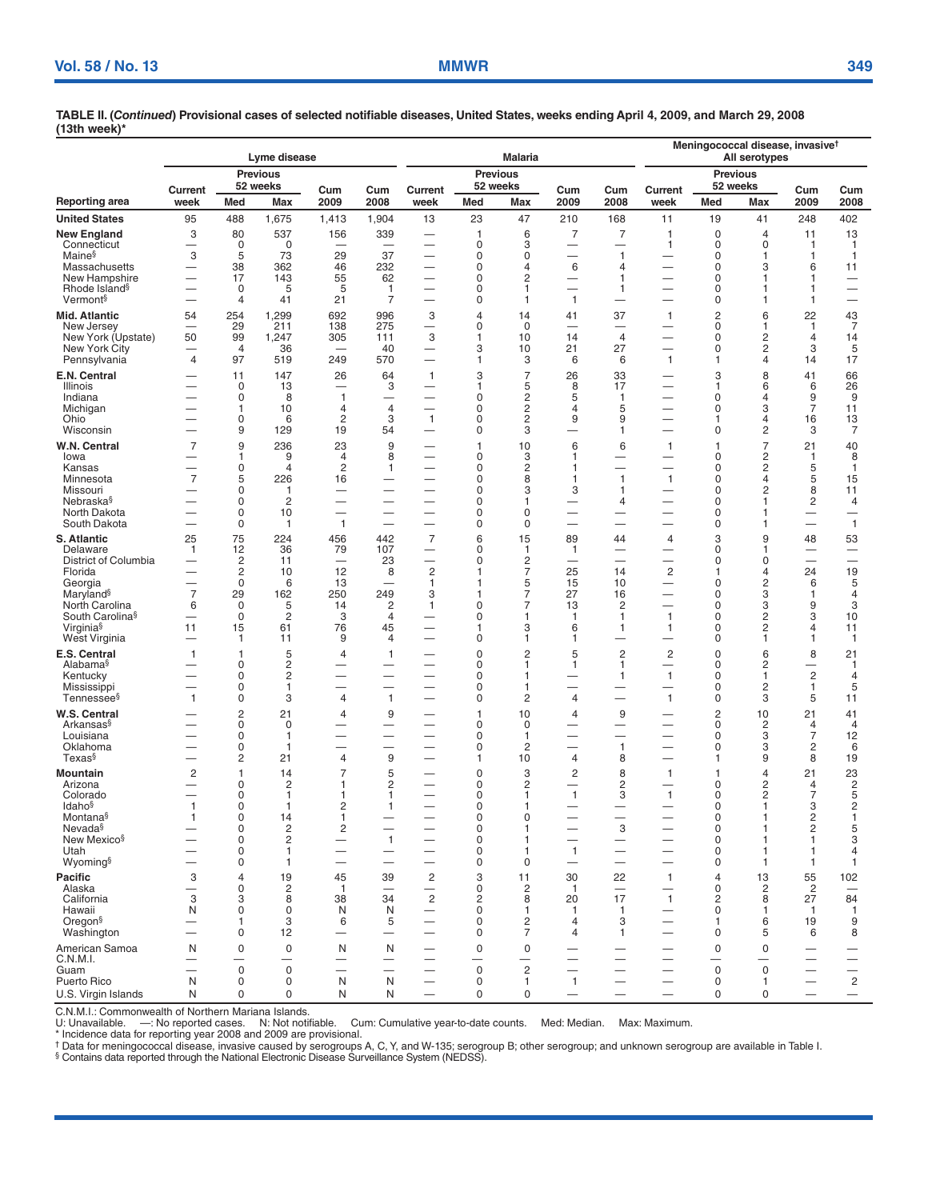**TABLE II. (*Continued*) Provisional cases of selected notifiable diseases, United States, weeks ending April 4, 2009, and March 29, 2008 (13th week)***

| Reporting area | Lyme disease | | | | | Malaria | | | | | Meningococcal disease, invasive† All serotypes | | | | |
|---|---|---|---|---|---|---|---|---|---|---|---|---|---|---|---|
| | Current week | Previous 52 weeks Med | Previous 52 weeks Max | Cum 2009 | Cum 2008 | Current week | Previous 52 weeks Med | Previous 52 weeks Max | Cum 2009 | Cum 2008 | Current week | Previous 52 weeks Med | Previous 52 weeks Max | Cum 2009 | Cum 2008 |
| **United States** | 95 | 488 | 1,675 | 1,413 | 1,904 | 13 | 23 | 47 | 210 | 168 | 11 | 19 | 41 | 248 | 402 |
| **New England** | 3 | 80 | 537 | 156 | 339 | — | 1 | 6 | 7 | 7 | 1 | 0 | 4 | 11 | 13 |
| Connecticut | — | 0 | 0 | — | — | — | 0 | 3 | — | — | 1 | 0 | 0 | 1 | 1 |
| Maine§ | 3 | 5 | 73 | 29 | 37 | — | 0 | 0 | — | 1 | — | 0 | 1 | 1 | 1 |
| Massachusetts | — | 38 | 362 | 46 | 232 | — | 0 | 4 | 6 | 4 | — | 0 | 3 | 6 | 11 |
| New Hampshire | — | 17 | 143 | 55 | 62 | — | 0 | 2 | — | 1 | — | 0 | 1 | 1 | — |
| Rhode Island§ | — | 0 | 5 | 5 | 1 | — | 0 | 1 | — | 1 | — | 0 | 1 | 1 | — |
| Vermont§ | — | 4 | 41 | 21 | 7 | — | 0 | 1 | 1 | — | — | 0 | 1 | 1 | — |
| **Mid. Atlantic** | 54 | 254 | 1,299 | 692 | 996 | 3 | 4 | 14 | 41 | 37 | 1 | 2 | 6 | 22 | 43 |
| New Jersey | — | 29 | 211 | 138 | 275 | — | 0 | 0 | — | — | — | 0 | 1 | 1 | 7 |
| New York (Upstate) | 50 | 99 | 1,247 | 305 | 111 | 3 | 1 | 10 | 14 | 4 | — | 0 | 2 | 4 | 14 |
| New York City | — | 4 | 36 | — | 40 | — | 3 | 10 | 21 | 27 | — | 0 | 2 | 3 | 5 |
| Pennsylvania | 4 | 97 | 519 | 249 | 570 | — | 1 | 3 | 6 | 6 | 1 | 1 | 4 | 14 | 17 |
| **E.N. Central** | — | 11 | 147 | 26 | 64 | 1 | 3 | 7 | 26 | 33 | — | 3 | 8 | 41 | 66 |
| Illinois | — | 0 | 13 | — | 3 | — | 1 | 5 | 8 | 17 | — | 1 | 6 | 6 | 26 |
| Indiana | — | 0 | 8 | 1 | — | — | 0 | 2 | 5 | 1 | — | 0 | 4 | 9 | 9 |
| Michigan | — | 1 | 10 | 4 | 4 | — | 0 | 2 | 4 | 5 | — | 0 | 3 | 7 | 11 |
| Ohio | — | 0 | 6 | 2 | 3 | 1 | 0 | 2 | 9 | 9 | — | 1 | 4 | 16 | 13 |
| Wisconsin | — | 9 | 129 | 19 | 54 | — | 0 | 3 | — | 1 | — | 0 | 2 | 3 | 7 |
| **W.N. Central** | 7 | 9 | 236 | 23 | 9 | — | 1 | 10 | 6 | 6 | 1 | 1 | 7 | 21 | 40 |
| Iowa | — | 1 | 9 | 4 | 8 | — | 0 | 3 | 1 | — | — | 0 | 2 | 1 | 8 |
| Kansas | — | 0 | 4 | 2 | 1 | — | 0 | 2 | 1 | — | — | 0 | 2 | 5 | 1 |
| Minnesota | 7 | 5 | 226 | 16 | — | — | 0 | 8 | 1 | 1 | 1 | 0 | 4 | 5 | 15 |
| Missouri | — | 0 | 1 | — | — | — | 0 | 3 | 3 | 1 | — | 0 | 2 | 8 | 11 |
| Nebraska§ | — | 0 | 2 | — | — | — | 0 | 1 | — | 4 | — | 0 | 1 | 2 | 4 |
| North Dakota | — | 0 | 10 | — | — | — | 0 | 0 | — | — | — | 0 | 1 | — | — |
| South Dakota | — | 0 | 1 | 1 | — | — | 0 | 0 | — | — | — | 0 | 1 | — | 1 |
| **S. Atlantic** | 25 | 75 | 224 | 456 | 442 | 7 | 6 | 15 | 89 | 44 | 4 | 3 | 9 | 48 | 53 |
| Delaware | 1 | 12 | 36 | 79 | 107 | — | 0 | 1 | 1 | — | — | 0 | 1 | — | — |
| District of Columbia | — | 2 | 11 | — | 23 | — | 0 | 2 | — | — | — | 0 | 0 | — | — |
| Florida | — | 2 | 10 | 12 | 8 | 2 | 1 | 7 | 25 | 14 | 2 | 1 | 4 | 24 | 19 |
| Georgia | — | 0 | 6 | 13 | — | 1 | 1 | 5 | 15 | 10 | — | 0 | 2 | 6 | 5 |
| Maryland§ | 7 | 29 | 162 | 250 | 249 | 3 | 1 | 7 | 27 | 16 | — | 0 | 3 | 1 | 4 |
| North Carolina | 6 | 0 | 5 | 14 | 2 | 1 | 0 | 7 | 13 | 2 | — | 0 | 3 | 9 | 3 |
| South Carolina§ | — | 0 | 2 | 3 | 4 | — | 0 | 1 | 1 | 1 | 1 | 0 | 2 | 3 | 10 |
| Virginia§ | 11 | 15 | 61 | 76 | 45 | — | 1 | 3 | 6 | 1 | 1 | 0 | 2 | 4 | 11 |
| West Virginia | — | 1 | 11 | 9 | 4 | — | 0 | 1 | 1 | — | — | 0 | 1 | 1 | 1 |
| **E.S. Central** | 1 | 1 | 5 | 4 | 1 | — | 0 | 2 | 5 | 2 | 2 | 0 | 6 | 8 | 21 |
| Alabama§ | — | 0 | 2 | — | — | — | 0 | 1 | 1 | 1 | — | 0 | 2 | — | 1 |
| Kentucky | — | 0 | 2 | — | — | — | 0 | 1 | — | 1 | 1 | 0 | 1 | 2 | 4 |
| Mississippi | — | 0 | 1 | — | — | — | 0 | 1 | — | — | — | 0 | 2 | 1 | 5 |
| Tennessee§ | 1 | 0 | 3 | 4 | 1 | — | 0 | 2 | 4 | — | 1 | 0 | 3 | 5 | 11 |
| **W.S. Central** | — | 2 | 21 | 4 | 9 | — | 1 | 10 | 4 | 9 | — | 2 | 10 | 21 | 41 |
| Arkansas§ | — | 0 | 0 | — | — | — | 0 | 0 | — | — | — | 0 | 2 | 4 | 4 |
| Louisiana | — | 0 | 1 | — | — | — | 0 | 1 | — | — | — | 0 | 3 | 7 | 12 |
| Oklahoma | — | 0 | 1 | — | — | — | 0 | 2 | — | 1 | — | 0 | 3 | 2 | 6 |
| Texas§ | — | 2 | 21 | 4 | 9 | — | 1 | 10 | 4 | 8 | — | 1 | 9 | 8 | 19 |
| **Mountain** | 2 | 1 | 14 | 7 | 5 | — | 0 | 3 | 2 | 8 | 1 | 1 | 4 | 21 | 23 |
| Arizona | — | 0 | 2 | 1 | 2 | — | 0 | 2 | — | 2 | — | 0 | 2 | 4 | 2 |
| Colorado | — | 0 | 1 | 1 | 1 | — | 0 | 1 | 1 | 3 | 1 | 0 | 2 | 7 | 5 |
| Idaho§ | 1 | 0 | 1 | 2 | 1 | — | 0 | 1 | — | — | — | 0 | 1 | 3 | 2 |
| Montana§ | 1 | 0 | 14 | 1 | — | — | 0 | 0 | — | — | — | 0 | 1 | 2 | 1 |
| Nevada§ | — | 0 | 2 | 2 | — | — | 0 | 1 | — | 3 | — | 0 | 1 | 2 | 5 |
| New Mexico§ | — | 0 | 2 | — | 1 | — | 0 | 1 | — | — | — | 0 | 1 | 1 | 3 |
| Utah | — | 0 | 1 | — | — | — | 0 | 1 | 1 | — | — | 0 | 1 | 1 | 4 |
| Wyoming§ | — | 0 | 1 | — | — | — | 0 | 0 | — | — | — | 0 | 1 | 1 | 1 |
| **Pacific** | 3 | 4 | 19 | 45 | 39 | 2 | 3 | 11 | 30 | 22 | 1 | 4 | 13 | 55 | 102 |
| Alaska | — | 0 | 2 | 1 | — | — | 0 | 2 | 1 | — | — | 0 | 2 | 2 | — |
| California | 3 | 3 | 8 | 38 | 34 | 2 | 2 | 8 | 20 | 17 | 1 | 2 | 8 | 27 | 84 |
| Hawaii | N | 0 | 0 | N | N | — | 0 | 1 | 1 | 1 | — | 0 | 1 | 1 | 1 |
| Oregon§ | — | 1 | 3 | 6 | 5 | — | 0 | 2 | 4 | 3 | — | 1 | 6 | 19 | 9 |
| Washington | — | 0 | 12 | — | — | — | 0 | 7 | 4 | 1 | — | 0 | 5 | 6 | 8 |
| American Samoa | N | 0 | 0 | N | N | — | 0 | 0 | — | — | — | 0 | 0 | — | — |
| C.N.M.I. | — | — | — | — | — | — | — | — | — | — | — | — | — | — | — |
| Guam | — | 0 | 0 | — | — | — | 0 | 2 | — | — | — | 0 | 0 | — | — |
| Puerto Rico | N | 0 | 0 | N | N | — | 0 | 1 | 1 | — | — | 0 | 1 | — | 2 |
| U.S. Virgin Islands | N | 0 | 0 | N | N | — | 0 | 0 | — | — | — | 0 | 0 | — | — |

C.N.M.I.: Commonwealth of Northern Mariana Islands.
U: Unavailable. —: No reported cases. N: Not notifiable. Cum: Cumulative year-to-date counts. Med: Median. Max: Maximum.
* Incidence data for reporting year 2008 and 2009 are provisional.
† Data for meningococcal disease, invasive caused by serogroups A, C, Y, and W-135; serogroup B; other serogroup; and unknown serogroup are available in Table I.
§ Contains data reported through the National Electronic Disease Surveillance System (NEDSS).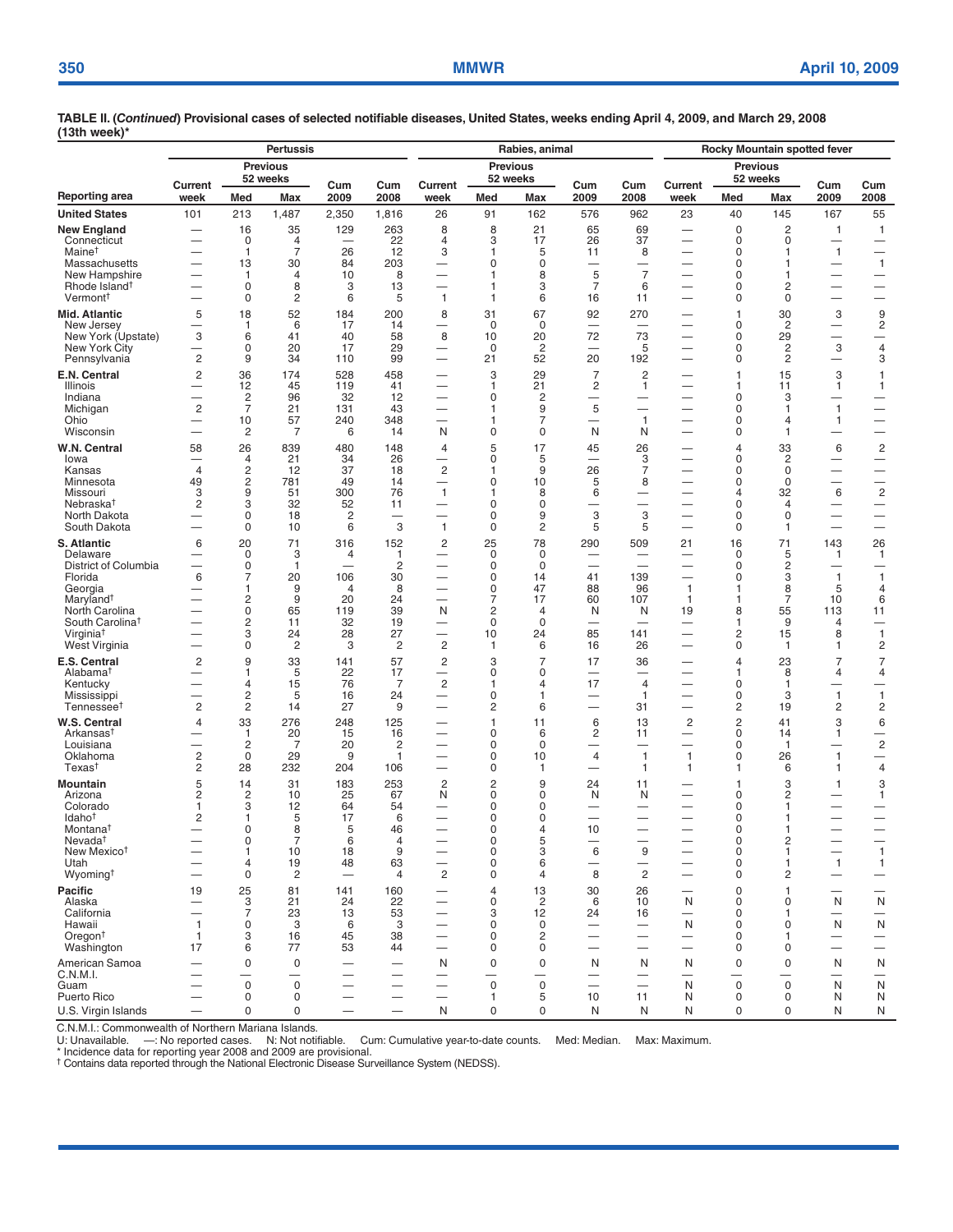**TABLE II. (*Continued*) Provisional cases of selected notifiable diseases, United States, weeks ending April 4, 2009, and March 29, 2008 (13th week)***

| Reporting area | Pertussis | | | | | Rabies, animal | | | | | Rocky Mountain spotted fever | | | | |
|---|---|---|---|---|---|---|---|---|---|---|---|---|---|---|---|
| | Current week | Previous 52 weeks Med | Previous 52 weeks Max | Cum 2009 | Cum 2008 | Current week | Previous 52 weeks Med | Previous 52 weeks Max | Cum 2009 | Cum 2008 | Current week | Previous 52 weeks Med | Previous 52 weeks Max | Cum 2009 | Cum 2008 |
| **United States** | 101 | 213 | 1,487 | 2,350 | 1,816 | 26 | 91 | 162 | 576 | 962 | 23 | 40 | 145 | 167 | 55 |
| **New England** | — | 16 | 35 | 129 | 263 | 8 | 8 | 21 | 65 | 69 | — | 0 | 2 | 1 | 1 |
| Connecticut | — | 0 | 4 | — | 22 | 4 | 3 | 17 | 26 | 37 | — | 0 | 0 | — | — |
| Maine† | — | 1 | 7 | 26 | 12 | 3 | 1 | 5 | 11 | 8 | — | 0 | 1 | 1 | — |
| Massachusetts | — | 13 | 30 | 84 | 203 | — | 0 | 0 | — | — | — | 0 | 1 | — | 1 |
| New Hampshire | — | 1 | 4 | 10 | 8 | — | 1 | 8 | 5 | 7 | — | 0 | 1 | — | — |
| Rhode Island† | — | 0 | 8 | 3 | 13 | — | 1 | 3 | 7 | 6 | — | 0 | 2 | — | — |
| Vermont† | — | 0 | 2 | 6 | 5 | 1 | 1 | 6 | 16 | 11 | — | 0 | 0 | — | — |
| **Mid. Atlantic** | 5 | 18 | 52 | 184 | 200 | 8 | 31 | 67 | 92 | 270 | — | 1 | 30 | 3 | 9 |
| New Jersey | — | 1 | 6 | 17 | 14 | — | 0 | 0 | — | — | — | 0 | 2 | — | 2 |
| New York (Upstate) | 3 | 6 | 41 | 40 | 58 | 8 | 10 | 20 | 72 | 73 | — | 0 | 29 | — | — |
| New York City | — | 0 | 20 | 17 | 29 | — | 0 | 2 | — | 5 | — | 0 | 2 | 3 | 4 |
| Pennsylvania | 2 | 9 | 34 | 110 | 99 | — | 21 | 52 | 20 | 192 | — | 0 | 2 | — | 3 |
| **E.N. Central** | 2 | 36 | 174 | 528 | 458 | — | 3 | 29 | 7 | 2 | — | 1 | 15 | 3 | 1 |
| Illinois | — | 12 | 45 | 119 | 41 | — | 1 | 21 | 2 | 1 | — | 1 | 11 | 1 | 1 |
| Indiana | — | 2 | 96 | 32 | 12 | — | 0 | 2 | — | — | — | 0 | 3 | — | — |
| Michigan | 2 | 7 | 21 | 131 | 43 | — | 1 | 9 | 5 | — | — | 0 | 1 | 1 | — |
| Ohio | — | 10 | 57 | 240 | 348 | — | 1 | 7 | — | 1 | — | 0 | 4 | 1 | — |
| Wisconsin | — | 2 | 7 | 6 | 14 | N | 0 | 0 | N | N | — | 0 | 1 | — | — |
| **W.N. Central** | 58 | 26 | 839 | 480 | 148 | 4 | 5 | 17 | 45 | 26 | — | 4 | 33 | 6 | 2 |
| Iowa | — | 4 | 21 | 34 | 26 | — | 0 | 5 | — | 3 | — | 0 | 2 | — | — |
| Kansas | 4 | 2 | 12 | 37 | 18 | 2 | 1 | 9 | 26 | 7 | — | 0 | 0 | — | — |
| Minnesota | 49 | 2 | 781 | 49 | 14 | — | 0 | 10 | 5 | 8 | — | 0 | 0 | — | — |
| Missouri | 3 | 9 | 51 | 300 | 76 | 1 | 1 | 8 | 6 | — | — | 4 | 32 | 6 | 2 |
| Nebraska† | 2 | 3 | 32 | 52 | 11 | — | 0 | 0 | — | — | — | 0 | 4 | — | — |
| North Dakota | — | 0 | 18 | 2 | — | — | 0 | 9 | 3 | 3 | — | 0 | 0 | — | — |
| South Dakota | — | 0 | 10 | 6 | 3 | 1 | 0 | 2 | 5 | 5 | — | 0 | 1 | — | — |
| **S. Atlantic** | 6 | 20 | 71 | 316 | 152 | 2 | 25 | 78 | 290 | 509 | 21 | 16 | 71 | 143 | 26 |
| Delaware | — | 0 | 3 | 4 | 1 | — | 0 | 0 | — | — | — | 0 | 5 | 1 | 1 |
| District of Columbia | — | 0 | 1 | — | 2 | — | 0 | 0 | — | — | — | 0 | 2 | — | — |
| Florida | 6 | 7 | 20 | 106 | 30 | — | 0 | 14 | 41 | 139 | — | 0 | 3 | 1 | 1 |
| Georgia | — | 1 | 9 | 4 | 8 | — | 0 | 47 | 88 | 96 | 1 | 1 | 8 | 5 | 4 |
| Maryland† | — | 2 | 9 | 20 | 24 | — | 7 | 17 | 60 | 107 | 1 | 1 | 7 | 10 | 6 |
| North Carolina | — | 0 | 65 | 119 | 39 | N | 2 | 4 | N | N | 19 | 8 | 55 | 113 | 11 |
| South Carolina† | — | 2 | 11 | 32 | 19 | — | 0 | 0 | — | — | — | 1 | 9 | 4 | — |
| Virginia† | — | 3 | 24 | 28 | 27 | — | 10 | 24 | 85 | 141 | — | 2 | 15 | 8 | 1 |
| West Virginia | — | 0 | 2 | 3 | 2 | 2 | 1 | 6 | 16 | 26 | — | 0 | 1 | 1 | 2 |
| **E.S. Central** | 2 | 9 | 33 | 141 | 57 | 2 | 3 | 7 | 17 | 36 | — | 4 | 23 | 7 | 7 |
| Alabama† | — | 1 | 5 | 22 | 17 | — | 0 | 0 | — | — | — | 1 | 8 | 4 | 4 |
| Kentucky | — | 4 | 15 | 76 | 7 | 2 | 1 | 4 | 17 | 4 | — | 0 | 1 | — | — |
| Mississippi | — | 2 | 5 | 16 | 24 | — | 0 | 1 | — | 1 | — | 0 | 3 | 1 | 1 |
| Tennessee† | 2 | 2 | 14 | 27 | 9 | — | 2 | 6 | — | 31 | — | 2 | 19 | 2 | 2 |
| **W.S. Central** | 4 | 33 | 276 | 248 | 125 | — | 1 | 11 | 6 | 13 | 2 | 2 | 41 | 3 | 6 |
| Arkansas† | — | 1 | 20 | 15 | 16 | — | 0 | 6 | 2 | 11 | — | 0 | 14 | 1 | — |
| Louisiana | — | 2 | 7 | 20 | 2 | — | 0 | 0 | — | — | — | 0 | 1 | — | 2 |
| Oklahoma | 2 | 0 | 29 | 9 | 1 | — | 0 | 10 | 4 | 1 | 1 | 0 | 26 | 1 | — |
| Texas† | 2 | 28 | 232 | 204 | 106 | — | 0 | 1 | — | 1 | 1 | 1 | 6 | 1 | 4 |
| **Mountain** | 5 | 14 | 31 | 183 | 253 | 2 | 2 | 9 | 24 | 11 | — | 1 | 3 | 1 | 3 |
| Arizona | 2 | 2 | 10 | 25 | 67 | N | 0 | 0 | N | N | — | 0 | 2 | — | 1 |
| Colorado | 1 | 3 | 12 | 64 | 54 | — | 0 | 0 | — | — | — | 0 | 1 | — | — |
| Idaho† | 2 | 1 | 5 | 17 | 6 | — | 0 | 0 | — | — | — | 0 | 1 | — | — |
| Montana† | — | 0 | 8 | 5 | 46 | — | 0 | 4 | 10 | — | — | 0 | 1 | — | — |
| Nevada† | — | 0 | 7 | 6 | 4 | — | 0 | 5 | — | — | — | 0 | 2 | — | — |
| New Mexico† | — | 1 | 10 | 18 | 9 | — | 0 | 3 | 6 | 9 | — | 0 | 1 | — | 1 |
| Utah | — | 4 | 19 | 48 | 63 | — | 0 | 6 | — | — | — | 0 | 1 | 1 | 1 |
| Wyoming† | — | 0 | 2 | — | 4 | 2 | 0 | 4 | 8 | 2 | — | 0 | 2 | — | — |
| **Pacific** | 19 | 25 | 81 | 141 | 160 | — | 4 | 13 | 30 | 26 | — | 0 | 1 | — | — |
| Alaska | — | 3 | 21 | 24 | 22 | — | 0 | 2 | 6 | 10 | N | 0 | 0 | N | N |
| California | — | 7 | 23 | 13 | 53 | — | 3 | 12 | 24 | 16 | — | 0 | 1 | — | — |
| Hawaii | 1 | 0 | 3 | 6 | 3 | — | 0 | 0 | — | — | N | 0 | 0 | N | N |
| Oregon† | 1 | 3 | 16 | 45 | 38 | — | 0 | 2 | — | — | — | 0 | 1 | — | — |
| Washington | 17 | 6 | 77 | 53 | 44 | — | 0 | 0 | — | — | — | 0 | 0 | — | — |
| American Samoa | — | 0 | 0 | — | — | N | 0 | 0 | N | N | N | 0 | 0 | N | N |
| C.N.M.I. | — | — | — | — | — | — | — | — | — | — | — | — | — | — | — |
| Guam | — | 0 | 0 | — | — | — | 0 | 0 | — | — | N | 0 | 0 | N | N |
| Puerto Rico | — | 0 | 0 | — | — | — | 1 | 5 | 10 | 11 | N | 0 | 0 | N | N |
| U.S. Virgin Islands | — | 0 | 0 | — | — | N | 0 | 0 | N | N | N | 0 | 0 | N | N |

C.N.M.I.: Commonwealth of Northern Mariana Islands.
U: Unavailable. —: No reported cases. N: Not notifiable. Cum: Cumulative year-to-date counts. Med: Median. Max: Maximum.
* Incidence data for reporting year 2008 and 2009 are provisional.
† Contains data reported through the National Electronic Disease Surveillance System (NEDSS).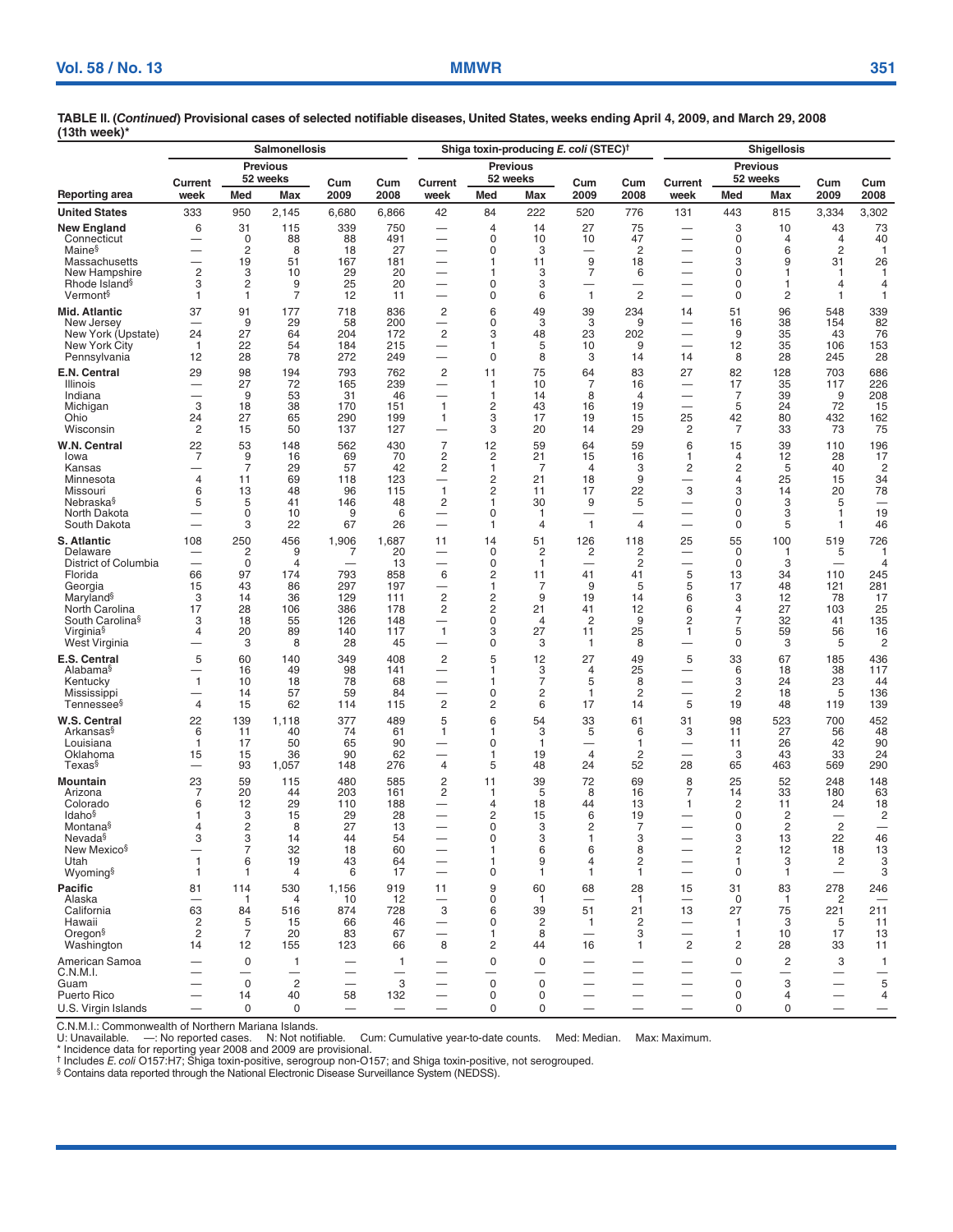**TABLE II. (*Continued*) Provisional cases of selected notifiable diseases, United States, weeks ending April 4, 2009, and March 29, 2008 (13th week)***

| Reporting area | Salmonellosis | | | | | Shiga toxin-producing *E. coli* (STEC)† | | | | | Shigellosis | | | | |
|---|---|---|---|---|---|---|---|---|---|---|---|---|---|---|---|
| | Current week | Previous 52 weeks Med | Previous 52 weeks Max | Cum 2009 | Cum 2008 | Current week | Previous 52 weeks Med | Previous 52 weeks Max | Cum 2009 | Cum 2008 | Current week | Previous 52 weeks Med | Previous 52 weeks Max | Cum 2009 | Cum 2008 |
| **United States** | 333 | 950 | 2,145 | 6,680 | 6,866 | 42 | 84 | 222 | 520 | 776 | 131 | 443 | 815 | 3,334 | 3,302 |
| **New England** | 6 | 31 | 115 | 339 | 750 | — | 4 | 14 | 27 | 75 | — | 3 | 10 | 43 | 73 |
| Connecticut | — | 0 | 88 | 88 | 491 | — | 0 | 10 | 10 | 47 | — | 0 | 4 | 4 | 40 |
| Maine§ | — | 2 | 8 | 18 | 27 | — | 0 | 3 | — | 2 | — | 0 | 6 | 2 | 1 |
| Massachusetts | — | 19 | 51 | 167 | 181 | — | 1 | 11 | 9 | 18 | — | 3 | 9 | 31 | 26 |
| New Hampshire | 2 | 3 | 10 | 29 | 20 | — | 1 | 3 | 7 | 6 | — | 0 | 1 | 1 | 1 |
| Rhode Island§ | 3 | 2 | 9 | 25 | 20 | — | 0 | 3 | — | — | — | 0 | 1 | 4 | 4 |
| Vermont§ | 1 | 1 | 7 | 12 | 11 | — | 0 | 6 | 1 | 2 | — | 0 | 2 | 1 | 1 |
| **Mid. Atlantic** | 37 | 91 | 177 | 718 | 836 | 2 | 6 | 49 | 39 | 234 | 14 | 51 | 96 | 548 | 339 |
| New Jersey | — | 9 | 29 | 58 | 200 | — | 0 | 3 | 3 | 9 | — | 16 | 38 | 154 | 82 |
| New York (Upstate) | 24 | 27 | 64 | 204 | 172 | 2 | 3 | 48 | 23 | 202 | — | 9 | 35 | 43 | 76 |
| New York City | 1 | 22 | 54 | 184 | 215 | — | 1 | 5 | 10 | 9 | — | 12 | 35 | 106 | 153 |
| Pennsylvania | 12 | 28 | 78 | 272 | 249 | — | 0 | 8 | 3 | 14 | 14 | 8 | 28 | 245 | 28 |
| **E.N. Central** | 29 | 98 | 194 | 793 | 762 | 2 | 11 | 75 | 64 | 83 | 27 | 82 | 128 | 703 | 686 |
| Illinois | — | 27 | 72 | 165 | 239 | — | 1 | 10 | 7 | 16 | — | 17 | 35 | 117 | 226 |
| Indiana | — | 9 | 53 | 31 | 46 | — | 1 | 14 | 8 | 4 | — | 7 | 39 | 9 | 208 |
| Michigan | 3 | 18 | 38 | 170 | 151 | 1 | 2 | 43 | 16 | 19 | — | 5 | 24 | 72 | 15 |
| Ohio | 24 | 27 | 65 | 290 | 199 | 1 | 3 | 17 | 19 | 15 | 25 | 42 | 80 | 432 | 162 |
| Wisconsin | 2 | 15 | 50 | 137 | 127 | — | 3 | 20 | 14 | 29 | 2 | 7 | 33 | 73 | 75 |
| **W.N. Central** | 22 | 53 | 148 | 562 | 430 | 7 | 12 | 59 | 64 | 59 | 6 | 15 | 39 | 110 | 196 |
| Iowa | 7 | 9 | 16 | 69 | 70 | 2 | 2 | 21 | 15 | 16 | 1 | 4 | 12 | 28 | 17 |
| Kansas | — | 7 | 29 | 57 | 42 | 2 | 1 | 7 | 4 | 3 | 2 | 2 | 5 | 40 | 2 |
| Minnesota | 4 | 11 | 69 | 118 | 123 | — | 2 | 21 | 18 | 9 | — | 4 | 25 | 15 | 34 |
| Missouri | 6 | 13 | 48 | 96 | 115 | 1 | 2 | 11 | 17 | 22 | 3 | 3 | 14 | 20 | 78 |
| Nebraska§ | 5 | 5 | 41 | 146 | 48 | 2 | 1 | 30 | 9 | 5 | — | 0 | 3 | 5 | — |
| North Dakota | — | 0 | 10 | 9 | 6 | — | 0 | 1 | — | — | — | 0 | 3 | 1 | 19 |
| South Dakota | — | 3 | 22 | 67 | 26 | — | 1 | 4 | 1 | 4 | — | 0 | 5 | 1 | 46 |
| **S. Atlantic** | 108 | 250 | 456 | 1,906 | 1,687 | 11 | 14 | 51 | 126 | 118 | 25 | 55 | 100 | 519 | 726 |
| Delaware | — | 2 | 9 | 7 | 20 | — | 0 | 2 | 2 | 2 | — | 0 | 1 | 5 | 1 |
| District of Columbia | — | 0 | 4 | — | 13 | — | 0 | 1 | — | 2 | — | 0 | 3 | — | 4 |
| Florida | 66 | 97 | 174 | 793 | 858 | 6 | 2 | 11 | 41 | 41 | 5 | 13 | 34 | 110 | 245 |
| Georgia | 15 | 43 | 86 | 297 | 197 | — | 1 | 7 | 9 | 5 | 5 | 17 | 48 | 121 | 281 |
| Maryland§ | 3 | 14 | 36 | 129 | 111 | 2 | 2 | 9 | 19 | 14 | 6 | 3 | 12 | 78 | 17 |
| North Carolina | 17 | 28 | 106 | 386 | 178 | 2 | 2 | 21 | 41 | 12 | 6 | 4 | 27 | 103 | 25 |
| South Carolina§ | 3 | 18 | 55 | 126 | 148 | — | 0 | 4 | 2 | 9 | 2 | 7 | 32 | 41 | 135 |
| Virginia§ | 4 | 20 | 89 | 140 | 117 | 1 | 3 | 27 | 11 | 25 | 1 | 5 | 59 | 56 | 16 |
| West Virginia | — | 3 | 8 | 28 | 45 | — | 0 | 3 | 1 | 8 | — | 0 | 3 | 5 | 2 |
| **E.S. Central** | 5 | 60 | 140 | 349 | 408 | 2 | 5 | 12 | 27 | 49 | 5 | 33 | 67 | 185 | 436 |
| Alabama§ | — | 16 | 49 | 98 | 141 | — | 1 | 3 | 4 | 25 | — | 6 | 18 | 38 | 117 |
| Kentucky | 1 | 10 | 18 | 78 | 68 | — | 1 | 7 | 5 | 8 | — | 3 | 24 | 23 | 44 |
| Mississippi | — | 14 | 57 | 59 | 84 | — | 0 | 2 | 1 | 2 | — | 2 | 18 | 5 | 136 |
| Tennessee§ | 4 | 15 | 62 | 114 | 115 | 2 | 2 | 6 | 17 | 14 | 5 | 19 | 48 | 119 | 139 |
| **W.S. Central** | 22 | 139 | 1,118 | 377 | 489 | 5 | 6 | 54 | 33 | 61 | 31 | 98 | 523 | 700 | 452 |
| Arkansas§ | 6 | 11 | 40 | 74 | 61 | 1 | 1 | 3 | 5 | 6 | 3 | 11 | 27 | 56 | 48 |
| Louisiana | 1 | 17 | 50 | 65 | 90 | — | 0 | 1 | — | 1 | — | 11 | 26 | 42 | 90 |
| Oklahoma | 15 | 15 | 36 | 90 | 62 | — | 1 | 19 | 4 | 2 | — | 3 | 43 | 33 | 24 |
| Texas§ | — | 93 | 1,057 | 148 | 276 | 4 | 5 | 48 | 24 | 52 | 28 | 65 | 463 | 569 | 290 |
| **Mountain** | 23 | 59 | 115 | 480 | 585 | 2 | 11 | 39 | 72 | 69 | 8 | 25 | 52 | 248 | 148 |
| Arizona | 7 | 20 | 44 | 203 | 161 | 2 | 1 | 5 | 8 | 16 | 7 | 14 | 33 | 180 | 63 |
| Colorado | 6 | 12 | 29 | 110 | 188 | — | 4 | 18 | 44 | 13 | 1 | 2 | 11 | 24 | 18 |
| Idaho§ | 1 | 3 | 15 | 29 | 28 | — | 2 | 15 | 6 | 19 | — | 0 | 2 | — | 2 |
| Montana§ | 4 | 2 | 8 | 27 | 13 | — | 0 | 3 | 2 | 7 | — | 0 | 2 | 2 | — |
| Nevada§ | 3 | 3 | 14 | 44 | 54 | — | 0 | 3 | 1 | 3 | — | 3 | 13 | 22 | 46 |
| New Mexico§ | — | 7 | 32 | 18 | 60 | — | 1 | 6 | 6 | 8 | — | 2 | 12 | 18 | 13 |
| Utah | 1 | 6 | 19 | 43 | 64 | — | 1 | 9 | 4 | 2 | — | 1 | 3 | 2 | 3 |
| Wyoming§ | 1 | 1 | 4 | 6 | 17 | — | 0 | 1 | 1 | 1 | — | 0 | 1 | — | 3 |
| **Pacific** | 81 | 114 | 530 | 1,156 | 919 | 11 | 9 | 60 | 68 | 28 | 15 | 31 | 83 | 278 | 246 |
| Alaska | — | 1 | 4 | 10 | 12 | — | 0 | 1 | — | 1 | — | 0 | 1 | 2 | — |
| California | 63 | 84 | 516 | 874 | 728 | 3 | 6 | 39 | 51 | 21 | 13 | 27 | 75 | 221 | 211 |
| Hawaii | 2 | 5 | 15 | 66 | 46 | — | 0 | 2 | 1 | 2 | — | 1 | 3 | 5 | 11 |
| Oregon§ | 2 | 7 | 20 | 83 | 67 | — | 1 | 8 | — | 3 | — | 1 | 10 | 17 | 13 |
| Washington | 14 | 12 | 155 | 123 | 66 | 8 | 2 | 44 | 16 | 1 | 2 | 2 | 28 | 33 | 11 |
| American Samoa | — | 0 | 1 | — | 1 | — | 0 | 0 | — | — | — | 0 | 2 | 3 | 1 |
| C.N.M.I. | — | — | — | — | — | — | — | — | — | — | — | — | — | — | — |
| Guam | — | 0 | 2 | — | 3 | — | 0 | 0 | — | — | — | 0 | 3 | — | 5 |
| Puerto Rico | — | 14 | 40 | 58 | 132 | — | 0 | 0 | — | — | — | 0 | 4 | — | 4 |
| U.S. Virgin Islands | — | 0 | 0 | — | — | — | 0 | 0 | — | — | — | 0 | 0 | — | — |

C.N.M.I.: Commonwealth of Northern Mariana Islands.
U: Unavailable. —: No reported cases. N: Not notifiable. Cum: Cumulative year-to-date counts. Med: Median. Max: Maximum.
\* Incidence data for reporting year 2008 and 2009 are provisional.
† Includes *E. coli* O157:H7; Shiga toxin-positive, serogroup non-O157; and Shiga toxin-positive, not serogrouped.
§ Contains data reported through the National Electronic Disease Surveillance System (NEDSS).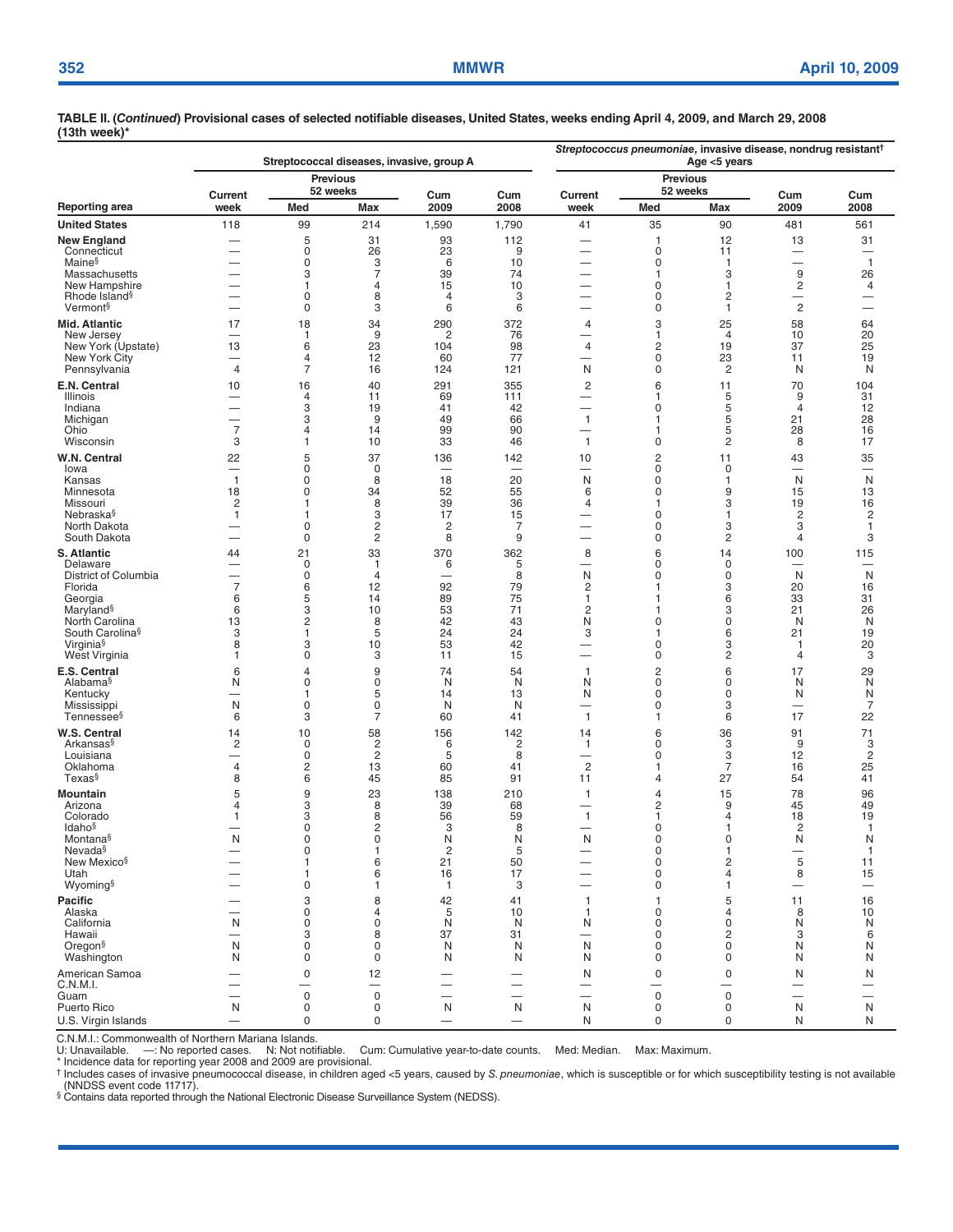**TABLE II. (*Continued*) Provisional cases of selected notifiable diseases, United States, weeks ending April 4, 2009, and March 29, 2008 (13th week)***

| Reporting area | Streptococcal diseases, invasive, group A | | | | | *Streptococcus pneumoniae*, invasive disease, nondrug resistant† Age <5 years | | | | |
|---|---|---|---|---|---|---|---|---|---|---|
| | Current week | Previous 52 weeks Med | Previous 52 weeks Max | Cum 2009 | Cum 2008 | Current week | Previous 52 weeks Med | Previous 52 weeks Max | Cum 2009 | Cum 2008 |
| **United States** | 118 | 99 | 214 | 1,590 | 1,790 | 41 | 35 | 90 | 481 | 561 |
| **New England** | — | 5 | 31 | 93 | 112 | — | 1 | 12 | 13 | 31 |
| Connecticut | — | 0 | 26 | 23 | 9 | — | 0 | 11 | — | — |
| Maine§ | — | 0 | 3 | 6 | 10 | — | 0 | 1 | — | 1 |
| Massachusetts | — | 3 | 7 | 39 | 74 | — | 1 | 3 | 9 | 26 |
| New Hampshire | — | 1 | 4 | 15 | 10 | — | 0 | 1 | 2 | 4 |
| Rhode Island§ | — | 0 | 8 | 4 | 3 | — | 0 | 2 | — | — |
| Vermont§ | — | 0 | 3 | 6 | 6 | — | 0 | 1 | 2 | — |
| **Mid. Atlantic** | 17 | 18 | 34 | 290 | 372 | 4 | 3 | 25 | 58 | 64 |
| New Jersey | — | 1 | 9 | 2 | 76 | — | 1 | 4 | 10 | 20 |
| New York (Upstate) | 13 | 6 | 23 | 104 | 98 | 4 | 2 | 19 | 37 | 25 |
| New York City | — | 4 | 12 | 60 | 77 | — | 0 | 23 | 11 | 19 |
| Pennsylvania | 4 | 7 | 16 | 124 | 121 | N | 0 | 2 | N | N |
| **E.N. Central** | 10 | 16 | 40 | 291 | 355 | 2 | 6 | 11 | 70 | 104 |
| Illinois | — | 4 | 11 | 69 | 111 | — | 1 | 5 | 9 | 31 |
| Indiana | — | 3 | 19 | 41 | 42 | — | 0 | 5 | 4 | 12 |
| Michigan | — | 3 | 9 | 49 | 66 | 1 | 1 | 5 | 21 | 28 |
| Ohio | 7 | 4 | 14 | 99 | 90 | — | 1 | 5 | 28 | 16 |
| Wisconsin | 3 | 1 | 10 | 33 | 46 | 1 | 0 | 2 | 8 | 17 |
| **W.N. Central** | 22 | 5 | 37 | 136 | 142 | 10 | 2 | 11 | 43 | 35 |
| Iowa | — | 0 | 0 | — | — | — | 0 | 0 | — | — |
| Kansas | 1 | 0 | 8 | 18 | 20 | N | 0 | 1 | N | N |
| Minnesota | 18 | 0 | 34 | 52 | 55 | 6 | 0 | 9 | 15 | 13 |
| Missouri | 2 | 1 | 8 | 39 | 36 | 4 | 1 | 3 | 19 | 16 |
| Nebraska§ | 1 | 1 | 3 | 17 | 15 | — | 0 | 1 | 2 | 2 |
| North Dakota | — | 0 | 2 | 2 | 7 | — | 0 | 3 | 3 | 1 |
| South Dakota | — | 0 | 2 | 8 | 9 | — | 0 | 2 | 4 | 3 |
| **S. Atlantic** | 44 | 21 | 33 | 370 | 362 | 8 | 6 | 14 | 100 | 115 |
| Delaware | — | 0 | 1 | 6 | 5 | — | 0 | 0 | — | — |
| District of Columbia | — | 0 | 4 | — | 8 | N | 0 | 0 | N | N |
| Florida | 7 | 6 | 12 | 92 | 79 | 2 | 1 | 3 | 20 | 16 |
| Georgia | 6 | 5 | 14 | 89 | 75 | 1 | 1 | 6 | 33 | 31 |
| Maryland§ | 6 | 3 | 10 | 53 | 71 | 2 | 1 | 3 | 21 | 26 |
| North Carolina | 13 | 2 | 8 | 42 | 43 | N | 0 | 0 | N | N |
| South Carolina§ | 3 | 1 | 5 | 24 | 24 | 3 | 1 | 6 | 21 | 19 |
| Virginia§ | 8 | 3 | 10 | 53 | 42 | — | 0 | 3 | 1 | 20 |
| West Virginia | 1 | 0 | 3 | 11 | 15 | — | 0 | 2 | 4 | 3 |
| **E.S. Central** | 6 | 4 | 9 | 74 | 54 | 1 | 2 | 6 | 17 | 29 |
| Alabama§ | N | 0 | 0 | N | N | N | 0 | 0 | N | N |
| Kentucky | — | 1 | 5 | 14 | 13 | N | 0 | 0 | N | N |
| Mississippi | N | 0 | 0 | N | N | — | 0 | 3 | — | 7 |
| Tennessee§ | 6 | 3 | 7 | 60 | 41 | 1 | 1 | 6 | 17 | 22 |
| **W.S. Central** | 14 | 10 | 58 | 156 | 142 | 14 | 6 | 36 | 91 | 71 |
| Arkansas§ | 2 | 0 | 2 | 6 | 2 | 1 | 0 | 3 | 9 | 3 |
| Louisiana | — | 0 | 2 | 5 | 8 | — | 0 | 3 | 12 | 2 |
| Oklahoma | 4 | 2 | 13 | 60 | 41 | 2 | 1 | 7 | 16 | 25 |
| Texas§ | 8 | 6 | 45 | 85 | 91 | 11 | 4 | 27 | 54 | 41 |
| **Mountain** | 5 | 9 | 23 | 138 | 210 | 1 | 4 | 15 | 78 | 96 |
| Arizona | 4 | 3 | 8 | 39 | 68 | — | 2 | 9 | 45 | 49 |
| Colorado | 1 | 3 | 8 | 56 | 59 | 1 | 1 | 4 | 18 | 19 |
| Idaho§ | — | 0 | 2 | 3 | 8 | — | 0 | 1 | 2 | 1 |
| Montana§ | N | 0 | 0 | N | N | N | 0 | 0 | N | N |
| Nevada§ | — | 0 | 1 | 2 | 5 | — | 0 | 1 | — | 1 |
| New Mexico§ | — | 1 | 6 | 21 | 50 | — | 0 | 2 | 5 | 11 |
| Utah | — | 1 | 6 | 16 | 17 | — | 0 | 4 | 8 | 15 |
| Wyoming§ | — | 0 | 1 | 1 | 3 | — | 0 | 1 | — | — |
| **Pacific** | — | 3 | 8 | 42 | 41 | 1 | 1 | 5 | 11 | 16 |
| Alaska | — | 0 | 4 | 5 | 10 | 1 | 0 | 4 | 8 | 10 |
| California | N | 0 | 0 | N | N | N | 0 | 0 | N | N |
| Hawaii | — | 3 | 8 | 37 | 31 | — | 0 | 2 | 3 | 6 |
| Oregon§ | N | 0 | 0 | N | N | N | 0 | 0 | N | N |
| Washington | N | 0 | 0 | N | N | N | 0 | 0 | N | N |
| American Samoa | — | 0 | 12 | — | — | N | 0 | 0 | N | N |
| C.N.M.I. | — | — | — | — | — | — | — | — | — | — |
| Guam | — | 0 | 0 | — | — | — | 0 | 0 | — | — |
| Puerto Rico | N | 0 | 0 | N | N | N | 0 | 0 | N | N |
| U.S. Virgin Islands | — | 0 | 0 | — | — | N | 0 | 0 | N | N |

C.N.M.I.: Commonwealth of Northern Mariana Islands.
U: Unavailable. —: No reported cases. N: Not notifiable. Cum: Cumulative year-to-date counts. Med: Median. Max: Maximum.
* Incidence data for reporting year 2008 and 2009 are provisional.
† Includes cases of invasive pneumococcal disease, in children aged <5 years, caused by *S. pneumoniae*, which is susceptible or for which susceptibility testing is not available (NNDSS event code 11717).
§ Contains data reported through the National Electronic Disease Surveillance System (NEDSS).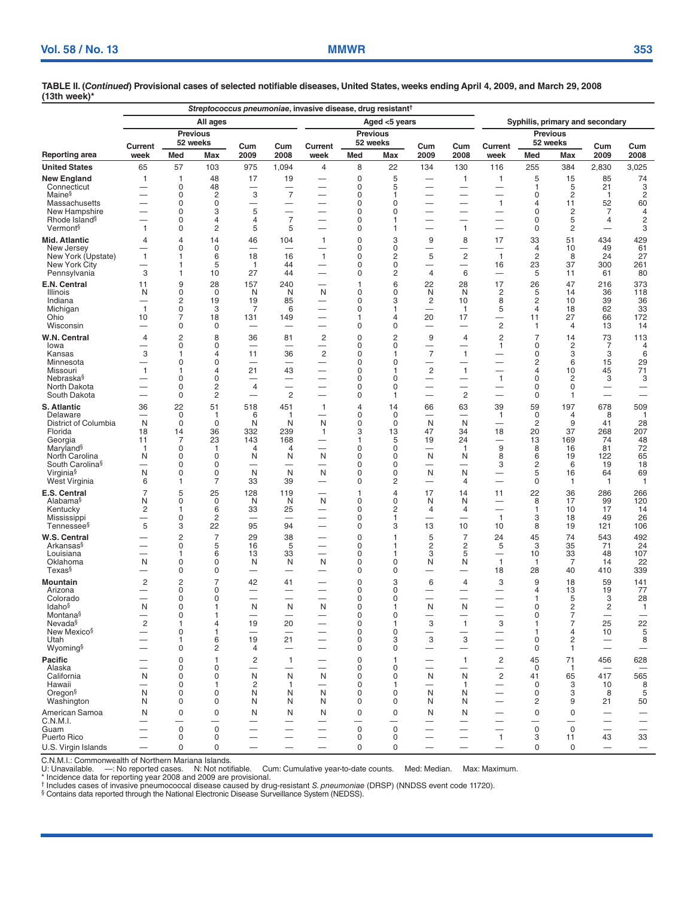**TABLE II. (*Continued*) Provisional cases of selected notifiable diseases, United States, weeks ending April 4, 2009, and March 29, 2008 (13th week)***

| Reporting area | *Streptococcus pneumoniae*, invasive disease, drug resistant† | | | | | | | | | | Syphilis, primary and secondary | | | | |
|---|---|---|---|---|---|---|---|---|---|---|---|---|---|---|---|
| | All ages | | | | | Aged <5 years | | | | | | | | | |
| | Current week | Previous 52 weeks Med | Previous 52 weeks Max | Cum 2009 | Cum 2008 | Current week | Previous 52 weeks Med | Previous 52 weeks Max | Cum 2009 | Cum 2008 | Current week | Previous 52 weeks Med | Previous 52 weeks Max | Cum 2009 | Cum 2008 |
| **United States** | 65 | 57 | 103 | 975 | 1,094 | 4 | 8 | 22 | 134 | 130 | 116 | 255 | 384 | 2,830 | 3,025 |
| **New England** | 1 | 1 | 48 | 17 | 19 | — | 0 | 5 | — | 1 | 1 | 5 | 15 | 85 | 74 |
| Connecticut | — | 0 | 48 | — | — | — | 0 | 5 | — | — | — | 1 | 5 | 21 | 3 |
| Maine§ | — | 0 | 2 | 3 | 7 | — | 0 | 1 | — | — | — | 0 | 2 | 1 | 2 |
| Massachusetts | — | 0 | 0 | — | — | — | 0 | 0 | — | — | 1 | 4 | 11 | 52 | 60 |
| New Hampshire | — | 0 | 3 | 5 | — | — | 0 | 0 | — | — | — | 0 | 2 | 7 | 4 |
| Rhode Island§ | — | 0 | 4 | 4 | 7 | — | 0 | 1 | — | — | — | 0 | 5 | 4 | 2 |
| Vermont§ | 1 | 0 | 2 | 5 | 5 | — | 0 | 1 | — | 1 | — | 0 | 2 | — | 3 |
| **Mid. Atlantic** | 4 | 4 | 14 | 46 | 104 | 1 | 0 | 3 | 9 | 8 | 17 | 33 | 51 | 434 | 429 |
| New Jersey | — | 0 | 0 | — | — | — | 0 | 0 | — | — | — | 4 | 10 | 49 | 61 |
| New York (Upstate) | 1 | 1 | 6 | 18 | 16 | 1 | 0 | 2 | 5 | 2 | 1 | 2 | 8 | 24 | 27 |
| New York City | — | 1 | 5 | 1 | 44 | — | 0 | 0 | — | — | 16 | 23 | 37 | 300 | 261 |
| Pennsylvania | 3 | 1 | 10 | 27 | 44 | — | 0 | 2 | 4 | 6 | — | 5 | 11 | 61 | 80 |
| **E.N. Central** | 11 | 9 | 28 | 157 | 240 | — | 1 | 6 | 22 | 28 | 17 | 26 | 47 | 216 | 373 |
| Illinois | N | 0 | 0 | N | N | N | 0 | 0 | N | N | 2 | 5 | 14 | 36 | 118 |
| Indiana | — | 2 | 19 | 19 | 85 | — | 0 | 3 | 2 | 10 | 8 | 2 | 10 | 39 | 36 |
| Michigan | 1 | 0 | 3 | 7 | 6 | — | 0 | 1 | — | 1 | 5 | 4 | 18 | 62 | 33 |
| Ohio | 10 | 7 | 18 | 131 | 149 | — | 1 | 4 | 20 | 17 | — | 11 | 27 | 66 | 172 |
| Wisconsin | — | 0 | 0 | — | — | — | 0 | 0 | — | — | 2 | 1 | 4 | 13 | 14 |
| **W.N. Central** | 4 | 2 | 8 | 36 | 81 | 2 | 0 | 2 | 9 | 4 | 2 | 7 | 14 | 73 | 113 |
| Iowa | — | 0 | 0 | — | — | — | 0 | 0 | — | — | 1 | 0 | 2 | 7 | 4 |
| Kansas | 3 | 1 | 4 | 11 | 36 | 2 | 0 | 1 | 7 | 1 | — | 0 | 3 | 3 | 6 |
| Minnesota | — | 0 | 0 | — | — | — | 0 | 0 | — | — | — | 2 | 6 | 15 | 29 |
| Missouri | 1 | 1 | 4 | 21 | 43 | — | 0 | 1 | 2 | 1 | — | 4 | 10 | 45 | 71 |
| Nebraska§ | — | 0 | 0 | — | — | — | 0 | 0 | — | — | 1 | 0 | 2 | 3 | 3 |
| North Dakota | — | 0 | 2 | 4 | — | — | 0 | 0 | — | — | — | 0 | 0 | — | — |
| South Dakota | — | 0 | 2 | — | 2 | — | 0 | 1 | — | 2 | — | 0 | 1 | — | — |
| **S. Atlantic** | 36 | 22 | 51 | 518 | 451 | 1 | 4 | 14 | 66 | 63 | 39 | 59 | 197 | 678 | 509 |
| Delaware | — | 0 | 1 | 6 | 1 | — | 0 | 0 | — | — | 1 | 0 | 4 | 8 | 1 |
| District of Columbia | N | 0 | 0 | N | N | N | 0 | 0 | N | N | — | 2 | 9 | 41 | 28 |
| Florida | 18 | 14 | 36 | 332 | 239 | 1 | 3 | 13 | 47 | 34 | 18 | 20 | 37 | 268 | 207 |
| Georgia | 11 | 7 | 23 | 143 | 168 | — | 1 | 5 | 19 | 24 | — | 13 | 169 | 74 | 48 |
| Maryland§ | 1 | 0 | 1 | 4 | 4 | — | 0 | 0 | — | 1 | 9 | 8 | 16 | 81 | 72 |
| North Carolina | N | 0 | 0 | N | N | N | 0 | 0 | N | N | 8 | 6 | 19 | 122 | 65 |
| South Carolina§ | — | 0 | 0 | — | — | — | 0 | 0 | — | — | 3 | 2 | 6 | 19 | 18 |
| Virginia§ | N | 0 | 0 | N | N | N | 0 | 0 | N | N | — | 5 | 16 | 64 | 69 |
| West Virginia | 6 | 1 | 7 | 33 | 39 | — | 0 | 2 | — | 4 | — | 0 | 1 | 1 | 1 |
| **E.S. Central** | 7 | 5 | 25 | 128 | 119 | — | 1 | 4 | 17 | 14 | 11 | 22 | 36 | 286 | 266 |
| Alabama§ | N | 0 | 0 | N | N | N | 0 | 0 | N | N | — | 8 | 17 | 99 | 120 |
| Kentucky | 2 | 1 | 6 | 33 | 25 | — | 0 | 2 | 4 | 4 | — | 1 | 10 | 17 | 14 |
| Mississippi | — | 0 | 2 | — | — | — | 0 | 1 | — | — | 1 | 3 | 18 | 49 | 26 |
| Tennessee§ | 5 | 3 | 22 | 95 | 94 | — | 0 | 3 | 13 | 10 | 10 | 8 | 19 | 121 | 106 |
| **W.S. Central** | — | 2 | 7 | 29 | 38 | — | 0 | 1 | 5 | 7 | 24 | 45 | 74 | 543 | 492 |
| Arkansas§ | — | 0 | 5 | 16 | 5 | — | 0 | 1 | 2 | 2 | 5 | 3 | 35 | 71 | 24 |
| Louisiana | — | 1 | 6 | 13 | 33 | — | 0 | 1 | 3 | 5 | — | 10 | 33 | 48 | 107 |
| Oklahoma | N | 0 | 0 | N | N | N | 0 | 0 | N | N | 1 | 1 | 7 | 14 | 22 |
| Texas§ | — | 0 | 0 | — | — | — | 0 | 0 | — | — | 18 | 28 | 40 | 410 | 339 |
| **Mountain** | 2 | 2 | 7 | 42 | 41 | — | 0 | 3 | 6 | 4 | 3 | 9 | 18 | 59 | 141 |
| Arizona | — | 0 | 0 | — | — | — | 0 | 0 | — | — | — | 4 | 13 | 19 | 77 |
| Colorado | — | 0 | 0 | — | — | — | 0 | 0 | — | — | — | 1 | 5 | 3 | 28 |
| Idaho§ | N | 0 | 1 | N | N | N | 0 | 1 | N | N | — | 0 | 2 | 2 | 1 |
| Montana§ | — | 0 | 1 | — | — | — | 0 | 0 | — | — | — | 0 | 7 | — | — |
| Nevada§ | 2 | 1 | 4 | 19 | 20 | — | 0 | 1 | 3 | 1 | 3 | 1 | 7 | 25 | 22 |
| New Mexico§ | — | 0 | 1 | — | — | — | 0 | 0 | — | — | — | 1 | 4 | 10 | 5 |
| Utah | — | 1 | 6 | 19 | 21 | — | 0 | 3 | 3 | 3 | — | 0 | 2 | — | 8 |
| Wyoming§ | — | 0 | 2 | 4 | — | — | 0 | 0 | — | — | — | 0 | 1 | — | — |
| **Pacific** | — | 0 | 1 | 2 | 1 | — | 0 | 1 | — | 1 | 2 | 45 | 71 | 456 | 628 |
| Alaska | — | 0 | 0 | — | — | — | 0 | 0 | — | — | — | 0 | 1 | — | — |
| California | N | 0 | 0 | N | N | N | 0 | 0 | N | N | 2 | 41 | 65 | 417 | 565 |
| Hawaii | — | 0 | 1 | 2 | 1 | — | 0 | 1 | — | 1 | — | 0 | 3 | 10 | 8 |
| Oregon§ | N | 0 | 0 | N | N | N | 0 | 0 | N | N | — | 0 | 3 | 8 | 5 |
| Washington | N | 0 | 0 | N | N | N | 0 | 0 | N | N | — | 2 | 9 | 21 | 50 |
| American Samoa | N | 0 | 0 | N | N | N | 0 | 0 | N | N | — | 0 | 0 | — | — |
| C.N.M.I. | — | — | — | — | — | — | — | — | — | — | — | — | — | — | — |
| Guam | — | 0 | 0 | — | — | — | 0 | 0 | — | — | — | 0 | 0 | — | — |
| Puerto Rico | — | 0 | 0 | — | — | — | 0 | 0 | — | — | 1 | 3 | 11 | 43 | 33 |
| U.S. Virgin Islands | — | 0 | 0 | — | — | — | 0 | 0 | — | — | — | 0 | 0 | — | — |

C.N.M.I.: Commonwealth of Northern Mariana Islands.
U: Unavailable. —: No reported cases. N: Not notifiable. Cum: Cumulative year-to-date counts. Med: Median. Max: Maximum.
* Incidence data for reporting year 2008 and 2009 are provisional.
† Includes cases of invasive pneumococcal disease caused by drug-resistant *S. pneumoniae* (DRSP) (NNDSS event code 11720).
§ Contains data reported through the National Electronic Disease Surveillance System (NEDSS).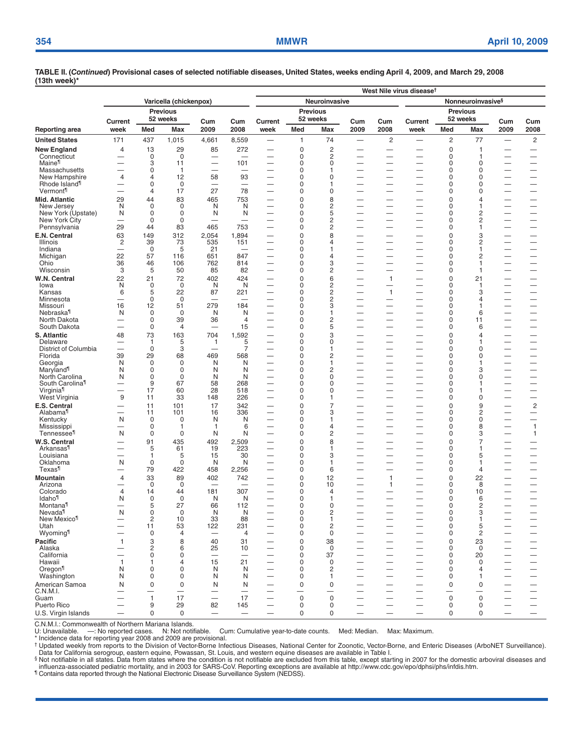**TABLE II. (*Continued*) Provisional cases of selected notifiable diseases, United States, weeks ending April 4, 2009, and March 29, 2008 (13th week)***

| | Varicella (chickenpox) | | | | | West Nile virus disease† | | | | | | | | | |
|---|---|---|---|---|---|---|---|---|---|---|---|---|---|---|---|
| | | | | | | Neuroinvasive | | | | | Nonneuroinvasive§ | | | | |
| | Current | Previous 52 weeks | | Cum | Cum | Current | Previous 52 weeks | | Cum | Cum | Current | Previous 52 weeks | | Cum | Cum |
| Reporting area | week | Med | Max | 2009 | 2008 | week | Med | Max | 2009 | 2008 | week | Med | Max | 2009 | 2008 |
| **United States** | 171 | 437 | 1,015 | 4,661 | 8,559 | — | 1 | 74 | — | 2 | — | 2 | 77 | — | 2 |
| **New England** | 4 | 13 | 29 | 85 | 272 | — | 0 | 2 | — | — | — | 0 | 1 | — | — |
| Connecticut | — | 0 | 0 | — | — | — | 0 | 2 | — | — | — | 0 | 1 | — | — |
| Maine¶ | — | 3 | 11 | — | 101 | — | 0 | 0 | — | — | — | 0 | 0 | — | — |
| Massachusetts | — | 0 | 1 | — | — | — | 0 | 1 | — | — | — | 0 | 0 | — | — |
| New Hampshire | 4 | 4 | 12 | 58 | 93 | — | 0 | 0 | — | — | — | 0 | 0 | — | — |
| Rhode Island¶ | — | 0 | 0 | — | — | — | 0 | 1 | — | — | — | 0 | 0 | — | — |
| Vermont¶ | — | 4 | 17 | 27 | 78 | — | 0 | 0 | — | — | — | 0 | 0 | — | — |
| **Mid. Atlantic** | 29 | 44 | 83 | 465 | 753 | — | 0 | 8 | — | — | — | 0 | 4 | — | — |
| New Jersey | N | 0 | 0 | N | N | — | 0 | 2 | — | — | — | 0 | 1 | — | — |
| New York (Upstate) | N | 0 | 0 | N | N | — | 0 | 5 | — | — | — | 0 | 2 | — | — |
| New York City | — | 0 | 0 | — | — | — | 0 | 2 | — | — | — | 0 | 2 | — | — |
| Pennsylvania | 29 | 44 | 83 | 465 | 753 | — | 0 | 2 | — | — | — | 0 | 1 | — | — |
| **E.N. Central** | 63 | 149 | 312 | 2,054 | 1,894 | — | 0 | 8 | — | — | — | 0 | 3 | — | — |
| Illinois | 2 | 39 | 73 | 535 | 151 | — | 0 | 4 | — | — | — | 0 | 2 | — | — |
| Indiana | — | 0 | 5 | 21 | — | — | 0 | 1 | — | — | — | 0 | 1 | — | — |
| Michigan | 22 | 57 | 116 | 651 | 847 | — | 0 | 4 | — | — | — | 0 | 2 | — | — |
| Ohio | 36 | 46 | 106 | 762 | 814 | — | 0 | 3 | — | — | — | 0 | 1 | — | — |
| Wisconsin | 3 | 5 | 50 | 85 | 82 | — | 0 | 2 | — | — | — | 0 | 1 | — | — |
| **W.N. Central** | 22 | 21 | 72 | 402 | 424 | — | 0 | 6 | — | 1 | — | 0 | 21 | — | — |
| Iowa | N | 0 | 0 | N | N | — | 0 | 2 | — | — | — | 0 | 1 | — | — |
| Kansas | 6 | 5 | 22 | 87 | 221 | — | 0 | 2 | — | 1 | — | 0 | 3 | — | — |
| Minnesota | — | 0 | 0 | — | — | — | 0 | 2 | — | — | — | 0 | 4 | — | — |
| Missouri | 16 | 12 | 51 | 279 | 184 | — | 0 | 3 | — | — | — | 0 | 1 | — | — |
| Nebraska¶ | N | 0 | 0 | N | N | — | 0 | 1 | — | — | — | 0 | 6 | — | — |
| North Dakota | — | 0 | 39 | 36 | 4 | — | 0 | 2 | — | — | — | 0 | 11 | — | — |
| South Dakota | — | 0 | 4 | — | 15 | — | 0 | 5 | — | — | — | 0 | 6 | — | — |
| **S. Atlantic** | 48 | 73 | 163 | 704 | 1,592 | — | 0 | 3 | — | — | — | 0 | 4 | — | — |
| Delaware | — | 1 | 5 | 1 | 5 | — | 0 | 0 | — | — | — | 0 | 1 | — | — |
| District of Columbia | — | 0 | 3 | — | 7 | — | 0 | 1 | — | — | — | 0 | 0 | — | — |
| Florida | 39 | 29 | 68 | 469 | 568 | — | 0 | 2 | — | — | — | 0 | 0 | — | — |
| Georgia | N | 0 | 0 | N | N | — | 0 | 1 | — | — | — | 0 | 1 | — | — |
| Maryland¶ | N | 0 | 0 | N | N | — | 0 | 2 | — | — | — | 0 | 3 | — | — |
| North Carolina | N | 0 | 0 | N | N | — | 0 | 0 | — | — | — | 0 | 0 | — | — |
| South Carolina¶ | — | 9 | 67 | 58 | 268 | — | 0 | 0 | — | — | — | 0 | 1 | — | — |
| Virginia¶ | — | 17 | 60 | 28 | 518 | — | 0 | 0 | — | — | — | 0 | 1 | — | — |
| West Virginia | 9 | 11 | 33 | 148 | 226 | — | 0 | 1 | — | — | — | 0 | 0 | — | — |
| **E.S. Central** | — | 11 | 101 | 17 | 342 | — | 0 | 7 | — | — | — | 0 | 9 | — | 2 |
| Alabama¶ | — | 11 | 101 | 16 | 336 | — | 0 | 3 | — | — | — | 0 | 2 | — | — |
| Kentucky | N | 0 | 0 | N | N | — | 0 | 1 | — | — | — | 0 | 0 | — | — |
| Mississippi | — | 0 | 1 | 1 | 6 | — | 0 | 4 | — | — | — | 0 | 8 | — | 1 |
| Tennessee¶ | N | 0 | 0 | N | N | — | 0 | 2 | — | — | — | 0 | 3 | — | 1 |
| **W.S. Central** | — | 91 | 435 | 492 | 2,509 | — | 0 | 8 | — | — | — | 0 | 7 | — | — |
| Arkansas¶ | — | 5 | 61 | 19 | 223 | — | 0 | 1 | — | — | — | 0 | 1 | — | — |
| Louisiana | — | 1 | 5 | 15 | 30 | — | 0 | 3 | — | — | — | 0 | 5 | — | — |
| Oklahoma | N | 0 | 0 | N | N | — | 0 | 1 | — | — | — | 0 | 1 | — | — |
| Texas¶ | — | 79 | 422 | 458 | 2,256 | — | 0 | 6 | — | — | — | 0 | 4 | — | — |
| **Mountain** | 4 | 33 | 89 | 402 | 742 | — | 0 | 12 | — | 1 | — | 0 | 22 | — | — |
| Arizona | — | 0 | 0 | — | — | — | 0 | 10 | — | 1 | — | 0 | 8 | — | — |
| Colorado | 4 | 14 | 44 | 181 | 307 | — | 0 | 4 | — | — | — | 0 | 10 | — | — |
| Idaho¶ | N | 0 | 0 | N | N | — | 0 | 1 | — | — | — | 0 | 6 | — | — |
| Montana¶ | — | 5 | 27 | 66 | 112 | — | 0 | 0 | — | — | — | 0 | 2 | — | — |
| Nevada¶ | N | 0 | 0 | N | N | — | 0 | 2 | — | — | — | 0 | 3 | — | — |
| New Mexico¶ | — | 2 | 10 | 33 | 88 | — | 0 | 1 | — | — | — | 0 | 1 | — | — |
| Utah | — | 11 | 53 | 122 | 231 | — | 0 | 2 | — | — | — | 0 | 5 | — | — |
| Wyoming¶ | — | 0 | 4 | — | 4 | — | 0 | 0 | — | — | — | 0 | 2 | — | — |
| **Pacific** | 1 | 3 | 8 | 40 | 31 | — | 0 | 38 | — | — | — | 0 | 23 | — | — |
| Alaska | — | 2 | 6 | 25 | 10 | — | 0 | 0 | — | — | — | 0 | 0 | — | — |
| California | — | 0 | 0 | — | — | — | 0 | 37 | — | — | — | 0 | 20 | — | — |
| Hawaii | 1 | 1 | 4 | 15 | 21 | — | 0 | 0 | — | — | — | 0 | 0 | — | — |
| Oregon¶ | N | 0 | 0 | N | N | — | 0 | 2 | — | — | — | 0 | 4 | — | — |
| Washington | N | 0 | 0 | N | N | — | 0 | 1 | — | — | — | 0 | 1 | — | — |
| American Samoa | N | 0 | 0 | N | N | — | 0 | 0 | — | — | — | 0 | 0 | — | — |
| C.N.M.I. | — | — | — | — | — | — | — | — | — | — | — | — | — | — | — |
| Guam | — | 1 | 17 | — | 17 | — | 0 | 0 | — | — | — | 0 | 0 | — | — |
| Puerto Rico | — | 9 | 29 | 82 | 145 | — | 0 | 0 | — | — | — | 0 | 0 | — | — |
| U.S. Virgin Islands | — | 0 | 0 | — | — | — | 0 | 0 | — | — | — | 0 | 0 | — | — |

C.N.M.I.: Commonwealth of Northern Mariana Islands.
U: Unavailable. —: No reported cases. N: Not notifiable. Cum: Cumulative year-to-date counts. Med: Median. Max: Maximum.
* Incidence data for reporting year 2008 and 2009 are provisional.
† Updated weekly from reports to the Division of Vector-Borne Infectious Diseases, National Center for Zoonotic, Vector-Borne, and Enteric Diseases (ArboNET Surveillance). Data for California serogroup, eastern equine, Powassan, St. Louis, and western equine diseases are available in Table I.
§ Not notifiable in all states. Data from states where the condition is not notifiable are excluded from this table, except starting in 2007 for the domestic arboviral diseases and influenza-associated pediatric mortality, and in 2003 for SARS-CoV. Reporting exceptions are available at http://www.cdc.gov/epo/dphsi/phs/infdis.htm.
¶ Contains data reported through the National Electronic Disease Surveillance System (NEDSS).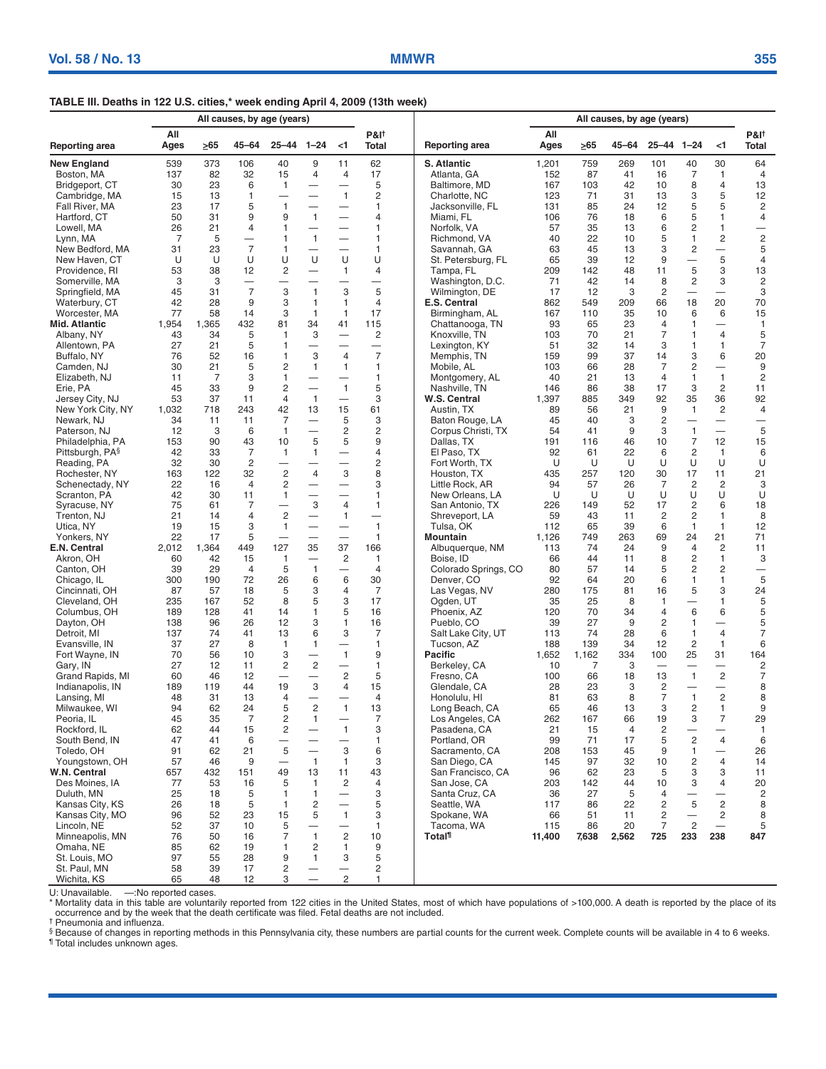**TABLE III. Deaths in 122 U.S. cities,* week ending April 4, 2009 (13th week)**

| Reporting area | All causes, by age (years) | | | | | | P&I† Total |
|---|---|---|---|---|---|---|---|
| | All Ages | ≥65 | 45–64 | 25–44 | 1–24 | <1 | |
| **New England** | 539 | 373 | 106 | 40 | 9 | 11 | 62 |
| Boston, MA | 137 | 82 | 32 | 15 | 4 | 4 | 17 |
| Bridgeport, CT | 30 | 23 | 6 | 1 | — | — | 5 |
| Cambridge, MA | 15 | 13 | 1 | — | — | 1 | 2 |
| Fall River, MA | 23 | 17 | 5 | 1 | — | — | 1 |
| Hartford, CT | 50 | 31 | 9 | 9 | 1 | — | 4 |
| Lowell, MA | 26 | 21 | 4 | 1 | — | — | 1 |
| Lynn, MA | 7 | 5 | — | 1 | 1 | — | 1 |
| New Bedford, MA | 31 | 23 | 7 | 1 | — | — | 1 |
| New Haven, CT | U | U | U | U | U | U | U |
| Providence, RI | 53 | 38 | 12 | 2 | — | 1 | 4 |
| Somerville, MA | 3 | 3 | — | — | — | — | — |
| Springfield, MA | 45 | 31 | 7 | 3 | 1 | 3 | 5 |
| Waterbury, CT | 42 | 28 | 9 | 3 | 1 | 1 | 4 |
| Worcester, MA | 77 | 58 | 14 | 3 | 1 | 1 | 17 |
| **Mid. Atlantic** | 1,954 | 1,365 | 432 | 81 | 34 | 41 | 115 |
| Albany, NY | 43 | 34 | 5 | 1 | 3 | — | 2 |
| Allentown, PA | 27 | 21 | 5 | 1 | — | — | — |
| Buffalo, NY | 76 | 52 | 16 | 1 | 3 | 4 | 7 |
| Camden, NJ | 30 | 21 | 5 | 2 | 1 | 1 | 1 |
| Elizabeth, NJ | 11 | 7 | 3 | 1 | — | — | 1 |
| Erie, PA | 45 | 33 | 9 | 2 | — | 1 | 5 |
| Jersey City, NJ | 53 | 37 | 11 | 4 | 1 | — | 3 |
| New York City, NY | 1,032 | 718 | 243 | 42 | 13 | 15 | 61 |
| Newark, NJ | 34 | 11 | 11 | 7 | — | 5 | 3 |
| Paterson, NJ | 12 | 3 | 6 | 1 | — | 2 | 2 |
| Philadelphia, PA | 153 | 90 | 43 | 10 | 5 | 5 | 9 |
| Pittsburgh, PA§ | 42 | 33 | 7 | 1 | 1 | — | 4 |
| Reading, PA | 32 | 30 | 2 | — | — | — | 2 |
| Rochester, NY | 163 | 122 | 32 | 2 | 4 | 3 | 8 |
| Schenectady, NY | 22 | 16 | 4 | 2 | — | — | 3 |
| Scranton, PA | 42 | 30 | 11 | 1 | — | — | 1 |
| Syracuse, NY | 75 | 61 | 7 | — | 3 | 4 | 1 |
| Trenton, NJ | 21 | 14 | 4 | 2 | — | 1 | — |
| Utica, NY | 19 | 15 | 3 | 1 | — | — | 1 |
| Yonkers, NY | 22 | 17 | 5 | — | — | — | 1 |
| **E.N. Central** | 2,012 | 1,364 | 449 | 127 | 35 | 37 | 166 |
| Akron, OH | 60 | 42 | 15 | 1 | — | 2 | 1 |
| Canton, OH | 39 | 29 | 4 | 5 | 1 | — | 4 |
| Chicago, IL | 300 | 190 | 72 | 26 | 6 | 6 | 30 |
| Cincinnati, OH | 87 | 57 | 18 | 5 | 3 | 4 | 7 |
| Cleveland, OH | 235 | 167 | 52 | 8 | 5 | 3 | 17 |
| Columbus, OH | 189 | 128 | 41 | 14 | 1 | 5 | 16 |
| Dayton, OH | 138 | 96 | 26 | 12 | 3 | 1 | 16 |
| Detroit, MI | 137 | 74 | 41 | 13 | 6 | 3 | 7 |
| Evansville, IN | 37 | 27 | 8 | 1 | 1 | — | 1 |
| Fort Wayne, IN | 70 | 56 | 10 | 3 | — | 1 | 9 |
| Gary, IN | 27 | 12 | 11 | 2 | 2 | — | 1 |
| Grand Rapids, MI | 60 | 46 | 12 | — | — | 2 | 5 |
| Indianapolis, IN | 189 | 119 | 44 | 19 | 3 | 4 | 15 |
| Lansing, MI | 48 | 31 | 13 | 4 | — | — | 4 |
| Milwaukee, WI | 94 | 62 | 24 | 5 | 2 | 1 | 13 |
| Peoria, IL | 45 | 35 | 7 | 2 | 1 | — | 7 |
| Rockford, IL | 62 | 44 | 15 | 2 | — | 1 | 3 |
| South Bend, IN | 47 | 41 | 6 | — | — | — | 1 |
| Toledo, OH | 91 | 62 | 21 | 5 | — | 3 | 6 |
| Youngstown, OH | 57 | 46 | 9 | — | 1 | 1 | 3 |
| **W.N. Central** | 657 | 432 | 151 | 49 | 13 | 11 | 43 |
| Des Moines, IA | 77 | 53 | 16 | 5 | 1 | 2 | 4 |
| Duluth, MN | 25 | 18 | 5 | 1 | 1 | — | 3 |
| Kansas City, KS | 26 | 18 | 5 | 1 | 2 | — | 5 |
| Kansas City, MO | 96 | 52 | 23 | 15 | 5 | 1 | 3 |
| Lincoln, NE | 52 | 37 | 10 | 5 | — | — | 1 |
| Minneapolis, MN | 76 | 50 | 16 | 7 | 1 | 2 | 10 |
| Omaha, NE | 85 | 62 | 19 | 1 | 2 | 1 | 9 |
| St. Louis, MO | 97 | 55 | 28 | 9 | 1 | 3 | 5 |
| St. Paul, MN | 58 | 39 | 17 | 2 | — | — | 2 |
| Wichita, KS | 65 | 48 | 12 | 3 | — | 2 | 1 |
| **S. Atlantic** | 1,201 | 759 | 269 | 101 | 40 | 30 | 64 |
| Atlanta, GA | 152 | 87 | 41 | 16 | 7 | 1 | 4 |
| Baltimore, MD | 167 | 103 | 42 | 10 | 8 | 4 | 13 |
| Charlotte, NC | 123 | 71 | 31 | 13 | 3 | 5 | 12 |
| Jacksonville, FL | 131 | 85 | 24 | 12 | 5 | 5 | 2 |
| Miami, FL | 106 | 76 | 18 | 6 | 5 | 1 | 4 |
| Norfolk, VA | 57 | 35 | 13 | 6 | 2 | 1 | — |
| Richmond, VA | 40 | 22 | 10 | 5 | 1 | 2 | 2 |
| Savannah, GA | 63 | 45 | 13 | 3 | 2 | — | 5 |
| St. Petersburg, FL | 65 | 39 | 12 | 9 | — | 5 | 4 |
| Tampa, FL | 209 | 142 | 48 | 11 | 5 | 3 | 13 |
| Washington, D.C. | 71 | 42 | 14 | 8 | 2 | 3 | 2 |
| Wilmington, DE | 17 | 12 | 3 | 2 | — | — | 3 |
| **E.S. Central** | 862 | 549 | 209 | 66 | 18 | 20 | 70 |
| Birmingham, AL | 167 | 110 | 35 | 10 | 6 | 6 | 15 |
| Chattanooga, TN | 93 | 65 | 23 | 4 | 1 | — | 1 |
| Knoxville, TN | 103 | 70 | 21 | 7 | 1 | 4 | 5 |
| Lexington, KY | 51 | 32 | 14 | 3 | 1 | 1 | 7 |
| Memphis, TN | 159 | 99 | 37 | 14 | 3 | 6 | 20 |
| Mobile, AL | 103 | 66 | 28 | 7 | 2 | — | 9 |
| Montgomery, AL | 40 | 21 | 13 | 4 | 1 | 1 | 2 |
| Nashville, TN | 146 | 86 | 38 | 17 | 3 | 2 | 11 |
| **W.S. Central** | 1,397 | 885 | 349 | 92 | 35 | 36 | 92 |
| Austin, TX | 89 | 56 | 21 | 9 | 1 | 2 | 4 |
| Baton Rouge, LA | 45 | 40 | 3 | 2 | — | — | — |
| Corpus Christi, TX | 54 | 41 | 9 | 3 | 1 | — | 5 |
| Dallas, TX | 191 | 116 | 46 | 10 | 7 | 12 | 15 |
| El Paso, TX | 92 | 61 | 22 | 6 | 2 | 1 | 6 |
| Fort Worth, TX | U | U | U | U | U | U | U |
| Houston, TX | 435 | 257 | 120 | 30 | 17 | 11 | 21 |
| Little Rock, AR | 94 | 57 | 26 | 7 | 2 | 2 | 3 |
| New Orleans, LA | U | U | U | U | U | U | U |
| San Antonio, TX | 226 | 149 | 52 | 17 | 2 | 6 | 18 |
| Shreveport, LA | 59 | 43 | 11 | 2 | 2 | 1 | 8 |
| Tulsa, OK | 112 | 65 | 39 | 6 | 1 | 1 | 12 |
| **Mountain** | 1,126 | 749 | 263 | 69 | 24 | 21 | 71 |
| Albuquerque, NM | 113 | 74 | 24 | 9 | 4 | 2 | 11 |
| Boise, ID | 66 | 44 | 11 | 8 | 2 | 1 | 3 |
| Colorado Springs, CO | 80 | 57 | 14 | 5 | 2 | 2 | — |
| Denver, CO | 92 | 64 | 20 | 6 | 1 | 1 | 5 |
| Las Vegas, NV | 280 | 175 | 81 | 16 | 5 | 3 | 24 |
| Ogden, UT | 35 | 25 | 8 | 1 | — | 1 | 5 |
| Phoenix, AZ | 120 | 70 | 34 | 4 | 6 | 6 | 5 |
| Pueblo, CO | 39 | 27 | 9 | 2 | 1 | — | 5 |
| Salt Lake City, UT | 113 | 74 | 28 | 6 | 1 | 4 | 7 |
| Tucson, AZ | 188 | 139 | 34 | 12 | 2 | 1 | 6 |
| **Pacific** | 1,652 | 1,162 | 334 | 100 | 25 | 31 | 164 |
| Berkeley, CA | 10 | 7 | 3 | — | — | — | 2 |
| Fresno, CA | 100 | 66 | 18 | 13 | 1 | 2 | 7 |
| Glendale, CA | 28 | 23 | 3 | 2 | — | — | 8 |
| Honolulu, HI | 81 | 63 | 8 | 7 | 1 | 2 | 8 |
| Long Beach, CA | 65 | 46 | 13 | 3 | 2 | 1 | 9 |
| Los Angeles, CA | 262 | 167 | 66 | 19 | 3 | 7 | 29 |
| Pasadena, CA | 21 | 15 | 4 | 2 | — | — | 1 |
| Portland, OR | 99 | 71 | 17 | 5 | 2 | 4 | 6 |
| Sacramento, CA | 208 | 153 | 45 | 9 | 1 | — | 26 |
| San Diego, CA | 145 | 97 | 32 | 10 | 2 | 4 | 14 |
| San Francisco, CA | 96 | 62 | 23 | 5 | 3 | 3 | 11 |
| San Jose, CA | 203 | 142 | 44 | 10 | 3 | 4 | 20 |
| Santa Cruz, CA | 36 | 27 | 5 | 4 | — | — | 2 |
| Seattle, WA | 117 | 86 | 22 | 2 | 5 | 2 | 8 |
| Spokane, WA | 66 | 51 | 11 | 2 | — | 2 | 8 |
| Tacoma, WA | 115 | 86 | 20 | 7 | 2 | — | 5 |
| **Total¶** | **11,400** | **7,638** | **2,562** | **725** | **233** | **238** | **847** |

U: Unavailable. —:No reported cases.

\* Mortality data in this table are voluntarily reported from 122 cities in the United States, most of which have populations of >100,000. A death is reported by the place of its occurrence and by the week that the death certificate was filed. Fetal deaths are not included.

† Pneumonia and influenza.

§ Because of changes in reporting methods in this Pennsylvania city, these numbers are partial counts for the current week. Complete counts will be available in 4 to 6 weeks.

¶ Total includes unknown ages.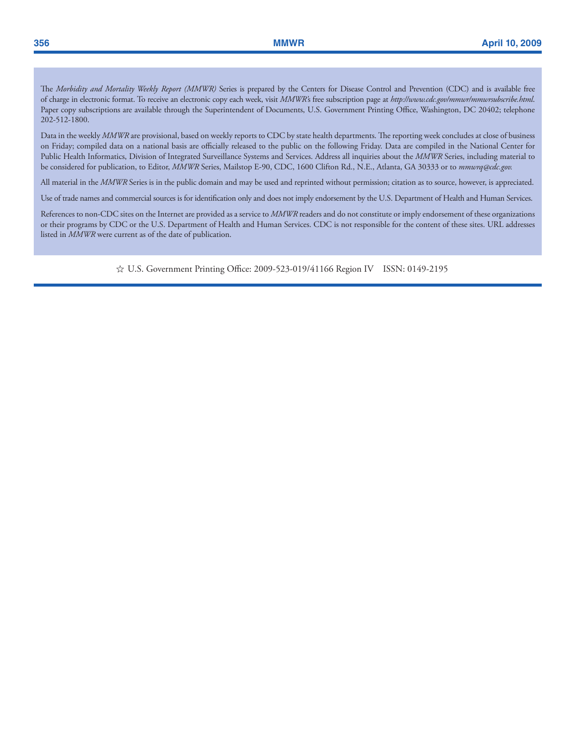The *Morbidity and Mortality Weekly Report (MMWR)* Series is prepared by the Centers for Disease Control and Prevention (CDC) and is available free of charge in electronic format. To receive an electronic copy each week, visit *MMWR*'s free subscription page at *http://www.cdc.gov/mmwr/mmwrsubscribe.html*. Paper copy subscriptions are available through the Superintendent of Documents, U.S. Government Printing Office, Washington, DC 20402; telephone 202-512-1800.

Data in the weekly *MMWR* are provisional, based on weekly reports to CDC by state health departments. The reporting week concludes at close of business on Friday; compiled data on a national basis are officially released to the public on the following Friday. Data are compiled in the National Center for Public Health Informatics, Division of Integrated Surveillance Systems and Services. Address all inquiries about the *MMWR* Series, including material to be considered for publication, to Editor, *MMWR* Series, Mailstop E-90, CDC, 1600 Clifton Rd., N.E., Atlanta, GA 30333 or to *mmwrq@cdc.gov.*

All material in the *MMWR* Series is in the public domain and may be used and reprinted without permission; citation as to source, however, is appreciated.

Use of trade names and commercial sources is for identification only and does not imply endorsement by the U.S. Department of Health and Human Services.

References to non-CDC sites on the Internet are provided as a service to *MMWR* readers and do not constitute or imply endorsement of these organizations or their programs by CDC or the U.S. Department of Health and Human Services. CDC is not responsible for the content of these sites. URL addresses listed in *MMWR* were current as of the date of publication.

☆ U.S. Government Printing Office: 2009-523-019/41166 Region IV ISSN: 0149-2195